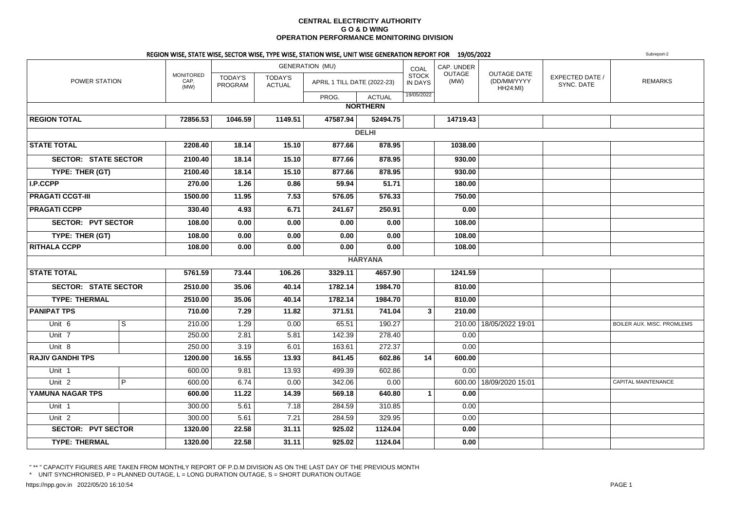**CENTRAL ELECTRICITY AUTHORITY**
**G O & D WING**
**OPERATION PERFORMANCE MONITORING DIVISION**

## REGION WISE, STATE WISE, SECTOR WISE, TYPE WISE, STATION WISE, UNIT WISE GENERATION REPORT FOR 19/05/2022

Subreport-2

| POWER STATION | | MONITORED CAP. (MW) | GENERATION (MU) | | | | COAL STOCK IN DAYS | CAP. UNDER OUTAGE (MW) | OUTAGE DATE (DD/MM/YYYY HH24:MI) | EXPECTED DATE / SYNC. DATE | REMARKS |
|---|---|---|---|---|---|---|---|---|---|---|---|
| | | | TODAY'S PROGRAM | TODAY'S ACTUAL | APRIL 1 TILL DATE (2022-23) | | | | | | |
| | | | | | PROG. | ACTUAL | 19/05/2022 | | | | |
| **NORTHERN** | | | | | | | | | | | |
| **REGION TOTAL** | | **72856.53** | **1046.59** | **1149.51** | **47587.94** | **52494.75** | | **14719.43** | | | |
| **DELHI** | | | | | | | | | | | |
| **STATE TOTAL** | | **2208.40** | **18.14** | **15.10** | **877.66** | **878.95** | | **1038.00** | | | |
| **SECTOR: STATE SECTOR** | | **2100.40** | **18.14** | **15.10** | **877.66** | **878.95** | | **930.00** | | | |
| **TYPE: THER (GT)** | | **2100.40** | **18.14** | **15.10** | **877.66** | **878.95** | | **930.00** | | | |
| **I.P.CCPP** | | **270.00** | **1.26** | **0.86** | **59.94** | **51.71** | | **180.00** | | | |
| **PRAGATI CCGT-III** | | **1500.00** | **11.95** | **7.53** | **576.05** | **576.33** | | **750.00** | | | |
| **PRAGATI CCPP** | | **330.40** | **4.93** | **6.71** | **241.67** | **250.91** | | **0.00** | | | |
| **SECTOR: PVT SECTOR** | | **108.00** | **0.00** | **0.00** | **0.00** | **0.00** | | **108.00** | | | |
| **TYPE: THER (GT)** | | **108.00** | **0.00** | **0.00** | **0.00** | **0.00** | | **108.00** | | | |
| **RITHALA CCPP** | | **108.00** | **0.00** | **0.00** | **0.00** | **0.00** | | **108.00** | | | |
| **HARYANA** | | | | | | | | | | | |
| **STATE TOTAL** | | **5761.59** | **73.44** | **106.26** | **3329.11** | **4657.90** | | **1241.59** | | | |
| **SECTOR: STATE SECTOR** | | **2510.00** | **35.06** | **40.14** | **1782.14** | **1984.70** | | **810.00** | | | |
| **TYPE: THERMAL** | | **2510.00** | **35.06** | **40.14** | **1782.14** | **1984.70** | | **810.00** | | | |
| **PANIPAT TPS** | | **710.00** | **7.29** | **11.82** | **371.51** | **741.04** | **3** | **210.00** | | | |
| Unit 6 | S | 210.00 | 1.29 | 0.00 | 65.51 | 190.27 | | 210.00 | 18/05/2022 19:01 | | BOILER AUX. MISC. PROMLEMS |
| Unit 7 | | 250.00 | 2.81 | 5.81 | 142.39 | 278.40 | | 0.00 | | | |
| Unit 8 | | 250.00 | 3.19 | 6.01 | 163.61 | 272.37 | | 0.00 | | | |
| **RAJIV GANDHI TPS** | | **1200.00** | **16.55** | **13.93** | **841.45** | **602.86** | **14** | **600.00** | | | |
| Unit 1 | | 600.00 | 9.81 | 13.93 | 499.39 | 602.86 | | 0.00 | | | |
| Unit 2 | P | 600.00 | 6.74 | 0.00 | 342.06 | 0.00 | | 600.00 | 18/09/2020 15:01 | | CAPITAL MAINTENANCE |
| **YAMUNA NAGAR TPS** | | **600.00** | **11.22** | **14.39** | **569.18** | **640.80** | **1** | **0.00** | | | |
| Unit 1 | | 300.00 | 5.61 | 7.18 | 284.59 | 310.85 | | 0.00 | | | |
| Unit 2 | | 300.00 | 5.61 | 7.21 | 284.59 | 329.95 | | 0.00 | | | |
| **SECTOR: PVT SECTOR** | | **1320.00** | **22.58** | **31.11** | **925.02** | **1124.04** | | **0.00** | | | |
| **TYPE: THERMAL** | | **1320.00** | **22.58** | **31.11** | **925.02** | **1124.04** | | **0.00** | | | |

" ** " CAPACITY FIGURES ARE TAKEN FROM MONTHLY REPORT OF P.D.M DIVISION AS ON THE LAST DAY OF THE PREVIOUS MONTH

\* UNIT SYNCHRONISED, P = PLANNED OUTAGE, L = LONG DURATION OUTAGE, S = SHORT DURATION OUTAGE

https://npp.gov.in 2022/05/20 16:10:54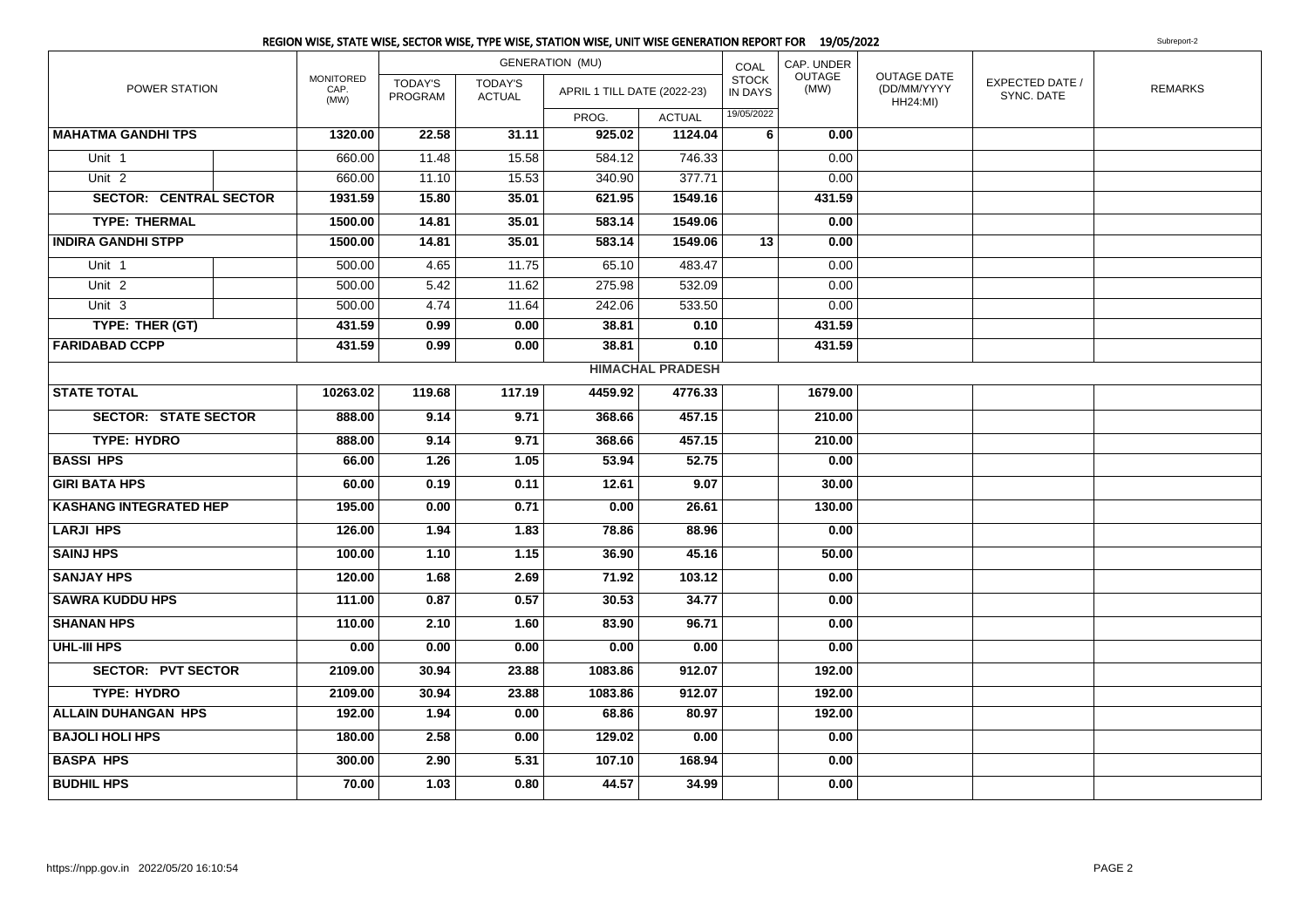## REGION WISE, STATE WISE, SECTOR WISE, TYPE WISE, STATION WISE, UNIT WISE GENERATION REPORT FOR 19/05/2022

Subreport-2

| POWER STATION | | MONITORED CAP. (MW) | GENERATION (MU) | | | | COAL STOCK IN DAYS | CAP. UNDER OUTAGE (MW) | OUTAGE DATE (DD/MM/YYYY HH24:MI) | EXPECTED DATE / SYNC. DATE | REMARKS |
|---|---|---|---|---|---|---|---|---|---|---|---|
| | | | TODAY'S PROGRAM | TODAY'S ACTUAL | APRIL 1 TILL DATE (2022-23) | | | | | | |
| | | | | | PROG. | ACTUAL | 19/05/2022 | | | | |
| **MAHATMA GANDHI TPS** | | **1320.00** | **22.58** | **31.11** | **925.02** | **1124.04** | **6** | **0.00** | | | |
| Unit 1 | | 660.00 | 11.48 | 15.58 | 584.12 | 746.33 | | 0.00 | | | |
| Unit 2 | | 660.00 | 11.10 | 15.53 | 340.90 | 377.71 | | 0.00 | | | |
| **SECTOR: CENTRAL SECTOR** | | **1931.59** | **15.80** | **35.01** | **621.95** | **1549.16** | | **431.59** | | | |
| **TYPE: THERMAL** | | **1500.00** | **14.81** | **35.01** | **583.14** | **1549.06** | | **0.00** | | | |
| **INDIRA GANDHI STPP** | | **1500.00** | **14.81** | **35.01** | **583.14** | **1549.06** | **13** | **0.00** | | | |
| Unit 1 | | 500.00 | 4.65 | 11.75 | 65.10 | 483.47 | | 0.00 | | | |
| Unit 2 | | 500.00 | 5.42 | 11.62 | 275.98 | 532.09 | | 0.00 | | | |
| Unit 3 | | 500.00 | 4.74 | 11.64 | 242.06 | 533.50 | | 0.00 | | | |
| **TYPE: THER (GT)** | | **431.59** | **0.99** | **0.00** | **38.81** | **0.10** | | **431.59** | | | |
| **FARIDABAD CCPP** | | **431.59** | **0.99** | **0.00** | **38.81** | **0.10** | | **431.59** | | | |
| **HIMACHAL PRADESH** | | | | | | | | | | | |
| **STATE TOTAL** | | **10263.02** | **119.68** | **117.19** | **4459.92** | **4776.33** | | **1679.00** | | | |
| **SECTOR: STATE SECTOR** | | **888.00** | **9.14** | **9.71** | **368.66** | **457.15** | | **210.00** | | | |
| **TYPE: HYDRO** | | **888.00** | **9.14** | **9.71** | **368.66** | **457.15** | | **210.00** | | | |
| **BASSI HPS** | | **66.00** | **1.26** | **1.05** | **53.94** | **52.75** | | **0.00** | | | |
| **GIRI BATA HPS** | | **60.00** | **0.19** | **0.11** | **12.61** | **9.07** | | **30.00** | | | |
| **KASHANG INTEGRATED HEP** | | **195.00** | **0.00** | **0.71** | **0.00** | **26.61** | | **130.00** | | | |
| **LARJI HPS** | | **126.00** | **1.94** | **1.83** | **78.86** | **88.96** | | **0.00** | | | |
| **SAINJ HPS** | | **100.00** | **1.10** | **1.15** | **36.90** | **45.16** | | **50.00** | | | |
| **SANJAY HPS** | | **120.00** | **1.68** | **2.69** | **71.92** | **103.12** | | **0.00** | | | |
| **SAWRA KUDDU HPS** | | **111.00** | **0.87** | **0.57** | **30.53** | **34.77** | | **0.00** | | | |
| **SHANAN HPS** | | **110.00** | **2.10** | **1.60** | **83.90** | **96.71** | | **0.00** | | | |
| **UHL-III HPS** | | **0.00** | **0.00** | **0.00** | **0.00** | **0.00** | | **0.00** | | | |
| **SECTOR: PVT SECTOR** | | **2109.00** | **30.94** | **23.88** | **1083.86** | **912.07** | | **192.00** | | | |
| **TYPE: HYDRO** | | **2109.00** | **30.94** | **23.88** | **1083.86** | **912.07** | | **192.00** | | | |
| **ALLAIN DUHANGAN HPS** | | **192.00** | **1.94** | **0.00** | **68.86** | **80.97** | | **192.00** | | | |
| **BAJOLI HOLI HPS** | | **180.00** | **2.58** | **0.00** | **129.02** | **0.00** | | **0.00** | | | |
| **BASPA HPS** | | **300.00** | **2.90** | **5.31** | **107.10** | **168.94** | | **0.00** | | | |
| **BUDHIL HPS** | | **70.00** | **1.03** | **0.80** | **44.57** | **34.99** | | **0.00** | | | |

https://npp.gov.in 2022/05/20 16:10:54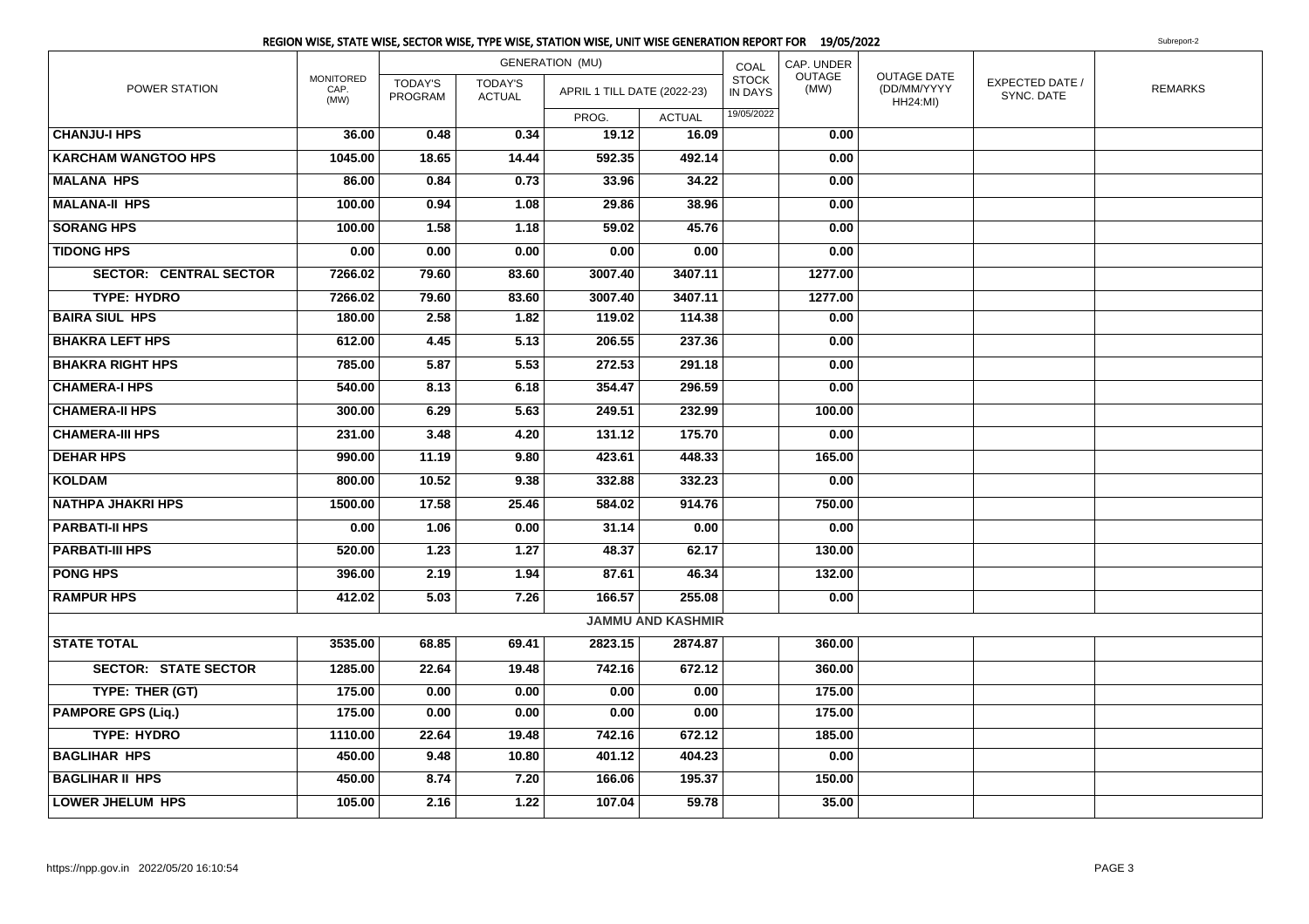## REGION WISE, STATE WISE, SECTOR WISE, TYPE WISE, STATION WISE, UNIT WISE GENERATION REPORT FOR 19/05/2022

Subreport-2

| POWER STATION | MONITORED CAP. (MW) | GENERATION (MU) | | | | COAL STOCK IN DAYS | CAP. UNDER OUTAGE (MW) | OUTAGE DATE (DD/MM/YYYY HH24:MI) | EXPECTED DATE / SYNC. DATE | REMARKS |
|---|---|---|---|---|---|---|---|---|---|---|
| | | TODAY'S PROGRAM | TODAY'S ACTUAL | APRIL 1 TILL DATE (2022-23) | | | | | | |
| | | | | PROG. | ACTUAL | 19/05/2022 | | | | |
| **CHANJU-I HPS** | 36.00 | 0.48 | 0.34 | 19.12 | 16.09 | | 0.00 | | | |
| **KARCHAM WANGTOO HPS** | 1045.00 | 18.65 | 14.44 | 592.35 | 492.14 | | 0.00 | | | |
| **MALANA HPS** | 86.00 | 0.84 | 0.73 | 33.96 | 34.22 | | 0.00 | | | |
| **MALANA-II HPS** | 100.00 | 0.94 | 1.08 | 29.86 | 38.96 | | 0.00 | | | |
| **SORANG HPS** | 100.00 | 1.58 | 1.18 | 59.02 | 45.76 | | 0.00 | | | |
| **TIDONG HPS** | 0.00 | 0.00 | 0.00 | 0.00 | 0.00 | | 0.00 | | | |
| **SECTOR: CENTRAL SECTOR** | 7266.02 | 79.60 | 83.60 | 3007.40 | 3407.11 | | 1277.00 | | | |
| **TYPE: HYDRO** | 7266.02 | 79.60 | 83.60 | 3007.40 | 3407.11 | | 1277.00 | | | |
| **BAIRA SIUL HPS** | 180.00 | 2.58 | 1.82 | 119.02 | 114.38 | | 0.00 | | | |
| **BHAKRA LEFT HPS** | 612.00 | 4.45 | 5.13 | 206.55 | 237.36 | | 0.00 | | | |
| **BHAKRA RIGHT HPS** | 785.00 | 5.87 | 5.53 | 272.53 | 291.18 | | 0.00 | | | |
| **CHAMERA-I HPS** | 540.00 | 8.13 | 6.18 | 354.47 | 296.59 | | 0.00 | | | |
| **CHAMERA-II HPS** | 300.00 | 6.29 | 5.63 | 249.51 | 232.99 | | 100.00 | | | |
| **CHAMERA-III HPS** | 231.00 | 3.48 | 4.20 | 131.12 | 175.70 | | 0.00 | | | |
| **DEHAR HPS** | 990.00 | 11.19 | 9.80 | 423.61 | 448.33 | | 165.00 | | | |
| **KOLDAM** | 800.00 | 10.52 | 9.38 | 332.88 | 332.23 | | 0.00 | | | |
| **NATHPA JHAKRI HPS** | 1500.00 | 17.58 | 25.46 | 584.02 | 914.76 | | 750.00 | | | |
| **PARBATI-II HPS** | 0.00 | 1.06 | 0.00 | 31.14 | 0.00 | | 0.00 | | | |
| **PARBATI-III HPS** | 520.00 | 1.23 | 1.27 | 48.37 | 62.17 | | 130.00 | | | |
| **PONG HPS** | 396.00 | 2.19 | 1.94 | 87.61 | 46.34 | | 132.00 | | | |
| **RAMPUR HPS** | 412.02 | 5.03 | 7.26 | 166.57 | 255.08 | | 0.00 | | | |
| **JAMMU AND KASHMIR** | | | | | | | | | | |
| **STATE TOTAL** | 3535.00 | 68.85 | 69.41 | 2823.15 | 2874.87 | | 360.00 | | | |
| **SECTOR: STATE SECTOR** | 1285.00 | 22.64 | 19.48 | 742.16 | 672.12 | | 360.00 | | | |
| **TYPE: THER (GT)** | 175.00 | 0.00 | 0.00 | 0.00 | 0.00 | | 175.00 | | | |
| **PAMPORE GPS (Liq.)** | 175.00 | 0.00 | 0.00 | 0.00 | 0.00 | | 175.00 | | | |
| **TYPE: HYDRO** | 1110.00 | 22.64 | 19.48 | 742.16 | 672.12 | | 185.00 | | | |
| **BAGLIHAR HPS** | 450.00 | 9.48 | 10.80 | 401.12 | 404.23 | | 0.00 | | | |
| **BAGLIHAR II HPS** | 450.00 | 8.74 | 7.20 | 166.06 | 195.37 | | 150.00 | | | |
| **LOWER JHELUM HPS** | 105.00 | 2.16 | 1.22 | 107.04 | 59.78 | | 35.00 | | | |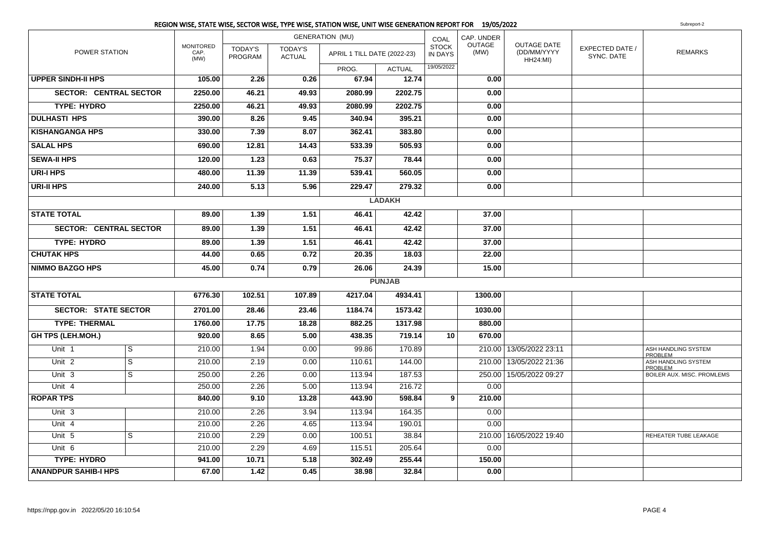## REGION WISE, STATE WISE, SECTOR WISE, TYPE WISE, STATION WISE, UNIT WISE GENERATION REPORT FOR 19/05/2022

Subreport-2

| POWER STATION | | MONITORED CAP. (MW) | GENERATION (MU) TODAY'S PROGRAM | TODAY'S ACTUAL | APRIL 1 TILL DATE (2022-23) PROG. | ACTUAL | COAL STOCK IN DAYS 19/05/2022 | CAP. UNDER OUTAGE (MW) | OUTAGE DATE (DD/MM/YYYY HH24:MI) | EXPECTED DATE / SYNC. DATE | REMARKS |
|---|---|---|---|---|---|---|---|---|---|---|---|
| **UPPER SINDH-II HPS** | | **105.00** | **2.26** | **0.26** | **67.94** | **12.74** | | **0.00** | | | |
| **SECTOR: CENTRAL SECTOR** | | **2250.00** | **46.21** | **49.93** | **2080.99** | **2202.75** | | **0.00** | | | |
| **TYPE: HYDRO** | | **2250.00** | **46.21** | **49.93** | **2080.99** | **2202.75** | | **0.00** | | | |
| **DULHASTI HPS** | | **390.00** | **8.26** | **9.45** | **340.94** | **395.21** | | **0.00** | | | |
| **KISHANGANGA HPS** | | **330.00** | **7.39** | **8.07** | **362.41** | **383.80** | | **0.00** | | | |
| **SALAL HPS** | | **690.00** | **12.81** | **14.43** | **533.39** | **505.93** | | **0.00** | | | |
| **SEWA-II HPS** | | **120.00** | **1.23** | **0.63** | **75.37** | **78.44** | | **0.00** | | | |
| **URI-I HPS** | | **480.00** | **11.39** | **11.39** | **539.41** | **560.05** | | **0.00** | | | |
| **URI-II HPS** | | **240.00** | **5.13** | **5.96** | **229.47** | **279.32** | | **0.00** | | | |
| | | | | | | **LADAKH** | | | | | |
| **STATE TOTAL** | | **89.00** | **1.39** | **1.51** | **46.41** | **42.42** | | **37.00** | | | |
| **SECTOR: CENTRAL SECTOR** | | **89.00** | **1.39** | **1.51** | **46.41** | **42.42** | | **37.00** | | | |
| **TYPE: HYDRO** | | **89.00** | **1.39** | **1.51** | **46.41** | **42.42** | | **37.00** | | | |
| **CHUTAK HPS** | | **44.00** | **0.65** | **0.72** | **20.35** | **18.03** | | **22.00** | | | |
| **NIMMO BAZGO HPS** | | **45.00** | **0.74** | **0.79** | **26.06** | **24.39** | | **15.00** | | | |
| | | | | | | **PUNJAB** | | | | | |
| **STATE TOTAL** | | **6776.30** | **102.51** | **107.89** | **4217.04** | **4934.41** | | **1300.00** | | | |
| **SECTOR: STATE SECTOR** | | **2701.00** | **28.46** | **23.46** | **1184.74** | **1573.42** | | **1030.00** | | | |
| **TYPE: THERMAL** | | **1760.00** | **17.75** | **18.28** | **882.25** | **1317.98** | | **880.00** | | | |
| **GH TPS (LEH.MOH.)** | | **920.00** | **8.65** | **5.00** | **438.35** | **719.14** | **10** | **670.00** | | | |
| Unit 1 | S | 210.00 | 1.94 | 0.00 | 99.86 | 170.89 | | 210.00 | 13/05/2022 23:11 | | ASH HANDLING SYSTEM PROBLEM |
| Unit 2 | S | 210.00 | 2.19 | 0.00 | 110.61 | 144.00 | | 210.00 | 13/05/2022 21:36 | | ASH HANDLING SYSTEM PROBLEM |
| Unit 3 | S | 250.00 | 2.26 | 0.00 | 113.94 | 187.53 | | 250.00 | 15/05/2022 09:27 | | BOILER AUX. MISC. PROMLEMS |
| Unit 4 | | 250.00 | 2.26 | 5.00 | 113.94 | 216.72 | | 0.00 | | | |
| **ROPAR TPS** | | **840.00** | **9.10** | **13.28** | **443.90** | **598.84** | **9** | **210.00** | | | |
| Unit 3 | | 210.00 | 2.26 | 3.94 | 113.94 | 164.35 | | 0.00 | | | |
| Unit 4 | | 210.00 | 2.26 | 4.65 | 113.94 | 190.01 | | 0.00 | | | |
| Unit 5 | S | 210.00 | 2.29 | 0.00 | 100.51 | 38.84 | | 210.00 | 16/05/2022 19:40 | | REHEATER TUBE LEAKAGE |
| Unit 6 | | 210.00 | 2.29 | 4.69 | 115.51 | 205.64 | | 0.00 | | | |
| **TYPE: HYDRO** | | **941.00** | **10.71** | **5.18** | **302.49** | **255.44** | | **150.00** | | | |
| **ANANDPUR SAHIB-I HPS** | | **67.00** | **1.42** | **0.45** | **38.98** | **32.84** | | **0.00** | | | |

https://npp.gov.in 2022/05/20 16:10:54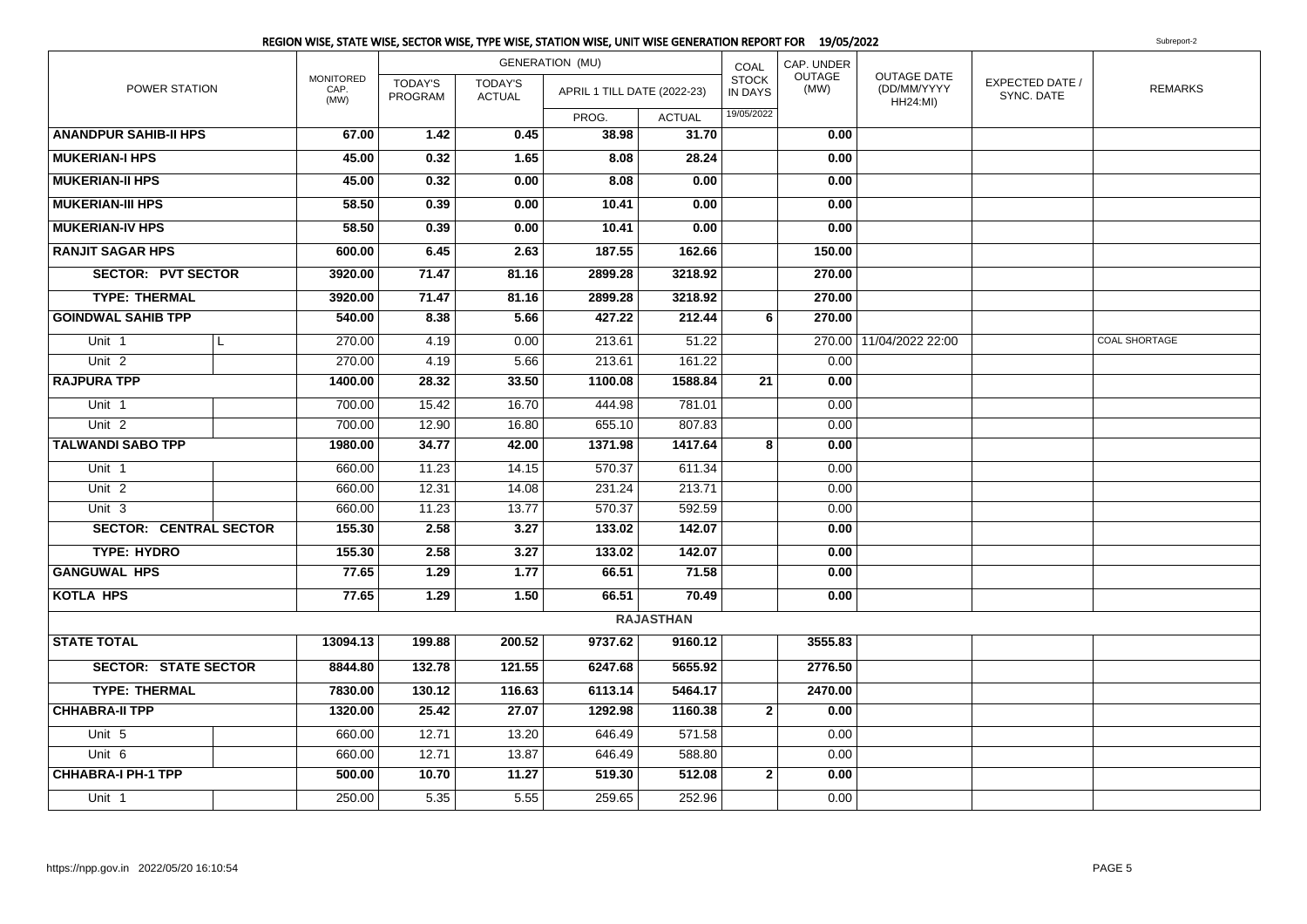## REGION WISE, STATE WISE, SECTOR WISE, TYPE WISE, STATION WISE, UNIT WISE GENERATION REPORT FOR 19/05/2022

Subreport-2

| POWER STATION | | MONITORED CAP. (MW) | GENERATION (MU) | | | | COAL STOCK IN DAYS | CAP. UNDER OUTAGE (MW) | OUTAGE DATE (DD/MM/YYYY HH24:MI) | EXPECTED DATE / SYNC. DATE | REMARKS |
|---|---|---|---|---|---|---|---|---|---|---|---|
| | | | TODAY'S PROGRAM | TODAY'S ACTUAL | APRIL 1 TILL DATE (2022-23) | | | | | | |
| | | | | | PROG. | ACTUAL | 19/05/2022 | | | | |
| **ANANDPUR SAHIB-II HPS** | | **67.00** | **1.42** | **0.45** | **38.98** | **31.70** | | **0.00** | | | |
| **MUKERIAN-I HPS** | | **45.00** | **0.32** | **1.65** | **8.08** | **28.24** | | **0.00** | | | |
| **MUKERIAN-II HPS** | | **45.00** | **0.32** | **0.00** | **8.08** | **0.00** | | **0.00** | | | |
| **MUKERIAN-III HPS** | | **58.50** | **0.39** | **0.00** | **10.41** | **0.00** | | **0.00** | | | |
| **MUKERIAN-IV HPS** | | **58.50** | **0.39** | **0.00** | **10.41** | **0.00** | | **0.00** | | | |
| **RANJIT SAGAR HPS** | | **600.00** | **6.45** | **2.63** | **187.55** | **162.66** | | **150.00** | | | |
| **SECTOR: PVT SECTOR** | | **3920.00** | **71.47** | **81.16** | **2899.28** | **3218.92** | | **270.00** | | | |
| **TYPE: THERMAL** | | **3920.00** | **71.47** | **81.16** | **2899.28** | **3218.92** | | **270.00** | | | |
| **GOINDWAL SAHIB TPP** | | **540.00** | **8.38** | **5.66** | **427.22** | **212.44** | **6** | **270.00** | | | |
| Unit 1 | L | 270.00 | 4.19 | 0.00 | 213.61 | 51.22 | | 270.00 | 11/04/2022 22:00 | | COAL SHORTAGE |
| Unit 2 | | 270.00 | 4.19 | 5.66 | 213.61 | 161.22 | | 0.00 | | | |
| **RAJPURA TPP** | | **1400.00** | **28.32** | **33.50** | **1100.08** | **1588.84** | **21** | **0.00** | | | |
| Unit 1 | | 700.00 | 15.42 | 16.70 | 444.98 | 781.01 | | 0.00 | | | |
| Unit 2 | | 700.00 | 12.90 | 16.80 | 655.10 | 807.83 | | 0.00 | | | |
| **TALWANDI SABO TPP** | | **1980.00** | **34.77** | **42.00** | **1371.98** | **1417.64** | **8** | **0.00** | | | |
| Unit 1 | | 660.00 | 11.23 | 14.15 | 570.37 | 611.34 | | 0.00 | | | |
| Unit 2 | | 660.00 | 12.31 | 14.08 | 231.24 | 213.71 | | 0.00 | | | |
| Unit 3 | | 660.00 | 11.23 | 13.77 | 570.37 | 592.59 | | 0.00 | | | |
| **SECTOR: CENTRAL SECTOR** | | **155.30** | **2.58** | **3.27** | **133.02** | **142.07** | | **0.00** | | | |
| **TYPE: HYDRO** | | **155.30** | **2.58** | **3.27** | **133.02** | **142.07** | | **0.00** | | | |
| **GANGUWAL HPS** | | **77.65** | **1.29** | **1.77** | **66.51** | **71.58** | | **0.00** | | | |
| **KOTLA HPS** | | **77.65** | **1.29** | **1.50** | **66.51** | **70.49** | | **0.00** | | | |
| **RAJASTHAN** | | | | | | | | | | | |
| **STATE TOTAL** | | **13094.13** | **199.88** | **200.52** | **9737.62** | **9160.12** | | **3555.83** | | | |
| **SECTOR: STATE SECTOR** | | **8844.80** | **132.78** | **121.55** | **6247.68** | **5655.92** | | **2776.50** | | | |
| **TYPE: THERMAL** | | **7830.00** | **130.12** | **116.63** | **6113.14** | **5464.17** | | **2470.00** | | | |
| **CHHABRA-II TPP** | | **1320.00** | **25.42** | **27.07** | **1292.98** | **1160.38** | **2** | **0.00** | | | |
| Unit 5 | | 660.00 | 12.71 | 13.20 | 646.49 | 571.58 | | 0.00 | | | |
| Unit 6 | | 660.00 | 12.71 | 13.87 | 646.49 | 588.80 | | 0.00 | | | |
| **CHHABRA-I PH-1 TPP** | | **500.00** | **10.70** | **11.27** | **519.30** | **512.08** | **2** | **0.00** | | | |
| Unit 1 | | 250.00 | 5.35 | 5.55 | 259.65 | 252.96 | | 0.00 | | | |

https://npp.gov.in 2022/05/20 16:10:54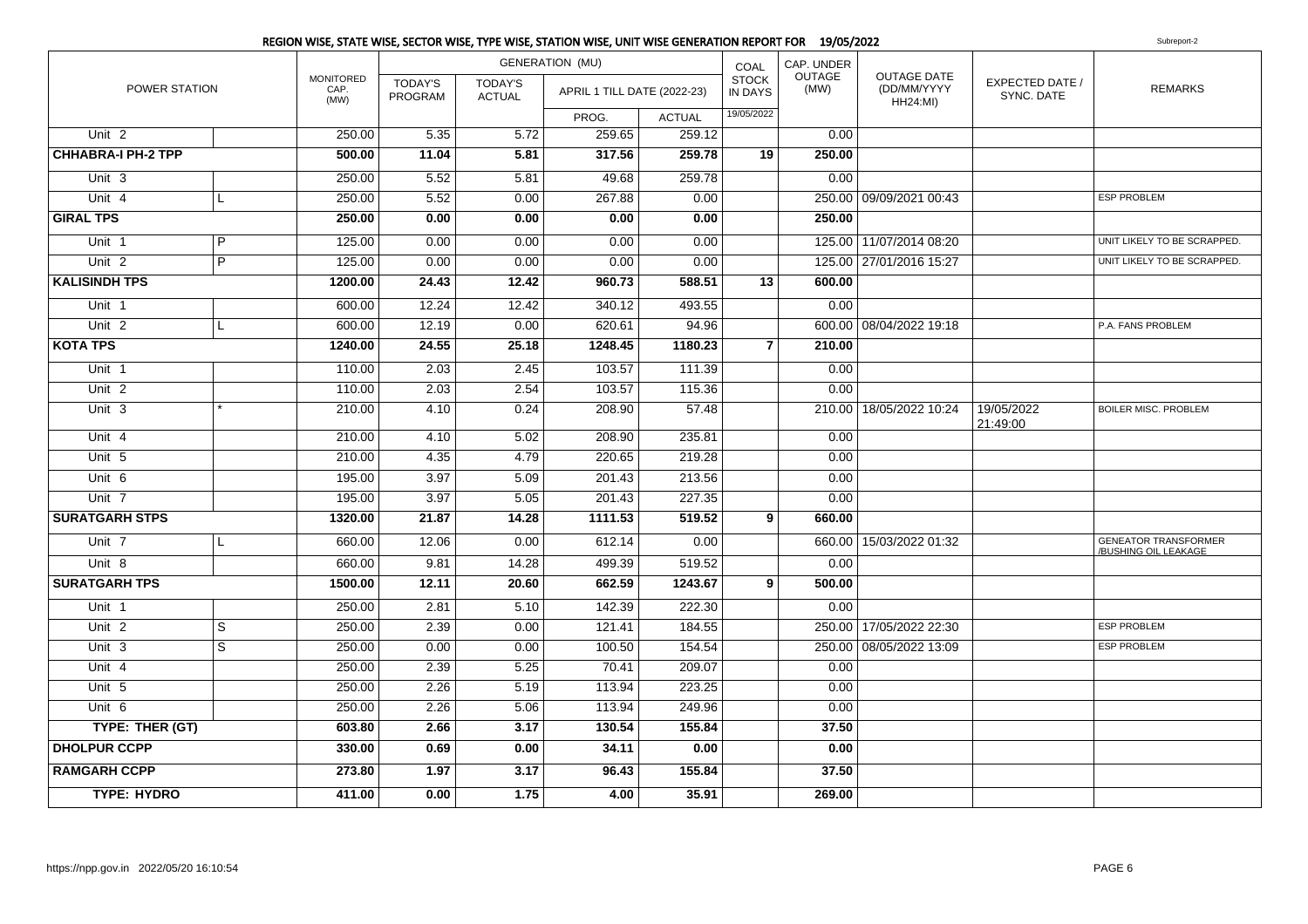## REGION WISE, STATE WISE, SECTOR WISE, TYPE WISE, STATION WISE, UNIT WISE GENERATION REPORT FOR 19/05/2022

Subreport-2

| POWER STATION | | MONITORED CAP. (MW) | GENERATION (MU) | | | | COAL STOCK IN DAYS | CAP. UNDER OUTAGE (MW) | OUTAGE DATE (DD/MM/YYYY HH24:MI) | EXPECTED DATE / SYNC. DATE | REMARKS |
|---|---|---|---|---|---|---|---|---|---|---|---|
| | | | TODAY'S PROGRAM | TODAY'S ACTUAL | APRIL 1 TILL DATE (2022-23) | | | | | | |
| | | | | | PROG. | ACTUAL | 19/05/2022 | | | | |
| Unit 2 | | 250.00 | 5.35 | 5.72 | 259.65 | 259.12 | | 0.00 | | | |
| **CHHABRA-I PH-2 TPP** | | **500.00** | **11.04** | **5.81** | **317.56** | **259.78** | **19** | **250.00** | | | |
| Unit 3 | | 250.00 | 5.52 | 5.81 | 49.68 | 259.78 | | 0.00 | | | |
| Unit 4 | L | 250.00 | 5.52 | 0.00 | 267.88 | 0.00 | | 250.00 | 09/09/2021 00:43 | | ESP PROBLEM |
| **GIRAL TPS** | | **250.00** | **0.00** | **0.00** | **0.00** | **0.00** | | **250.00** | | | |
| Unit 1 | P | 125.00 | 0.00 | 0.00 | 0.00 | 0.00 | | 125.00 | 11/07/2014 08:20 | | UNIT LIKELY TO BE SCRAPPED. |
| Unit 2 | P | 125.00 | 0.00 | 0.00 | 0.00 | 0.00 | | 125.00 | 27/01/2016 15:27 | | UNIT LIKELY TO BE SCRAPPED. |
| **KALISINDH TPS** | | **1200.00** | **24.43** | **12.42** | **960.73** | **588.51** | **13** | **600.00** | | | |
| Unit 1 | | 600.00 | 12.24 | 12.42 | 340.12 | 493.55 | | 0.00 | | | |
| Unit 2 | L | 600.00 | 12.19 | 0.00 | 620.61 | 94.96 | | 600.00 | 08/04/2022 19:18 | | P.A. FANS PROBLEM |
| **KOTA TPS** | | **1240.00** | **24.55** | **25.18** | **1248.45** | **1180.23** | **7** | **210.00** | | | |
| Unit 1 | | 110.00 | 2.03 | 2.45 | 103.57 | 111.39 | | 0.00 | | | |
| Unit 2 | | 110.00 | 2.03 | 2.54 | 103.57 | 115.36 | | 0.00 | | | |
| Unit 3 | * | 210.00 | 4.10 | 0.24 | 208.90 | 57.48 | | 210.00 | 18/05/2022 10:24 | 19/05/2022 21:49:00 | BOILER MISC. PROBLEM |
| Unit 4 | | 210.00 | 4.10 | 5.02 | 208.90 | 235.81 | | 0.00 | | | |
| Unit 5 | | 210.00 | 4.35 | 4.79 | 220.65 | 219.28 | | 0.00 | | | |
| Unit 6 | | 195.00 | 3.97 | 5.09 | 201.43 | 213.56 | | 0.00 | | | |
| Unit 7 | | 195.00 | 3.97 | 5.05 | 201.43 | 227.35 | | 0.00 | | | |
| **SURATGARH STPS** | | **1320.00** | **21.87** | **14.28** | **1111.53** | **519.52** | **9** | **660.00** | | | |
| Unit 7 | L | 660.00 | 12.06 | 0.00 | 612.14 | 0.00 | | 660.00 | 15/03/2022 01:32 | | GENEATOR TRANSFORMER /BUSHING OIL LEAKAGE |
| Unit 8 | | 660.00 | 9.81 | 14.28 | 499.39 | 519.52 | | 0.00 | | | |
| **SURATGARH TPS** | | **1500.00** | **12.11** | **20.60** | **662.59** | **1243.67** | **9** | **500.00** | | | |
| Unit 1 | | 250.00 | 2.81 | 5.10 | 142.39 | 222.30 | | 0.00 | | | |
| Unit 2 | S | 250.00 | 2.39 | 0.00 | 121.41 | 184.55 | | 250.00 | 17/05/2022 22:30 | | ESP PROBLEM |
| Unit 3 | S | 250.00 | 0.00 | 0.00 | 100.50 | 154.54 | | 250.00 | 08/05/2022 13:09 | | ESP PROBLEM |
| Unit 4 | | 250.00 | 2.39 | 5.25 | 70.41 | 209.07 | | 0.00 | | | |
| Unit 5 | | 250.00 | 2.26 | 5.19 | 113.94 | 223.25 | | 0.00 | | | |
| Unit 6 | | 250.00 | 2.26 | 5.06 | 113.94 | 249.96 | | 0.00 | | | |
| **TYPE: THER (GT)** | | **603.80** | **2.66** | **3.17** | **130.54** | **155.84** | | **37.50** | | | |
| **DHOLPUR CCPP** | | **330.00** | **0.69** | **0.00** | **34.11** | **0.00** | | **0.00** | | | |
| **RAMGARH CCPP** | | **273.80** | **1.97** | **3.17** | **96.43** | **155.84** | | **37.50** | | | |
| **TYPE: HYDRO** | | **411.00** | **0.00** | **1.75** | **4.00** | **35.91** | | **269.00** | | | |

https://npp.gov.in 2022/05/20 16:10:54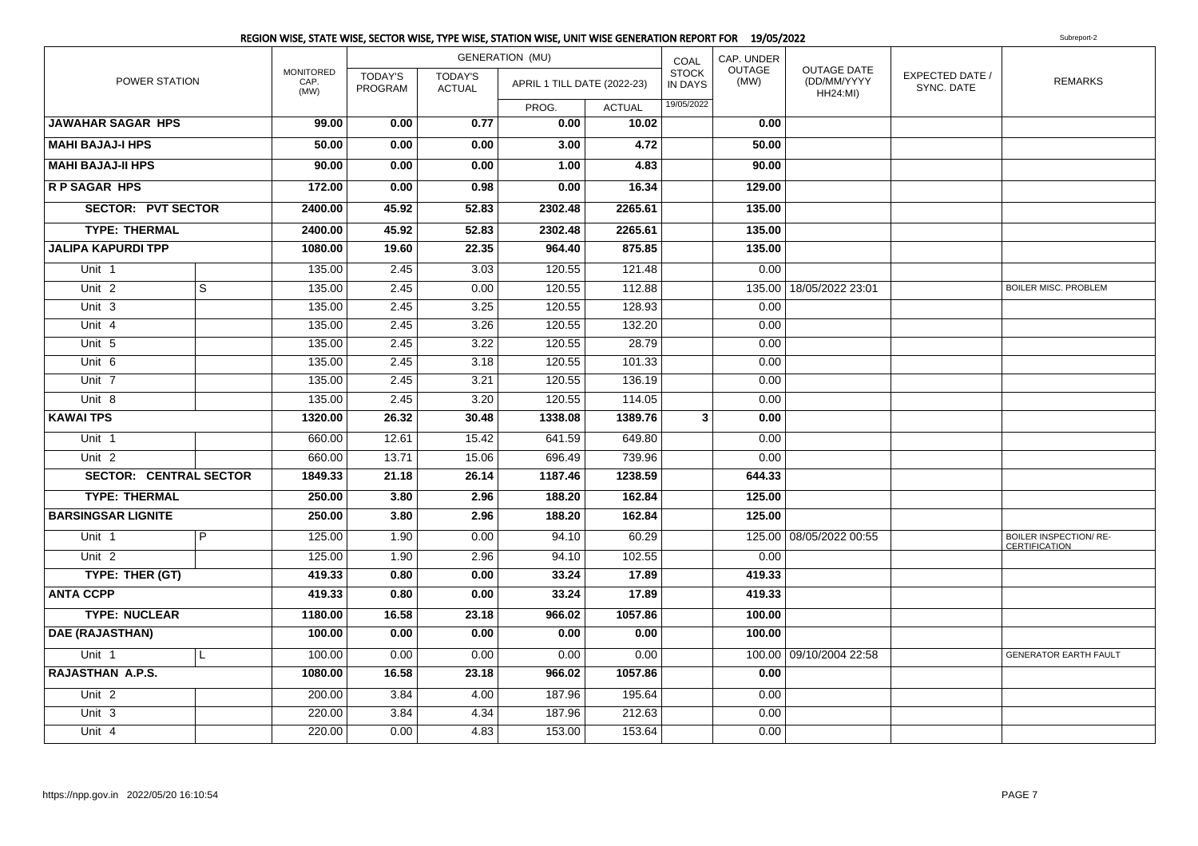## REGION WISE, STATE WISE, SECTOR WISE, TYPE WISE, STATION WISE, UNIT WISE GENERATION REPORT FOR 19/05/2022

Subreport-2

| POWER STATION | | MONITORED CAP. (MW) | GENERATION (MU) | | | | COAL STOCK IN DAYS | CAP. UNDER OUTAGE (MW) | OUTAGE DATE (DD/MM/YYYY HH24:MI) | EXPECTED DATE / SYNC. DATE | REMARKS |
|---|---|---|---|---|---|---|---|---|---|---|---|
| | | | TODAY'S PROGRAM | TODAY'S ACTUAL | APRIL 1 TILL DATE (2022-23) | | | | | | |
| | | | | | PROG. | ACTUAL | 19/05/2022 | | | | |
| **JAWAHAR SAGAR HPS** | | **99.00** | **0.00** | **0.77** | **0.00** | **10.02** | | **0.00** | | | |
| **MAHI BAJAJ-I HPS** | | **50.00** | **0.00** | **0.00** | **3.00** | **4.72** | | **50.00** | | | |
| **MAHI BAJAJ-II HPS** | | **90.00** | **0.00** | **0.00** | **1.00** | **4.83** | | **90.00** | | | |
| **R P SAGAR HPS** | | **172.00** | **0.00** | **0.98** | **0.00** | **16.34** | | **129.00** | | | |
| **SECTOR: PVT SECTOR** | | **2400.00** | **45.92** | **52.83** | **2302.48** | **2265.61** | | **135.00** | | | |
| **TYPE: THERMAL** | | **2400.00** | **45.92** | **52.83** | **2302.48** | **2265.61** | | **135.00** | | | |
| **JALIPA KAPURDI TPP** | | **1080.00** | **19.60** | **22.35** | **964.40** | **875.85** | | **135.00** | | | |
| Unit 1 | | 135.00 | 2.45 | 3.03 | 120.55 | 121.48 | | 0.00 | | | |
| Unit 2 | S | 135.00 | 2.45 | 0.00 | 120.55 | 112.88 | | 135.00 | 18/05/2022 23:01 | | BOILER MISC. PROBLEM |
| Unit 3 | | 135.00 | 2.45 | 3.25 | 120.55 | 128.93 | | 0.00 | | | |
| Unit 4 | | 135.00 | 2.45 | 3.26 | 120.55 | 132.20 | | 0.00 | | | |
| Unit 5 | | 135.00 | 2.45 | 3.22 | 120.55 | 28.79 | | 0.00 | | | |
| Unit 6 | | 135.00 | 2.45 | 3.18 | 120.55 | 101.33 | | 0.00 | | | |
| Unit 7 | | 135.00 | 2.45 | 3.21 | 120.55 | 136.19 | | 0.00 | | | |
| Unit 8 | | 135.00 | 2.45 | 3.20 | 120.55 | 114.05 | | 0.00 | | | |
| **KAWAI TPS** | | **1320.00** | **26.32** | **30.48** | **1338.08** | **1389.76** | **3** | **0.00** | | | |
| Unit 1 | | 660.00 | 12.61 | 15.42 | 641.59 | 649.80 | | 0.00 | | | |
| Unit 2 | | 660.00 | 13.71 | 15.06 | 696.49 | 739.96 | | 0.00 | | | |
| **SECTOR: CENTRAL SECTOR** | | **1849.33** | **21.18** | **26.14** | **1187.46** | **1238.59** | | **644.33** | | | |
| **TYPE: THERMAL** | | **250.00** | **3.80** | **2.96** | **188.20** | **162.84** | | **125.00** | | | |
| **BARSINGSAR LIGNITE** | | **250.00** | **3.80** | **2.96** | **188.20** | **162.84** | | **125.00** | | | |
| Unit 1 | P | 125.00 | 1.90 | 0.00 | 94.10 | 60.29 | | 125.00 | 08/05/2022 00:55 | | BOILER INSPECTION/ RE-CERTIFICATION |
| Unit 2 | | 125.00 | 1.90 | 2.96 | 94.10 | 102.55 | | 0.00 | | | |
| **TYPE: THER (GT)** | | **419.33** | **0.80** | **0.00** | **33.24** | **17.89** | | **419.33** | | | |
| **ANTA CCPP** | | **419.33** | **0.80** | **0.00** | **33.24** | **17.89** | | **419.33** | | | |
| **TYPE: NUCLEAR** | | **1180.00** | **16.58** | **23.18** | **966.02** | **1057.86** | | **100.00** | | | |
| **DAE (RAJASTHAN)** | | **100.00** | **0.00** | **0.00** | **0.00** | **0.00** | | **100.00** | | | |
| Unit 1 | L | 100.00 | 0.00 | 0.00 | 0.00 | 0.00 | | 100.00 | 09/10/2004 22:58 | | GENERATOR EARTH FAULT |
| **RAJASTHAN A.P.S.** | | **1080.00** | **16.58** | **23.18** | **966.02** | **1057.86** | | **0.00** | | | |
| Unit 2 | | 200.00 | 3.84 | 4.00 | 187.96 | 195.64 | | 0.00 | | | |
| Unit 3 | | 220.00 | 3.84 | 4.34 | 187.96 | 212.63 | | 0.00 | | | |
| Unit 4 | | 220.00 | 0.00 | 4.83 | 153.00 | 153.64 | | 0.00 | | | |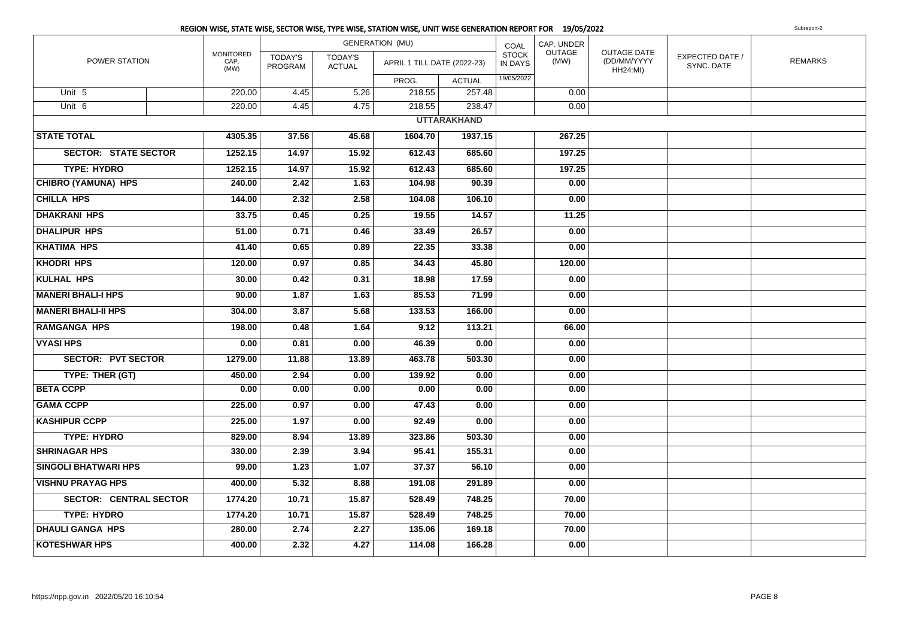## REGION WISE, STATE WISE, SECTOR WISE, TYPE WISE, STATION WISE, UNIT WISE GENERATION REPORT FOR 19/05/2022

Subreport-2

| POWER STATION | | MONITORED CAP. (MW) | GENERATION (MU) | | | | COAL STOCK IN DAYS | CAP. UNDER OUTAGE (MW) | OUTAGE DATE (DD/MM/YYYY HH24:MI) | EXPECTED DATE / SYNC. DATE | REMARKS |
|---|---|---|---|---|---|---|---|---|---|---|---|
| | | | TODAY'S PROGRAM | TODAY'S ACTUAL | APRIL 1 TILL DATE (2022-23) | | | | | | |
| | | | | | PROG. | ACTUAL | 19/05/2022 | | | | |
| Unit 5 | | 220.00 | 4.45 | 5.26 | 218.55 | 257.48 | | 0.00 | | | |
| Unit 6 | | 220.00 | 4.45 | 4.75 | 218.55 | 238.47 | | 0.00 | | | |
| **UTTARAKHAND** | | | | | | | | | | | |
| **STATE TOTAL** | | **4305.35** | **37.56** | **45.68** | **1604.70** | **1937.15** | | **267.25** | | | |
| **SECTOR: STATE SECTOR** | | **1252.15** | **14.97** | **15.92** | **612.43** | **685.60** | | **197.25** | | | |
| **TYPE: HYDRO** | | **1252.15** | **14.97** | **15.92** | **612.43** | **685.60** | | **197.25** | | | |
| **CHIBRO (YAMUNA) HPS** | | **240.00** | **2.42** | **1.63** | **104.98** | **90.39** | | **0.00** | | | |
| **CHILLA HPS** | | **144.00** | **2.32** | **2.58** | **104.08** | **106.10** | | **0.00** | | | |
| **DHAKRANI HPS** | | **33.75** | **0.45** | **0.25** | **19.55** | **14.57** | | **11.25** | | | |
| **DHALIPUR HPS** | | **51.00** | **0.71** | **0.46** | **33.49** | **26.57** | | **0.00** | | | |
| **KHATIMA HPS** | | **41.40** | **0.65** | **0.89** | **22.35** | **33.38** | | **0.00** | | | |
| **KHODRI HPS** | | **120.00** | **0.97** | **0.85** | **34.43** | **45.80** | | **120.00** | | | |
| **KULHAL HPS** | | **30.00** | **0.42** | **0.31** | **18.98** | **17.59** | | **0.00** | | | |
| **MANERI BHALI-I HPS** | | **90.00** | **1.87** | **1.63** | **85.53** | **71.99** | | **0.00** | | | |
| **MANERI BHALI-II HPS** | | **304.00** | **3.87** | **5.68** | **133.53** | **166.00** | | **0.00** | | | |
| **RAMGANGA HPS** | | **198.00** | **0.48** | **1.64** | **9.12** | **113.21** | | **66.00** | | | |
| **VYASI HPS** | | **0.00** | **0.81** | **0.00** | **46.39** | **0.00** | | **0.00** | | | |
| **SECTOR: PVT SECTOR** | | **1279.00** | **11.88** | **13.89** | **463.78** | **503.30** | | **0.00** | | | |
| **TYPE: THER (GT)** | | **450.00** | **2.94** | **0.00** | **139.92** | **0.00** | | **0.00** | | | |
| **BETA CCPP** | | **0.00** | **0.00** | **0.00** | **0.00** | **0.00** | | **0.00** | | | |
| **GAMA CCPP** | | **225.00** | **0.97** | **0.00** | **47.43** | **0.00** | | **0.00** | | | |
| **KASHIPUR CCPP** | | **225.00** | **1.97** | **0.00** | **92.49** | **0.00** | | **0.00** | | | |
| **TYPE: HYDRO** | | **829.00** | **8.94** | **13.89** | **323.86** | **503.30** | | **0.00** | | | |
| **SHRINAGAR HPS** | | **330.00** | **2.39** | **3.94** | **95.41** | **155.31** | | **0.00** | | | |
| **SINGOLI BHATWARI HPS** | | **99.00** | **1.23** | **1.07** | **37.37** | **56.10** | | **0.00** | | | |
| **VISHNU PRAYAG HPS** | | **400.00** | **5.32** | **8.88** | **191.08** | **291.89** | | **0.00** | | | |
| **SECTOR: CENTRAL SECTOR** | | **1774.20** | **10.71** | **15.87** | **528.49** | **748.25** | | **70.00** | | | |
| **TYPE: HYDRO** | | **1774.20** | **10.71** | **15.87** | **528.49** | **748.25** | | **70.00** | | | |
| **DHAULI GANGA HPS** | | **280.00** | **2.74** | **2.27** | **135.06** | **169.18** | | **70.00** | | | |
| **KOTESHWAR HPS** | | **400.00** | **2.32** | **4.27** | **114.08** | **166.28** | | **0.00** | | | |

https://npp.gov.in 2022/05/20 16:10:54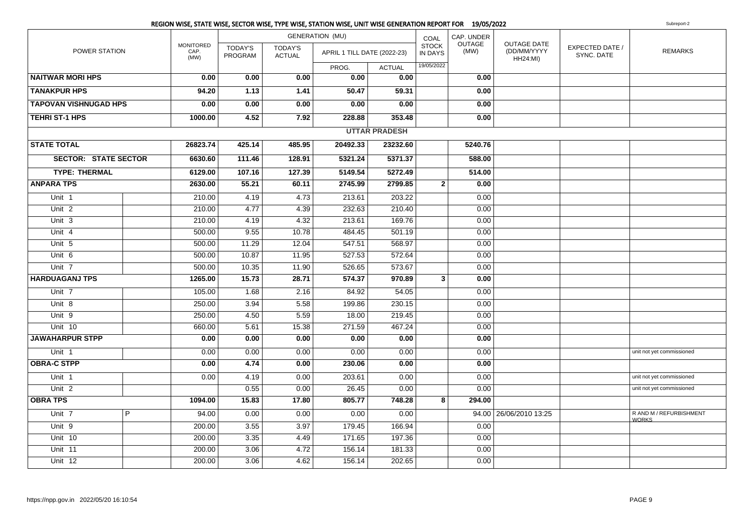## REGION WISE, STATE WISE, SECTOR WISE, TYPE WISE, STATION WISE, UNIT WISE GENERATION REPORT FOR 19/05/2022

Subreport-2

| POWER STATION | | MONITORED CAP. (MW) | GENERATION (MU) TODAY'S PROGRAM | TODAY'S ACTUAL | APRIL 1 TILL DATE (2022-23) PROG. | APRIL 1 TILL DATE (2022-23) ACTUAL | COAL STOCK IN DAYS 19/05/2022 | CAP. UNDER OUTAGE (MW) | OUTAGE DATE (DD/MM/YYYY HH24:MI) | EXPECTED DATE / SYNC. DATE | REMARKS |
|---|---|---|---|---|---|---|---|---|---|---|---|
| **NAITWAR MORI HPS** | | **0.00** | **0.00** | **0.00** | **0.00** | **0.00** | | **0.00** | | | |
| **TANAKPUR HPS** | | **94.20** | **1.13** | **1.41** | **50.47** | **59.31** | | **0.00** | | | |
| **TAPOVAN VISHNUGAD HPS** | | **0.00** | **0.00** | **0.00** | **0.00** | **0.00** | | **0.00** | | | |
| **TEHRI ST-1 HPS** | | **1000.00** | **4.52** | **7.92** | **228.88** | **353.48** | | **0.00** | | | |
| **UTTAR PRADESH** | | | | | | | | | | | |
| **STATE TOTAL** | | **26823.74** | **425.14** | **485.95** | **20492.33** | **23232.60** | | **5240.76** | | | |
| **SECTOR: STATE SECTOR** | | **6630.60** | **111.46** | **128.91** | **5321.24** | **5371.37** | | **588.00** | | | |
| **TYPE: THERMAL** | | **6129.00** | **107.16** | **127.39** | **5149.54** | **5272.49** | | **514.00** | | | |
| **ANPARA TPS** | | **2630.00** | **55.21** | **60.11** | **2745.99** | **2799.85** | **2** | **0.00** | | | |
| Unit 1 | | 210.00 | 4.19 | 4.73 | 213.61 | 203.22 | | 0.00 | | | |
| Unit 2 | | 210.00 | 4.77 | 4.39 | 232.63 | 210.40 | | 0.00 | | | |
| Unit 3 | | 210.00 | 4.19 | 4.32 | 213.61 | 169.76 | | 0.00 | | | |
| Unit 4 | | 500.00 | 9.55 | 10.78 | 484.45 | 501.19 | | 0.00 | | | |
| Unit 5 | | 500.00 | 11.29 | 12.04 | 547.51 | 568.97 | | 0.00 | | | |
| Unit 6 | | 500.00 | 10.87 | 11.95 | 527.53 | 572.64 | | 0.00 | | | |
| Unit 7 | | 500.00 | 10.35 | 11.90 | 526.65 | 573.67 | | 0.00 | | | |
| **HARDUAGANJ TPS** | | **1265.00** | **15.73** | **28.71** | **574.37** | **970.89** | **3** | **0.00** | | | |
| Unit 7 | | 105.00 | 1.68 | 2.16 | 84.92 | 54.05 | | 0.00 | | | |
| Unit 8 | | 250.00 | 3.94 | 5.58 | 199.86 | 230.15 | | 0.00 | | | |
| Unit 9 | | 250.00 | 4.50 | 5.59 | 18.00 | 219.45 | | 0.00 | | | |
| Unit 10 | | 660.00 | 5.61 | 15.38 | 271.59 | 467.24 | | 0.00 | | | |
| **JAWAHARPUR STPP** | | **0.00** | **0.00** | **0.00** | **0.00** | **0.00** | | **0.00** | | | |
| Unit 1 | | 0.00 | 0.00 | 0.00 | 0.00 | 0.00 | | 0.00 | | | unit not yet commissioned |
| **OBRA-C STPP** | | **0.00** | **4.74** | **0.00** | **230.06** | **0.00** | | **0.00** | | | |
| Unit 1 | | 0.00 | 4.19 | 0.00 | 203.61 | 0.00 | | 0.00 | | | unit not yet commissioned |
| Unit 2 | | | 0.55 | 0.00 | 26.45 | 0.00 | | 0.00 | | | unit not yet commissioned |
| **OBRA TPS** | | **1094.00** | **15.83** | **17.80** | **805.77** | **748.28** | **8** | **294.00** | | | |
| Unit 7 | P | 94.00 | 0.00 | 0.00 | 0.00 | 0.00 | | 94.00 | 26/06/2010 13:25 | | R AND M / REFURBISHMENT WORKS |
| Unit 9 | | 200.00 | 3.55 | 3.97 | 179.45 | 166.94 | | 0.00 | | | |
| Unit 10 | | 200.00 | 3.35 | 4.49 | 171.65 | 197.36 | | 0.00 | | | |
| Unit 11 | | 200.00 | 3.06 | 4.72 | 156.14 | 181.33 | | 0.00 | | | |
| Unit 12 | | 200.00 | 3.06 | 4.62 | 156.14 | 202.65 | | 0.00 | | | |

https://npp.gov.in 2022/05/20 16:10:54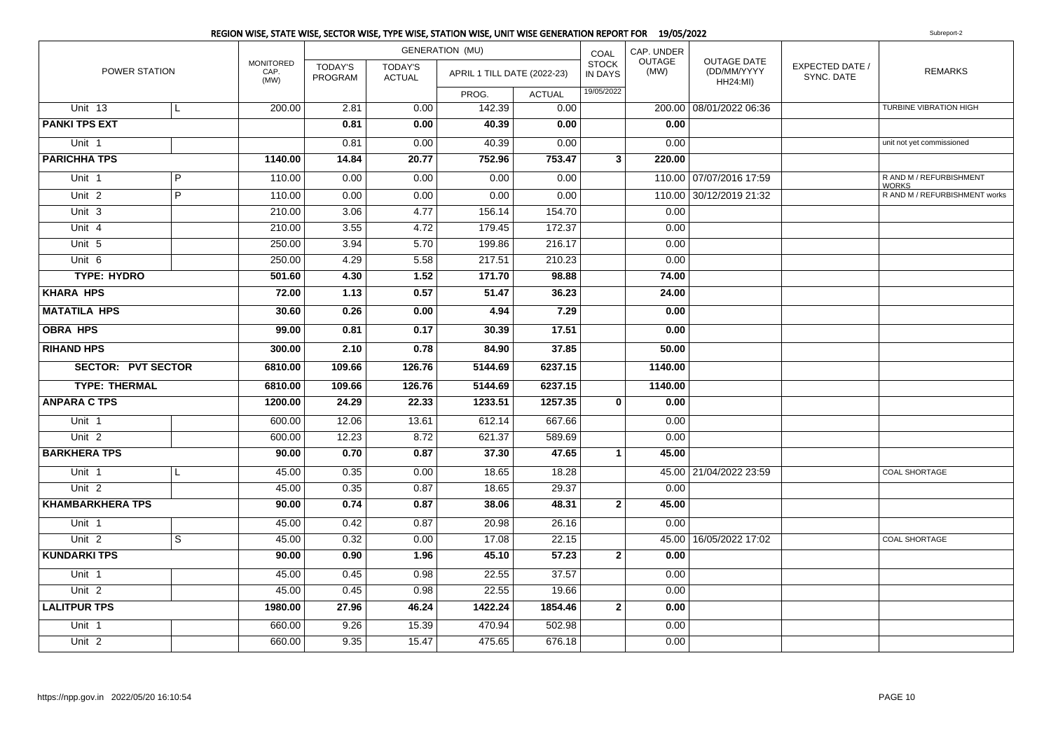## REGION WISE, STATE WISE, SECTOR WISE, TYPE WISE, STATION WISE, UNIT WISE GENERATION REPORT FOR 19/05/2022

Subreport-2

| POWER STATION | | MONITORED CAP. (MW) | GENERATION (MU) | | | | COAL STOCK IN DAYS | CAP. UNDER OUTAGE (MW) | OUTAGE DATE (DD/MM/YYYY HH24:MI) | EXPECTED DATE / SYNC. DATE | REMARKS |
|---|---|---|---|---|---|---|---|---|---|---|---|
| | | | TODAY'S PROGRAM | TODAY'S ACTUAL | APRIL 1 TILL DATE (2022-23) | | | | | | |
| | | | | | PROG. | ACTUAL | 19/05/2022 | | | | |
| Unit 13 | L | 200.00 | 2.81 | 0.00 | 142.39 | 0.00 | | 200.00 | 08/01/2022 06:36 | | TURBINE VIBRATION HIGH |
| **PANKI TPS EXT** | | | **0.81** | **0.00** | **40.39** | **0.00** | | **0.00** | | | |
| Unit 1 | | | 0.81 | 0.00 | 40.39 | 0.00 | | 0.00 | | | unit not yet commissioned |
| **PARICHHA TPS** | | **1140.00** | **14.84** | **20.77** | **752.96** | **753.47** | **3** | **220.00** | | | |
| Unit 1 | P | 110.00 | 0.00 | 0.00 | 0.00 | 0.00 | | 110.00 | 07/07/2016 17:59 | | R AND M / REFURBISHMENT WORKS |
| Unit 2 | P | 110.00 | 0.00 | 0.00 | 0.00 | 0.00 | | 110.00 | 30/12/2019 21:32 | | R AND M / REFURBISHMENT works |
| Unit 3 | | 210.00 | 3.06 | 4.77 | 156.14 | 154.70 | | 0.00 | | | |
| Unit 4 | | 210.00 | 3.55 | 4.72 | 179.45 | 172.37 | | 0.00 | | | |
| Unit 5 | | 250.00 | 3.94 | 5.70 | 199.86 | 216.17 | | 0.00 | | | |
| Unit 6 | | 250.00 | 4.29 | 5.58 | 217.51 | 210.23 | | 0.00 | | | |
| **TYPE: HYDRO** | | **501.60** | **4.30** | **1.52** | **171.70** | **98.88** | | **74.00** | | | |
| **KHARA HPS** | | **72.00** | **1.13** | **0.57** | **51.47** | **36.23** | | **24.00** | | | |
| **MATATILA HPS** | | **30.60** | **0.26** | **0.00** | **4.94** | **7.29** | | **0.00** | | | |
| **OBRA HPS** | | **99.00** | **0.81** | **0.17** | **30.39** | **17.51** | | **0.00** | | | |
| **RIHAND HPS** | | **300.00** | **2.10** | **0.78** | **84.90** | **37.85** | | **50.00** | | | |
| **SECTOR: PVT SECTOR** | | **6810.00** | **109.66** | **126.76** | **5144.69** | **6237.15** | | **1140.00** | | | |
| **TYPE: THERMAL** | | **6810.00** | **109.66** | **126.76** | **5144.69** | **6237.15** | | **1140.00** | | | |
| **ANPARA C TPS** | | **1200.00** | **24.29** | **22.33** | **1233.51** | **1257.35** | **0** | **0.00** | | | |
| Unit 1 | | 600.00 | 12.06 | 13.61 | 612.14 | 667.66 | | 0.00 | | | |
| Unit 2 | | 600.00 | 12.23 | 8.72 | 621.37 | 589.69 | | 0.00 | | | |
| **BARKHERA TPS** | | **90.00** | **0.70** | **0.87** | **37.30** | **47.65** | **1** | **45.00** | | | |
| Unit 1 | L | 45.00 | 0.35 | 0.00 | 18.65 | 18.28 | | 45.00 | 21/04/2022 23:59 | | COAL SHORTAGE |
| Unit 2 | | 45.00 | 0.35 | 0.87 | 18.65 | 29.37 | | 0.00 | | | |
| **KHAMBARKHERA TPS** | | **90.00** | **0.74** | **0.87** | **38.06** | **48.31** | **2** | **45.00** | | | |
| Unit 1 | | 45.00 | 0.42 | 0.87 | 20.98 | 26.16 | | 0.00 | | | |
| Unit 2 | S | 45.00 | 0.32 | 0.00 | 17.08 | 22.15 | | 45.00 | 16/05/2022 17:02 | | COAL SHORTAGE |
| **KUNDARKI TPS** | | **90.00** | **0.90** | **1.96** | **45.10** | **57.23** | **2** | **0.00** | | | |
| Unit 1 | | 45.00 | 0.45 | 0.98 | 22.55 | 37.57 | | 0.00 | | | |
| Unit 2 | | 45.00 | 0.45 | 0.98 | 22.55 | 19.66 | | 0.00 | | | |
| **LALITPUR TPS** | | **1980.00** | **27.96** | **46.24** | **1422.24** | **1854.46** | **2** | **0.00** | | | |
| Unit 1 | | 660.00 | 9.26 | 15.39 | 470.94 | 502.98 | | 0.00 | | | |
| Unit 2 | | 660.00 | 9.35 | 15.47 | 475.65 | 676.18 | | 0.00 | | | |

https://npp.gov.in 2022/05/20 16:10:54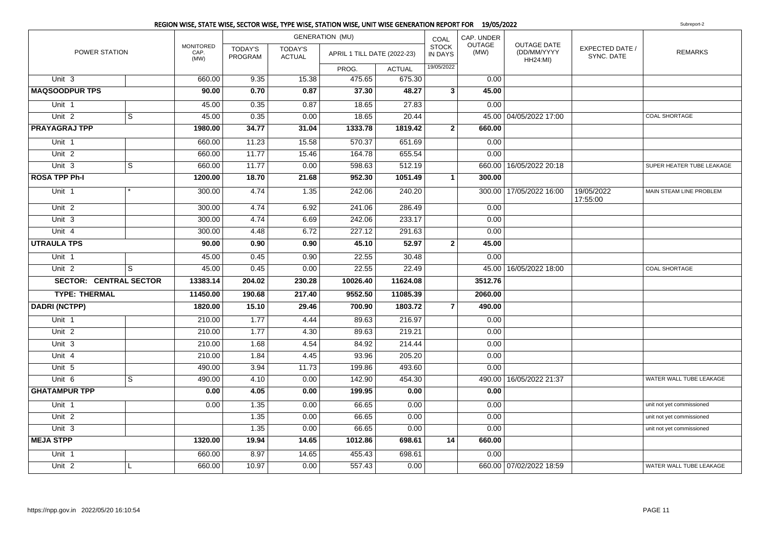## REGION WISE, STATE WISE, SECTOR WISE, TYPE WISE, STATION WISE, UNIT WISE GENERATION REPORT FOR 19/05/2022

Subreport-2

| POWER STATION | | MONITORED CAP. (MW) | GENERATION (MU) | | | | COAL STOCK IN DAYS | CAP. UNDER OUTAGE (MW) | OUTAGE DATE (DD/MM/YYYY HH24:MI) | EXPECTED DATE / SYNC. DATE | REMARKS |
|---|---|---|---|---|---|---|---|---|---|---|---|
| | | | TODAY'S PROGRAM | TODAY'S ACTUAL | APRIL 1 TILL DATE (2022-23) | | | | | | |
| | | | | | PROG. | ACTUAL | 19/05/2022 | | | | |
| Unit 3 | | 660.00 | 9.35 | 15.38 | 475.65 | 675.30 | | 0.00 | | | |
| **MAQSOODPUR TPS** | | **90.00** | **0.70** | **0.87** | **37.30** | **48.27** | **3** | **45.00** | | | |
| Unit 1 | | 45.00 | 0.35 | 0.87 | 18.65 | 27.83 | | 0.00 | | | |
| Unit 2 | S | 45.00 | 0.35 | 0.00 | 18.65 | 20.44 | | 45.00 | 04/05/2022 17:00 | | COAL SHORTAGE |
| **PRAYAGRAJ TPP** | | **1980.00** | **34.77** | **31.04** | **1333.78** | **1819.42** | **2** | **660.00** | | | |
| Unit 1 | | 660.00 | 11.23 | 15.58 | 570.37 | 651.69 | | 0.00 | | | |
| Unit 2 | | 660.00 | 11.77 | 15.46 | 164.78 | 655.54 | | 0.00 | | | |
| Unit 3 | S | 660.00 | 11.77 | 0.00 | 598.63 | 512.19 | | 660.00 | 16/05/2022 20:18 | | SUPER HEATER TUBE LEAKAGE |
| **ROSA TPP Ph-I** | | **1200.00** | **18.70** | **21.68** | **952.30** | **1051.49** | **1** | **300.00** | | | |
| Unit 1 | * | 300.00 | 4.74 | 1.35 | 242.06 | 240.20 | | 300.00 | 17/05/2022 16:00 | 19/05/2022 17:55:00 | MAIN STEAM LINE PROBLEM |
| Unit 2 | | 300.00 | 4.74 | 6.92 | 241.06 | 286.49 | | 0.00 | | | |
| Unit 3 | | 300.00 | 4.74 | 6.69 | 242.06 | 233.17 | | 0.00 | | | |
| Unit 4 | | 300.00 | 4.48 | 6.72 | 227.12 | 291.63 | | 0.00 | | | |
| **UTRAULA TPS** | | **90.00** | **0.90** | **0.90** | **45.10** | **52.97** | **2** | **45.00** | | | |
| Unit 1 | | 45.00 | 0.45 | 0.90 | 22.55 | 30.48 | | 0.00 | | | |
| Unit 2 | S | 45.00 | 0.45 | 0.00 | 22.55 | 22.49 | | 45.00 | 16/05/2022 18:00 | | COAL SHORTAGE |
| **SECTOR: CENTRAL SECTOR** | | **13383.14** | **204.02** | **230.28** | **10026.40** | **11624.08** | | **3512.76** | | | |
| **TYPE: THERMAL** | | **11450.00** | **190.68** | **217.40** | **9552.50** | **11085.39** | | **2060.00** | | | |
| **DADRI (NCTPP)** | | **1820.00** | **15.10** | **29.46** | **700.90** | **1803.72** | **7** | **490.00** | | | |
| Unit 1 | | 210.00 | 1.77 | 4.44 | 89.63 | 216.97 | | 0.00 | | | |
| Unit 2 | | 210.00 | 1.77 | 4.30 | 89.63 | 219.21 | | 0.00 | | | |
| Unit 3 | | 210.00 | 1.68 | 4.54 | 84.92 | 214.44 | | 0.00 | | | |
| Unit 4 | | 210.00 | 1.84 | 4.45 | 93.96 | 205.20 | | 0.00 | | | |
| Unit 5 | | 490.00 | 3.94 | 11.73 | 199.86 | 493.60 | | 0.00 | | | |
| Unit 6 | S | 490.00 | 4.10 | 0.00 | 142.90 | 454.30 | | 490.00 | 16/05/2022 21:37 | | WATER WALL TUBE LEAKAGE |
| **GHATAMPUR TPP** | | **0.00** | **4.05** | **0.00** | **199.95** | **0.00** | | **0.00** | | | |
| Unit 1 | | 0.00 | 1.35 | 0.00 | 66.65 | 0.00 | | 0.00 | | | unit not yet commissioned |
| Unit 2 | | | 1.35 | 0.00 | 66.65 | 0.00 | | 0.00 | | | unit not yet commissioned |
| Unit 3 | | | 1.35 | 0.00 | 66.65 | 0.00 | | 0.00 | | | unit not yet commissioned |
| **MEJA STPP** | | **1320.00** | **19.94** | **14.65** | **1012.86** | **698.61** | **14** | **660.00** | | | |
| Unit 1 | | 660.00 | 8.97 | 14.65 | 455.43 | 698.61 | | 0.00 | | | |
| Unit 2 | L | 660.00 | 10.97 | 0.00 | 557.43 | 0.00 | | 660.00 | 07/02/2022 18:59 | | WATER WALL TUBE LEAKAGE |

https://npp.gov.in 2022/05/20 16:10:54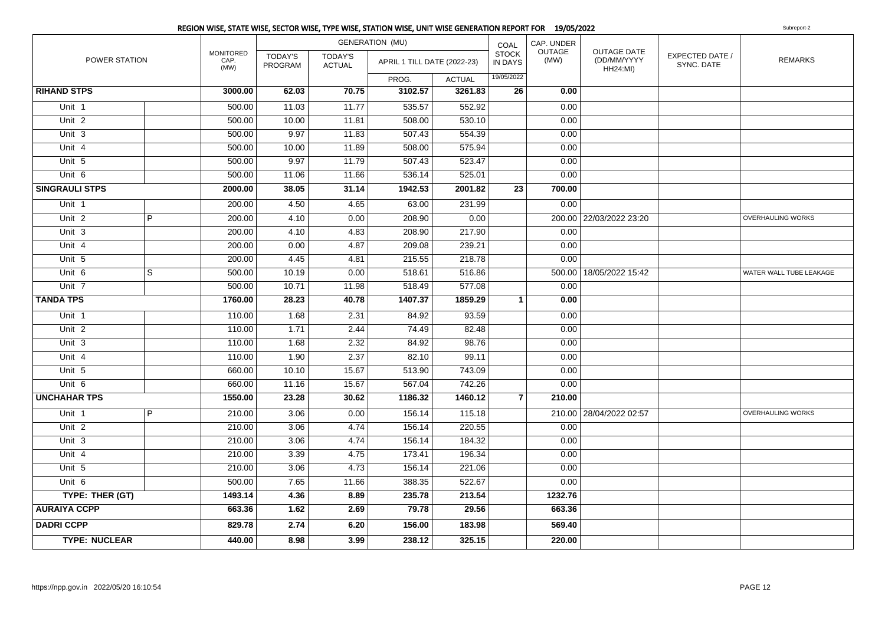## REGION WISE, STATE WISE, SECTOR WISE, TYPE WISE, STATION WISE, UNIT WISE GENERATION REPORT FOR 19/05/2022

Subreport-2

| POWER STATION | | MONITORED CAP. (MW) | GENERATION (MU) | | | | COAL STOCK IN DAYS | CAP. UNDER OUTAGE (MW) | OUTAGE DATE (DD/MM/YYYY HH24:MI) | EXPECTED DATE / SYNC. DATE | REMARKS |
|---|---|---|---|---|---|---|---|---|---|---|---|
| | | | TODAY'S PROGRAM | TODAY'S ACTUAL | APRIL 1 TILL DATE (2022-23) | | | | | | |
| | | | | | PROG. | ACTUAL | 19/05/2022 | | | | |
| **RIHAND STPS** | | **3000.00** | **62.03** | **70.75** | **3102.57** | **3261.83** | **26** | **0.00** | | | |
| Unit 1 | | 500.00 | 11.03 | 11.77 | 535.57 | 552.92 | | 0.00 | | | |
| Unit 2 | | 500.00 | 10.00 | 11.81 | 508.00 | 530.10 | | 0.00 | | | |
| Unit 3 | | 500.00 | 9.97 | 11.83 | 507.43 | 554.39 | | 0.00 | | | |
| Unit 4 | | 500.00 | 10.00 | 11.89 | 508.00 | 575.94 | | 0.00 | | | |
| Unit 5 | | 500.00 | 9.97 | 11.79 | 507.43 | 523.47 | | 0.00 | | | |
| Unit 6 | | 500.00 | 11.06 | 11.66 | 536.14 | 525.01 | | 0.00 | | | |
| **SINGRAULI STPS** | | **2000.00** | **38.05** | **31.14** | **1942.53** | **2001.82** | **23** | **700.00** | | | |
| Unit 1 | | 200.00 | 4.50 | 4.65 | 63.00 | 231.99 | | 0.00 | | | |
| Unit 2 | P | 200.00 | 4.10 | 0.00 | 208.90 | 0.00 | | 200.00 | 22/03/2022 23:20 | | OVERHAULING WORKS |
| Unit 3 | | 200.00 | 4.10 | 4.83 | 208.90 | 217.90 | | 0.00 | | | |
| Unit 4 | | 200.00 | 0.00 | 4.87 | 209.08 | 239.21 | | 0.00 | | | |
| Unit 5 | | 200.00 | 4.45 | 4.81 | 215.55 | 218.78 | | 0.00 | | | |
| Unit 6 | S | 500.00 | 10.19 | 0.00 | 518.61 | 516.86 | | 500.00 | 18/05/2022 15:42 | | WATER WALL TUBE LEAKAGE |
| Unit 7 | | 500.00 | 10.71 | 11.98 | 518.49 | 577.08 | | 0.00 | | | |
| **TANDA TPS** | | **1760.00** | **28.23** | **40.78** | **1407.37** | **1859.29** | **1** | **0.00** | | | |
| Unit 1 | | 110.00 | 1.68 | 2.31 | 84.92 | 93.59 | | 0.00 | | | |
| Unit 2 | | 110.00 | 1.71 | 2.44 | 74.49 | 82.48 | | 0.00 | | | |
| Unit 3 | | 110.00 | 1.68 | 2.32 | 84.92 | 98.76 | | 0.00 | | | |
| Unit 4 | | 110.00 | 1.90 | 2.37 | 82.10 | 99.11 | | 0.00 | | | |
| Unit 5 | | 660.00 | 10.10 | 15.67 | 513.90 | 743.09 | | 0.00 | | | |
| Unit 6 | | 660.00 | 11.16 | 15.67 | 567.04 | 742.26 | | 0.00 | | | |
| **UNCHAHAR TPS** | | **1550.00** | **23.28** | **30.62** | **1186.32** | **1460.12** | **7** | **210.00** | | | |
| Unit 1 | P | 210.00 | 3.06 | 0.00 | 156.14 | 115.18 | | 210.00 | 28/04/2022 02:57 | | OVERHAULING WORKS |
| Unit 2 | | 210.00 | 3.06 | 4.74 | 156.14 | 220.55 | | 0.00 | | | |
| Unit 3 | | 210.00 | 3.06 | 4.74 | 156.14 | 184.32 | | 0.00 | | | |
| Unit 4 | | 210.00 | 3.39 | 4.75 | 173.41 | 196.34 | | 0.00 | | | |
| Unit 5 | | 210.00 | 3.06 | 4.73 | 156.14 | 221.06 | | 0.00 | | | |
| Unit 6 | | 500.00 | 7.65 | 11.66 | 388.35 | 522.67 | | 0.00 | | | |
| **TYPE: THER (GT)** | | **1493.14** | **4.36** | **8.89** | **235.78** | **213.54** | | **1232.76** | | | |
| **AURAIYA CCPP** | | **663.36** | **1.62** | **2.69** | **79.78** | **29.56** | | **663.36** | | | |
| **DADRI CCPP** | | **829.78** | **2.74** | **6.20** | **156.00** | **183.98** | | **569.40** | | | |
| **TYPE: NUCLEAR** | | **440.00** | **8.98** | **3.99** | **238.12** | **325.15** | | **220.00** | | | |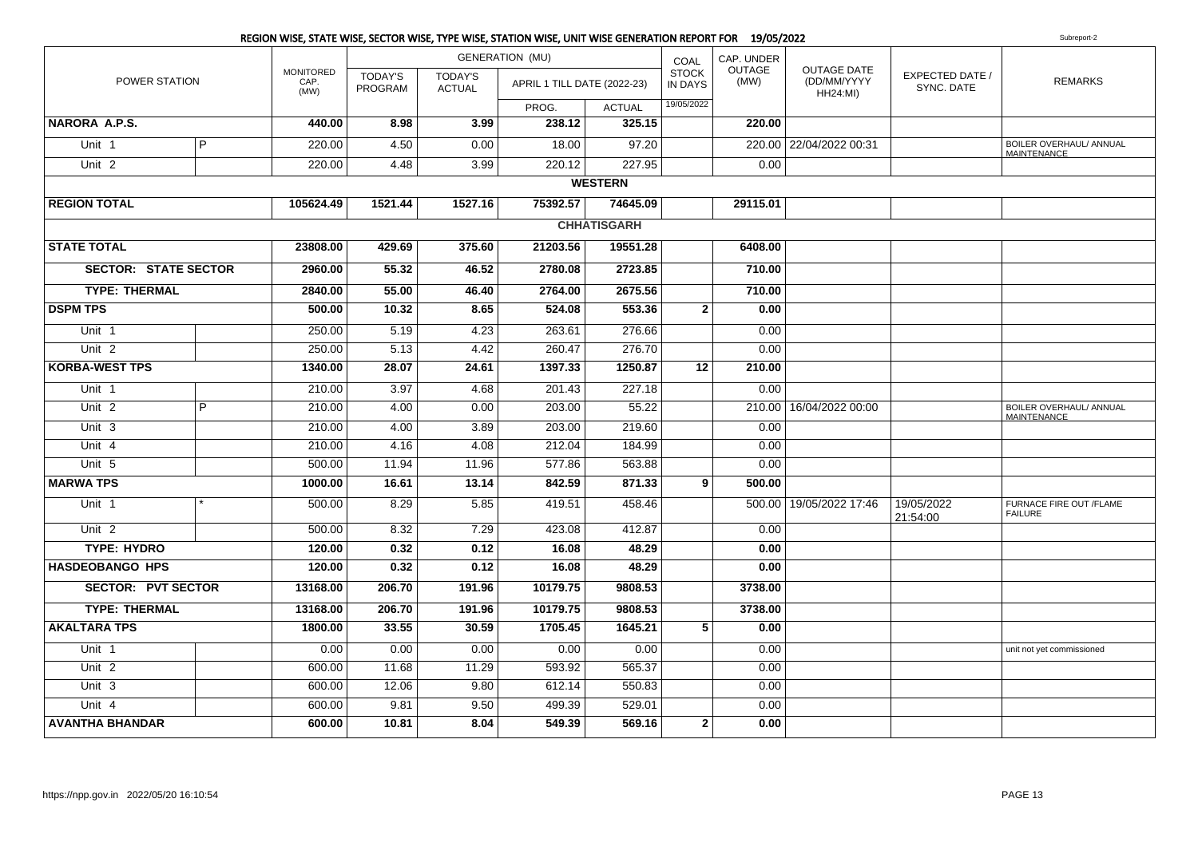## REGION WISE, STATE WISE, SECTOR WISE, TYPE WISE, STATION WISE, UNIT WISE GENERATION REPORT FOR 19/05/2022

Subreport-2

| POWER STATION | | MONITORED CAP. (MW) | GENERATION (MU) TODAY'S PROGRAM | TODAY'S ACTUAL | APRIL 1 TILL DATE (2022-23) PROG. | ACTUAL | COAL STOCK IN DAYS 19/05/2022 | CAP. UNDER OUTAGE (MW) | OUTAGE DATE (DD/MM/YYYY HH24:MI) | EXPECTED DATE / SYNC. DATE | REMARKS |
|---|---|---|---|---|---|---|---|---|---|---|---|
| **NARORA A.P.S.** | | **440.00** | **8.98** | **3.99** | **238.12** | **325.15** | | **220.00** | | | |
| Unit 1 | P | 220.00 | 4.50 | 0.00 | 18.00 | 97.20 | | 220.00 | 22/04/2022 00:31 | | BOILER OVERHAUL/ ANNUAL MAINTENANCE |
| Unit 2 | | 220.00 | 4.48 | 3.99 | 220.12 | 227.95 | | 0.00 | | | |
| **WESTERN** | | | | | | | | | | | |
| **REGION TOTAL** | | **105624.49** | **1521.44** | **1527.16** | **75392.57** | **74645.09** | | **29115.01** | | | |
| **CHHATISGARH** | | | | | | | | | | | |
| **STATE TOTAL** | | **23808.00** | **429.69** | **375.60** | **21203.56** | **19551.28** | | **6408.00** | | | |
| **SECTOR: STATE SECTOR** | | **2960.00** | **55.32** | **46.52** | **2780.08** | **2723.85** | | **710.00** | | | |
| **TYPE: THERMAL** | | **2840.00** | **55.00** | **46.40** | **2764.00** | **2675.56** | | **710.00** | | | |
| **DSPM TPS** | | **500.00** | **10.32** | **8.65** | **524.08** | **553.36** | **2** | **0.00** | | | |
| Unit 1 | | 250.00 | 5.19 | 4.23 | 263.61 | 276.66 | | 0.00 | | | |
| Unit 2 | | 250.00 | 5.13 | 4.42 | 260.47 | 276.70 | | 0.00 | | | |
| **KORBA-WEST TPS** | | **1340.00** | **28.07** | **24.61** | **1397.33** | **1250.87** | **12** | **210.00** | | | |
| Unit 1 | | 210.00 | 3.97 | 4.68 | 201.43 | 227.18 | | 0.00 | | | |
| Unit 2 | P | 210.00 | 4.00 | 0.00 | 203.00 | 55.22 | | 210.00 | 16/04/2022 00:00 | | BOILER OVERHAUL/ ANNUAL MAINTENANCE |
| Unit 3 | | 210.00 | 4.00 | 3.89 | 203.00 | 219.60 | | 0.00 | | | |
| Unit 4 | | 210.00 | 4.16 | 4.08 | 212.04 | 184.99 | | 0.00 | | | |
| Unit 5 | | 500.00 | 11.94 | 11.96 | 577.86 | 563.88 | | 0.00 | | | |
| **MARWA TPS** | | **1000.00** | **16.61** | **13.14** | **842.59** | **871.33** | **9** | **500.00** | | | |
| Unit 1 | * | 500.00 | 8.29 | 5.85 | 419.51 | 458.46 | | 500.00 | 19/05/2022 17:46 | 19/05/2022 21:54:00 | FURNACE FIRE OUT /FLAME FAILURE |
| Unit 2 | | 500.00 | 8.32 | 7.29 | 423.08 | 412.87 | | 0.00 | | | |
| **TYPE: HYDRO** | | **120.00** | **0.32** | **0.12** | **16.08** | **48.29** | | **0.00** | | | |
| **HASDEOBANGO HPS** | | **120.00** | **0.32** | **0.12** | **16.08** | **48.29** | | **0.00** | | | |
| **SECTOR: PVT SECTOR** | | **13168.00** | **206.70** | **191.96** | **10179.75** | **9808.53** | | **3738.00** | | | |
| **TYPE: THERMAL** | | **13168.00** | **206.70** | **191.96** | **10179.75** | **9808.53** | | **3738.00** | | | |
| **AKALTARA TPS** | | **1800.00** | **33.55** | **30.59** | **1705.45** | **1645.21** | **5** | **0.00** | | | |
| Unit 1 | | 0.00 | 0.00 | 0.00 | 0.00 | 0.00 | | 0.00 | | | unit not yet commissioned |
| Unit 2 | | 600.00 | 11.68 | 11.29 | 593.92 | 565.37 | | 0.00 | | | |
| Unit 3 | | 600.00 | 12.06 | 9.80 | 612.14 | 550.83 | | 0.00 | | | |
| Unit 4 | | 600.00 | 9.81 | 9.50 | 499.39 | 529.01 | | 0.00 | | | |
| **AVANTHA BHANDAR** | | **600.00** | **10.81** | **8.04** | **549.39** | **569.16** | **2** | **0.00** | | | |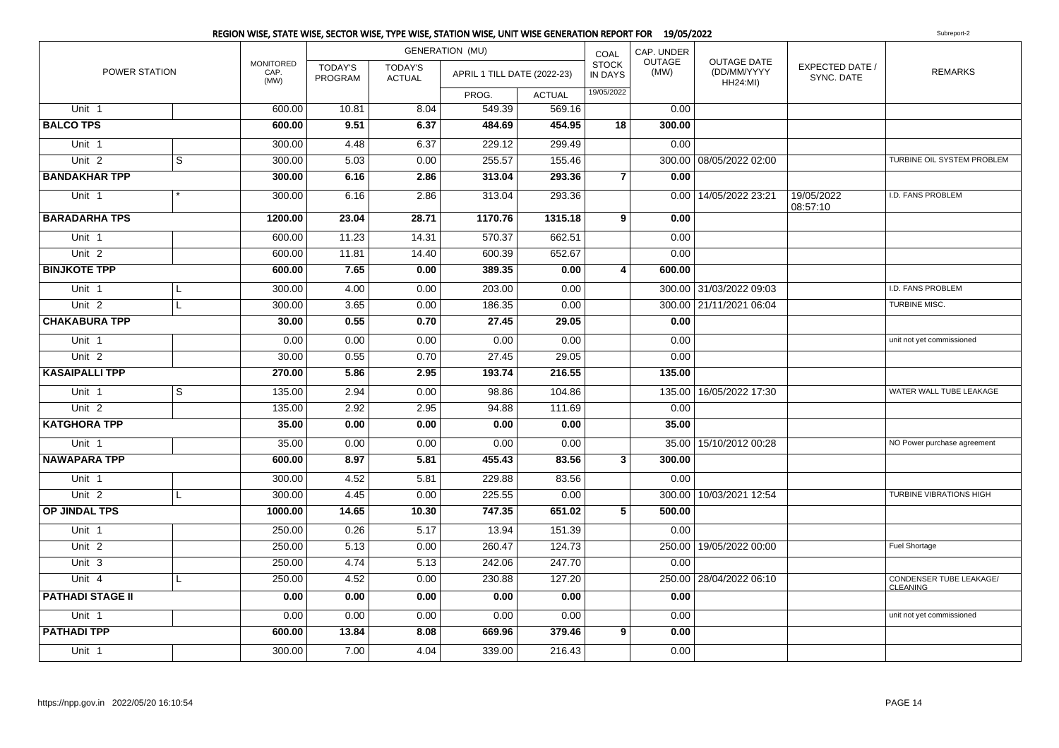## REGION WISE, STATE WISE, SECTOR WISE, TYPE WISE, STATION WISE, UNIT WISE GENERATION REPORT FOR 19/05/2022

Subreport-2

| POWER STATION | | MONITORED CAP. (MW) | GENERATION (MU) | | | | COAL STOCK IN DAYS | CAP. UNDER OUTAGE (MW) | OUTAGE DATE (DD/MM/YYYY HH24:MI) | EXPECTED DATE / SYNC. DATE | REMARKS |
|---|---|---|---|---|---|---|---|---|---|---|---|
| | | | TODAY'S PROGRAM | TODAY'S ACTUAL | APRIL 1 TILL DATE (2022-23) | | | | | | |
| | | | | | PROG. | ACTUAL | 19/05/2022 | | | | |
| Unit 1 | | 600.00 | 10.81 | 8.04 | 549.39 | 569.16 | | 0.00 | | | |
| **BALCO TPS** | | **600.00** | **9.51** | **6.37** | **484.69** | **454.95** | **18** | **300.00** | | | |
| Unit 1 | | 300.00 | 4.48 | 6.37 | 229.12 | 299.49 | | 0.00 | | | |
| Unit 2 | S | 300.00 | 5.03 | 0.00 | 255.57 | 155.46 | | 300.00 | 08/05/2022 02:00 | | TURBINE OIL SYSTEM PROBLEM |
| **BANDAKHAR TPP** | | **300.00** | **6.16** | **2.86** | **313.04** | **293.36** | **7** | **0.00** | | | |
| Unit 1 | * | 300.00 | 6.16 | 2.86 | 313.04 | 293.36 | | 0.00 | 14/05/2022 23:21 | 19/05/2022 08:57:10 | I.D. FANS PROBLEM |
| **BARADARHA TPS** | | **1200.00** | **23.04** | **28.71** | **1170.76** | **1315.18** | **9** | **0.00** | | | |
| Unit 1 | | 600.00 | 11.23 | 14.31 | 570.37 | 662.51 | | 0.00 | | | |
| Unit 2 | | 600.00 | 11.81 | 14.40 | 600.39 | 652.67 | | 0.00 | | | |
| **BINJKOTE TPP** | | **600.00** | **7.65** | **0.00** | **389.35** | **0.00** | **4** | **600.00** | | | |
| Unit 1 | L | 300.00 | 4.00 | 0.00 | 203.00 | 0.00 | | 300.00 | 31/03/2022 09:03 | | I.D. FANS PROBLEM |
| Unit 2 | L | 300.00 | 3.65 | 0.00 | 186.35 | 0.00 | | 300.00 | 21/11/2021 06:04 | | TURBINE MISC. |
| **CHAKABURA TPP** | | **30.00** | **0.55** | **0.70** | **27.45** | **29.05** | | **0.00** | | | |
| Unit 1 | | 0.00 | 0.00 | 0.00 | 0.00 | 0.00 | | 0.00 | | | unit not yet commissioned |
| Unit 2 | | 30.00 | 0.55 | 0.70 | 27.45 | 29.05 | | 0.00 | | | |
| **KASAIPALLI TPP** | | **270.00** | **5.86** | **2.95** | **193.74** | **216.55** | | **135.00** | | | |
| Unit 1 | S | 135.00 | 2.94 | 0.00 | 98.86 | 104.86 | | 135.00 | 16/05/2022 17:30 | | WATER WALL TUBE LEAKAGE |
| Unit 2 | | 135.00 | 2.92 | 2.95 | 94.88 | 111.69 | | 0.00 | | | |
| **KATGHORA TPP** | | **35.00** | **0.00** | **0.00** | **0.00** | **0.00** | | **35.00** | | | |
| Unit 1 | | 35.00 | 0.00 | 0.00 | 0.00 | 0.00 | | 35.00 | 15/10/2012 00:28 | | NO Power purchase agreement |
| **NAWAPARA TPP** | | **600.00** | **8.97** | **5.81** | **455.43** | **83.56** | **3** | **300.00** | | | |
| Unit 1 | | 300.00 | 4.52 | 5.81 | 229.88 | 83.56 | | 0.00 | | | |
| Unit 2 | L | 300.00 | 4.45 | 0.00 | 225.55 | 0.00 | | 300.00 | 10/03/2021 12:54 | | TURBINE VIBRATIONS HIGH |
| **OP JINDAL TPS** | | **1000.00** | **14.65** | **10.30** | **747.35** | **651.02** | **5** | **500.00** | | | |
| Unit 1 | | 250.00 | 0.26 | 5.17 | 13.94 | 151.39 | | 0.00 | | | |
| Unit 2 | | 250.00 | 5.13 | 0.00 | 260.47 | 124.73 | | 250.00 | 19/05/2022 00:00 | | Fuel Shortage |
| Unit 3 | | 250.00 | 4.74 | 5.13 | 242.06 | 247.70 | | 0.00 | | | |
| Unit 4 | L | 250.00 | 4.52 | 0.00 | 230.88 | 127.20 | | 250.00 | 28/04/2022 06:10 | | CONDENSER TUBE LEAKAGE/ CLEANING |
| **PATHADI STAGE II** | | **0.00** | **0.00** | **0.00** | **0.00** | **0.00** | | **0.00** | | | |
| Unit 1 | | 0.00 | 0.00 | 0.00 | 0.00 | 0.00 | | 0.00 | | | unit not yet commissioned |
| **PATHADI TPP** | | **600.00** | **13.84** | **8.08** | **669.96** | **379.46** | **9** | **0.00** | | | |
| Unit 1 | | 300.00 | 7.00 | 4.04 | 339.00 | 216.43 | | 0.00 | | | |

https://npp.gov.in 2022/05/20 16:10:54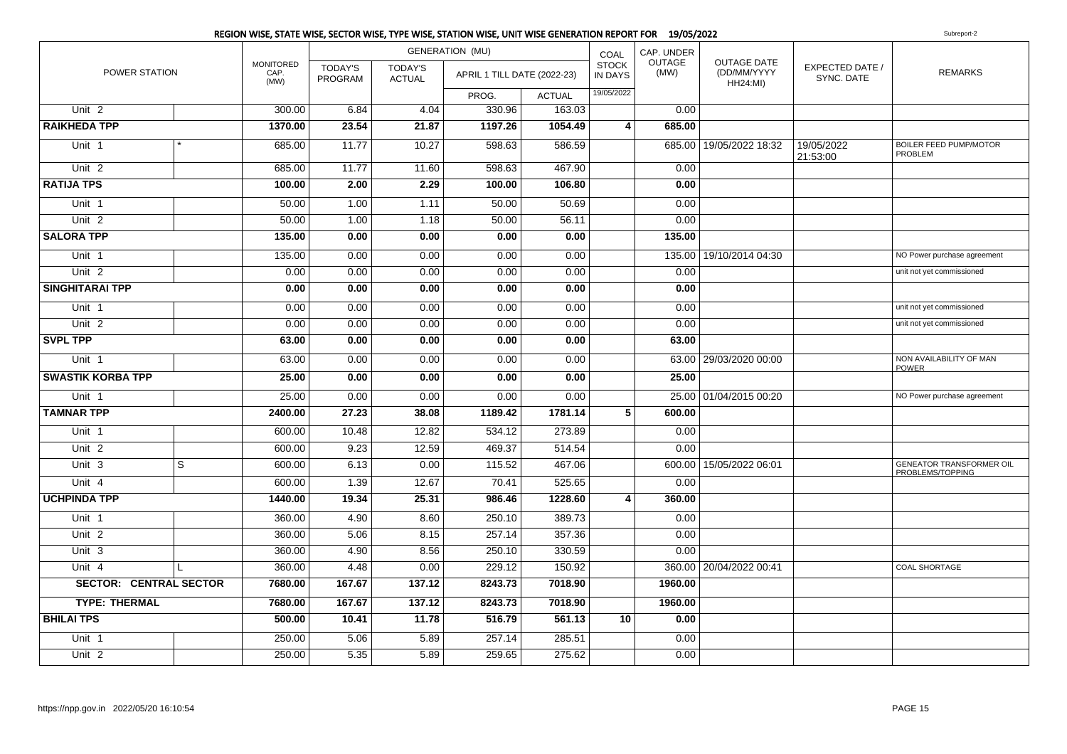## REGION WISE, STATE WISE, SECTOR WISE, TYPE WISE, STATION WISE, UNIT WISE GENERATION REPORT FOR 19/05/2022

Subreport-2

| POWER STATION | | MONITORED CAP. (MW) | GENERATION (MU) TODAY'S PROGRAM | TODAY'S ACTUAL | APRIL 1 TILL DATE (2022-23) PROG. | ACTUAL | COAL STOCK IN DAYS 19/05/2022 | CAP. UNDER OUTAGE (MW) | OUTAGE DATE (DD/MM/YYYY HH24:MI) | EXPECTED DATE / SYNC. DATE | REMARKS |
|---|---|---|---|---|---|---|---|---|---|---|---|
| Unit 2 | | 300.00 | 6.84 | 4.04 | 330.96 | 163.03 | | 0.00 | | | |
| **RAIKHEDA TPP** | | **1370.00** | **23.54** | **21.87** | **1197.26** | **1054.49** | **4** | **685.00** | | | |
| Unit 1 | * | 685.00 | 11.77 | 10.27 | 598.63 | 586.59 | | 685.00 | 19/05/2022 18:32 | 19/05/2022 21:53:00 | BOILER FEED PUMP/MOTOR PROBLEM |
| Unit 2 | | 685.00 | 11.77 | 11.60 | 598.63 | 467.90 | | 0.00 | | | |
| **RATIJA TPS** | | **100.00** | **2.00** | **2.29** | **100.00** | **106.80** | | **0.00** | | | |
| Unit 1 | | 50.00 | 1.00 | 1.11 | 50.00 | 50.69 | | 0.00 | | | |
| Unit 2 | | 50.00 | 1.00 | 1.18 | 50.00 | 56.11 | | 0.00 | | | |
| **SALORA TPP** | | **135.00** | **0.00** | **0.00** | **0.00** | **0.00** | | **135.00** | | | |
| Unit 1 | | 135.00 | 0.00 | 0.00 | 0.00 | 0.00 | | 135.00 | 19/10/2014 04:30 | | NO Power purchase agreement |
| Unit 2 | | 0.00 | 0.00 | 0.00 | 0.00 | 0.00 | | 0.00 | | | unit not yet commissioned |
| **SINGHITARAI TPP** | | **0.00** | **0.00** | **0.00** | **0.00** | **0.00** | | **0.00** | | | |
| Unit 1 | | 0.00 | 0.00 | 0.00 | 0.00 | 0.00 | | 0.00 | | | unit not yet commissioned |
| Unit 2 | | 0.00 | 0.00 | 0.00 | 0.00 | 0.00 | | 0.00 | | | unit not yet commissioned |
| **SVPL TPP** | | **63.00** | **0.00** | **0.00** | **0.00** | **0.00** | | **63.00** | | | |
| Unit 1 | | 63.00 | 0.00 | 0.00 | 0.00 | 0.00 | | 63.00 | 29/03/2020 00:00 | | NON AVAILABILITY OF MAN POWER |
| **SWASTIK KORBA TPP** | | **25.00** | **0.00** | **0.00** | **0.00** | **0.00** | | **25.00** | | | |
| Unit 1 | | 25.00 | 0.00 | 0.00 | 0.00 | 0.00 | | 25.00 | 01/04/2015 00:20 | | NO Power purchase agreement |
| **TAMNAR TPP** | | **2400.00** | **27.23** | **38.08** | **1189.42** | **1781.14** | **5** | **600.00** | | | |
| Unit 1 | | 600.00 | 10.48 | 12.82 | 534.12 | 273.89 | | 0.00 | | | |
| Unit 2 | | 600.00 | 9.23 | 12.59 | 469.37 | 514.54 | | 0.00 | | | |
| Unit 3 | S | 600.00 | 6.13 | 0.00 | 115.52 | 467.06 | | 600.00 | 15/05/2022 06:01 | | GENEATOR TRANSFORMER OIL PROBLEMS/TOPPING |
| Unit 4 | | 600.00 | 1.39 | 12.67 | 70.41 | 525.65 | | 0.00 | | | |
| **UCHPINDA TPP** | | **1440.00** | **19.34** | **25.31** | **986.46** | **1228.60** | **4** | **360.00** | | | |
| Unit 1 | | 360.00 | 4.90 | 8.60 | 250.10 | 389.73 | | 0.00 | | | |
| Unit 2 | | 360.00 | 5.06 | 8.15 | 257.14 | 357.36 | | 0.00 | | | |
| Unit 3 | | 360.00 | 4.90 | 8.56 | 250.10 | 330.59 | | 0.00 | | | |
| Unit 4 | L | 360.00 | 4.48 | 0.00 | 229.12 | 150.92 | | 360.00 | 20/04/2022 00:41 | | COAL SHORTAGE |
| **SECTOR: CENTRAL SECTOR** | | **7680.00** | **167.67** | **137.12** | **8243.73** | **7018.90** | | **1960.00** | | | |
| **TYPE: THERMAL** | | **7680.00** | **167.67** | **137.12** | **8243.73** | **7018.90** | | **1960.00** | | | |
| **BHILAI TPS** | | **500.00** | **10.41** | **11.78** | **516.79** | **561.13** | **10** | **0.00** | | | |
| Unit 1 | | 250.00 | 5.06 | 5.89 | 257.14 | 285.51 | | 0.00 | | | |
| Unit 2 | | 250.00 | 5.35 | 5.89 | 259.65 | 275.62 | | 0.00 | | | |

https://npp.gov.in 2022/05/20 16:10:54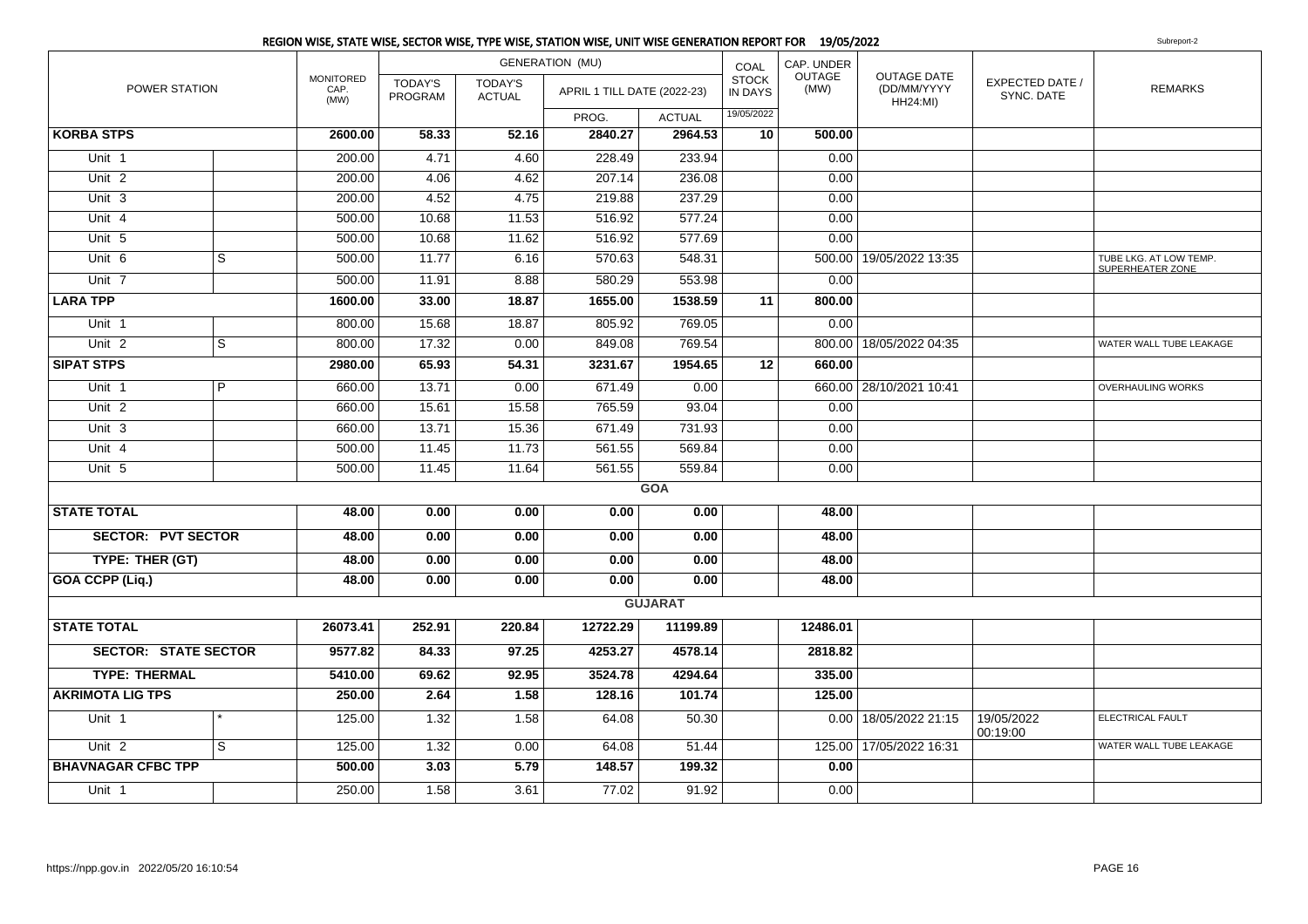## REGION WISE, STATE WISE, SECTOR WISE, TYPE WISE, STATION WISE, UNIT WISE GENERATION REPORT FOR 19/05/2022

Subreport-2

| POWER STATION | | MONITORED CAP. (MW) | GENERATION (MU) TODAY'S PROGRAM | TODAY'S ACTUAL | APRIL 1 TILL DATE (2022-23) PROG. | ACTUAL | COAL STOCK IN DAYS 19/05/2022 | CAP. UNDER OUTAGE (MW) | OUTAGE DATE (DD/MM/YYYY HH24:MI) | EXPECTED DATE / SYNC. DATE | REMARKS |
|---|---|---|---|---|---|---|---|---|---|---|---|
| **KORBA STPS** | | **2600.00** | **58.33** | **52.16** | **2840.27** | **2964.53** | **10** | **500.00** | | | |
| Unit 1 | | 200.00 | 4.71 | 4.60 | 228.49 | 233.94 | | 0.00 | | | |
| Unit 2 | | 200.00 | 4.06 | 4.62 | 207.14 | 236.08 | | 0.00 | | | |
| Unit 3 | | 200.00 | 4.52 | 4.75 | 219.88 | 237.29 | | 0.00 | | | |
| Unit 4 | | 500.00 | 10.68 | 11.53 | 516.92 | 577.24 | | 0.00 | | | |
| Unit 5 | | 500.00 | 10.68 | 11.62 | 516.92 | 577.69 | | 0.00 | | | |
| Unit 6 | S | 500.00 | 11.77 | 6.16 | 570.63 | 548.31 | | 500.00 | 19/05/2022 13:35 | | TUBE LKG. AT LOW TEMP. SUPERHEATER ZONE |
| Unit 7 | | 500.00 | 11.91 | 8.88 | 580.29 | 553.98 | | 0.00 | | | |
| **LARA TPP** | | **1600.00** | **33.00** | **18.87** | **1655.00** | **1538.59** | **11** | **800.00** | | | |
| Unit 1 | | 800.00 | 15.68 | 18.87 | 805.92 | 769.05 | | 0.00 | | | |
| Unit 2 | S | 800.00 | 17.32 | 0.00 | 849.08 | 769.54 | | 800.00 | 18/05/2022 04:35 | | WATER WALL TUBE LEAKAGE |
| **SIPAT STPS** | | **2980.00** | **65.93** | **54.31** | **3231.67** | **1954.65** | **12** | **660.00** | | | |
| Unit 1 | P | 660.00 | 13.71 | 0.00 | 671.49 | 0.00 | | 660.00 | 28/10/2021 10:41 | | OVERHAULING WORKS |
| Unit 2 | | 660.00 | 15.61 | 15.58 | 765.59 | 93.04 | | 0.00 | | | |
| Unit 3 | | 660.00 | 13.71 | 15.36 | 671.49 | 731.93 | | 0.00 | | | |
| Unit 4 | | 500.00 | 11.45 | 11.73 | 561.55 | 569.84 | | 0.00 | | | |
| Unit 5 | | 500.00 | 11.45 | 11.64 | 561.55 | 559.84 | | 0.00 | | | |
| | | | | | | **GOA** | | | | | |
| **STATE TOTAL** | | **48.00** | **0.00** | **0.00** | **0.00** | **0.00** | | **48.00** | | | |
| **SECTOR: PVT SECTOR** | | **48.00** | **0.00** | **0.00** | **0.00** | **0.00** | | **48.00** | | | |
| **TYPE: THER (GT)** | | **48.00** | **0.00** | **0.00** | **0.00** | **0.00** | | **48.00** | | | |
| **GOA CCPP (Liq.)** | | **48.00** | **0.00** | **0.00** | **0.00** | **0.00** | | **48.00** | | | |
| | | | | | | **GUJARAT** | | | | | |
| **STATE TOTAL** | | **26073.41** | **252.91** | **220.84** | **12722.29** | **11199.89** | | **12486.01** | | | |
| **SECTOR: STATE SECTOR** | | **9577.82** | **84.33** | **97.25** | **4253.27** | **4578.14** | | **2818.82** | | | |
| **TYPE: THERMAL** | | **5410.00** | **69.62** | **92.95** | **3524.78** | **4294.64** | | **335.00** | | | |
| **AKRIMOTA LIG TPS** | | **250.00** | **2.64** | **1.58** | **128.16** | **101.74** | | **125.00** | | | |
| Unit 1 | * | 125.00 | 1.32 | 1.58 | 64.08 | 50.30 | | 0.00 | 18/05/2022 21:15 | 19/05/2022 00:19:00 | ELECTRICAL FAULT |
| Unit 2 | S | 125.00 | 1.32 | 0.00 | 64.08 | 51.44 | | 125.00 | 17/05/2022 16:31 | | WATER WALL TUBE LEAKAGE |
| **BHAVNAGAR CFBC TPP** | | **500.00** | **3.03** | **5.79** | **148.57** | **199.32** | | **0.00** | | | |
| Unit 1 | | 250.00 | 1.58 | 3.61 | 77.02 | 91.92 | | 0.00 | | | |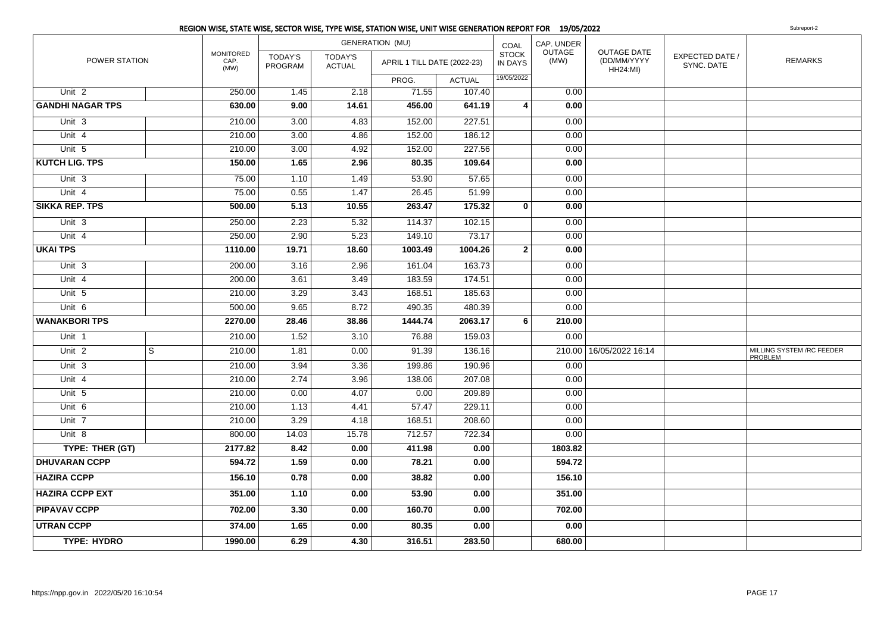## REGION WISE, STATE WISE, SECTOR WISE, TYPE WISE, STATION WISE, UNIT WISE GENERATION REPORT FOR 19/05/2022

Subreport-2

| POWER STATION | | MONITORED CAP. (MW) | GENERATION (MU) TODAY'S PROGRAM | TODAY'S ACTUAL | APRIL 1 TILL DATE (2022-23) PROG. | ACTUAL | COAL STOCK IN DAYS 19/05/2022 | CAP. UNDER OUTAGE (MW) | OUTAGE DATE (DD/MM/YYYY HH24:MI) | EXPECTED DATE / SYNC. DATE | REMARKS |
|---|---|---|---|---|---|---|---|---|---|---|---|
| Unit 2 | | 250.00 | 1.45 | 2.18 | 71.55 | 107.40 | | 0.00 | | | |
| **GANDHI NAGAR TPS** | | **630.00** | **9.00** | **14.61** | **456.00** | **641.19** | **4** | **0.00** | | | |
| Unit 3 | | 210.00 | 3.00 | 4.83 | 152.00 | 227.51 | | 0.00 | | | |
| Unit 4 | | 210.00 | 3.00 | 4.86 | 152.00 | 186.12 | | 0.00 | | | |
| Unit 5 | | 210.00 | 3.00 | 4.92 | 152.00 | 227.56 | | 0.00 | | | |
| **KUTCH LIG. TPS** | | **150.00** | **1.65** | **2.96** | **80.35** | **109.64** | | **0.00** | | | |
| Unit 3 | | 75.00 | 1.10 | 1.49 | 53.90 | 57.65 | | 0.00 | | | |
| Unit 4 | | 75.00 | 0.55 | 1.47 | 26.45 | 51.99 | | 0.00 | | | |
| **SIKKA REP. TPS** | | **500.00** | **5.13** | **10.55** | **263.47** | **175.32** | **0** | **0.00** | | | |
| Unit 3 | | 250.00 | 2.23 | 5.32 | 114.37 | 102.15 | | 0.00 | | | |
| Unit 4 | | 250.00 | 2.90 | 5.23 | 149.10 | 73.17 | | 0.00 | | | |
| **UKAI TPS** | | **1110.00** | **19.71** | **18.60** | **1003.49** | **1004.26** | **2** | **0.00** | | | |
| Unit 3 | | 200.00 | 3.16 | 2.96 | 161.04 | 163.73 | | 0.00 | | | |
| Unit 4 | | 200.00 | 3.61 | 3.49 | 183.59 | 174.51 | | 0.00 | | | |
| Unit 5 | | 210.00 | 3.29 | 3.43 | 168.51 | 185.63 | | 0.00 | | | |
| Unit 6 | | 500.00 | 9.65 | 8.72 | 490.35 | 480.39 | | 0.00 | | | |
| **WANAKBORI TPS** | | **2270.00** | **28.46** | **38.86** | **1444.74** | **2063.17** | **6** | **210.00** | | | |
| Unit 1 | | 210.00 | 1.52 | 3.10 | 76.88 | 159.03 | | 0.00 | | | |
| Unit 2 | S | 210.00 | 1.81 | 0.00 | 91.39 | 136.16 | | 210.00 | 16/05/2022 16:14 | | MILLING SYSTEM /RC FEEDER PROBLEM |
| Unit 3 | | 210.00 | 3.94 | 3.36 | 199.86 | 190.96 | | 0.00 | | | |
| Unit 4 | | 210.00 | 2.74 | 3.96 | 138.06 | 207.08 | | 0.00 | | | |
| Unit 5 | | 210.00 | 0.00 | 4.07 | 0.00 | 209.89 | | 0.00 | | | |
| Unit 6 | | 210.00 | 1.13 | 4.41 | 57.47 | 229.11 | | 0.00 | | | |
| Unit 7 | | 210.00 | 3.29 | 4.18 | 168.51 | 208.60 | | 0.00 | | | |
| Unit 8 | | 800.00 | 14.03 | 15.78 | 712.57 | 722.34 | | 0.00 | | | |
| **TYPE: THER (GT)** | | **2177.82** | **8.42** | **0.00** | **411.98** | **0.00** | | **1803.82** | | | |
| **DHUVARAN CCPP** | | **594.72** | **1.59** | **0.00** | **78.21** | **0.00** | | **594.72** | | | |
| **HAZIRA CCPP** | | **156.10** | **0.78** | **0.00** | **38.82** | **0.00** | | **156.10** | | | |
| **HAZIRA CCPP EXT** | | **351.00** | **1.10** | **0.00** | **53.90** | **0.00** | | **351.00** | | | |
| **PIPAVAV CCPP** | | **702.00** | **3.30** | **0.00** | **160.70** | **0.00** | | **702.00** | | | |
| **UTRAN CCPP** | | **374.00** | **1.65** | **0.00** | **80.35** | **0.00** | | **0.00** | | | |
| **TYPE: HYDRO** | | **1990.00** | **6.29** | **4.30** | **316.51** | **283.50** | | **680.00** | | | |

https://npp.gov.in 2022/05/20 16:10:54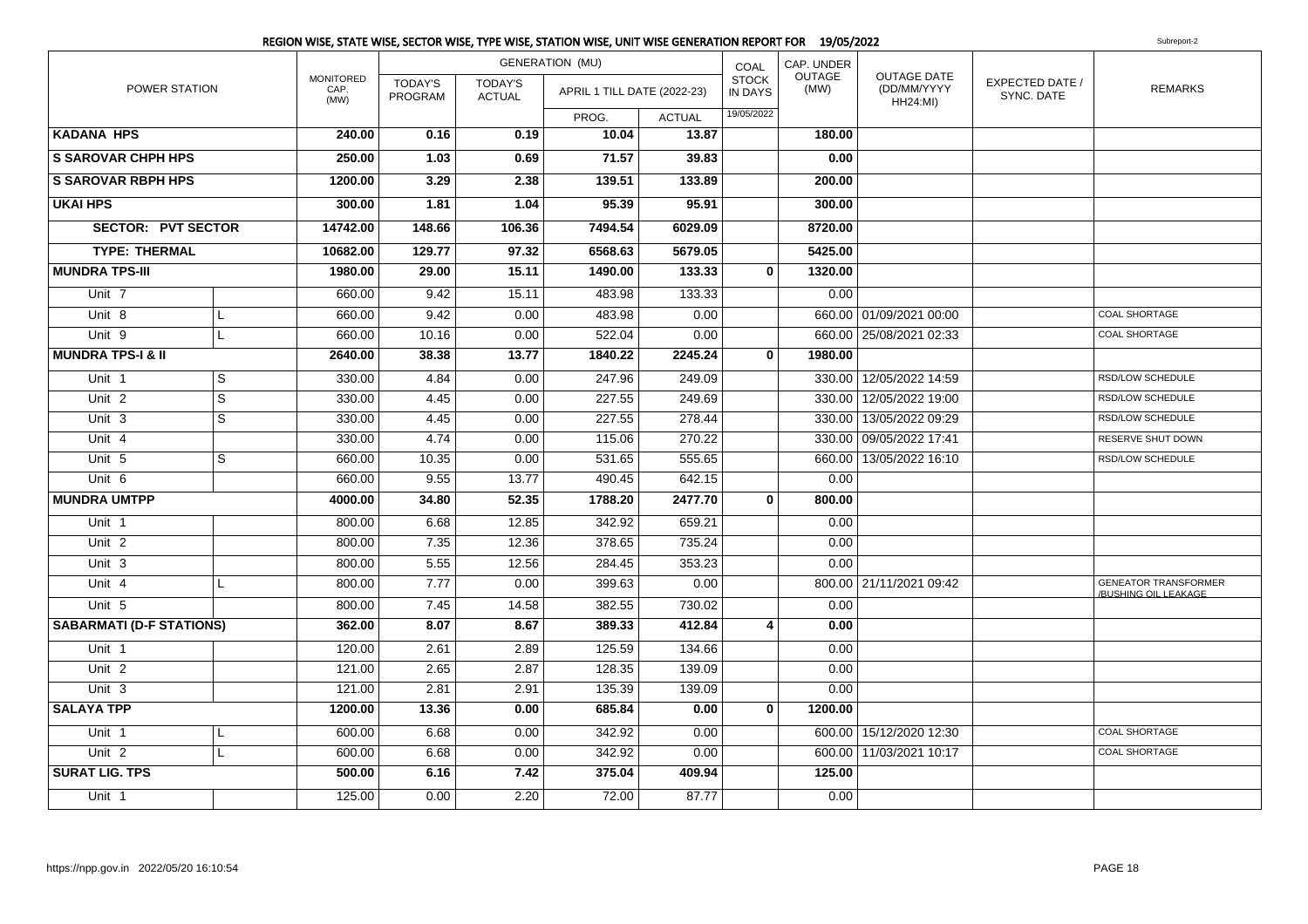## REGION WISE, STATE WISE, SECTOR WISE, TYPE WISE, STATION WISE, UNIT WISE GENERATION REPORT FOR 19/05/2022

Subreport-2

| POWER STATION | | MONITORED CAP. (MW) | GENERATION (MU) | | | | COAL STOCK IN DAYS | CAP. UNDER OUTAGE (MW) | OUTAGE DATE (DD/MM/YYYY HH24:MI) | EXPECTED DATE / SYNC. DATE | REMARKS |
|---|---|---|---|---|---|---|---|---|---|---|---|
| | | | TODAY'S PROGRAM | TODAY'S ACTUAL | APRIL 1 TILL DATE (2022-23) | | | | | | |
| | | | | | PROG. | ACTUAL | 19/05/2022 | | | | |
| **KADANA HPS** | | **240.00** | **0.16** | **0.19** | **10.04** | **13.87** | | **180.00** | | | |
| **S SAROVAR CHPH HPS** | | **250.00** | **1.03** | **0.69** | **71.57** | **39.83** | | **0.00** | | | |
| **S SAROVAR RBPH HPS** | | **1200.00** | **3.29** | **2.38** | **139.51** | **133.89** | | **200.00** | | | |
| **UKAI HPS** | | **300.00** | **1.81** | **1.04** | **95.39** | **95.91** | | **300.00** | | | |
| **SECTOR: PVT SECTOR** | | **14742.00** | **148.66** | **106.36** | **7494.54** | **6029.09** | | **8720.00** | | | |
| **TYPE: THERMAL** | | **10682.00** | **129.77** | **97.32** | **6568.63** | **5679.05** | | **5425.00** | | | |
| **MUNDRA TPS-III** | | **1980.00** | **29.00** | **15.11** | **1490.00** | **133.33** | **0** | **1320.00** | | | |
| Unit 7 | | 660.00 | 9.42 | 15.11 | 483.98 | 133.33 | | 0.00 | | | |
| Unit 8 | L | 660.00 | 9.42 | 0.00 | 483.98 | 0.00 | | 660.00 | 01/09/2021 00:00 | | COAL SHORTAGE |
| Unit 9 | L | 660.00 | 10.16 | 0.00 | 522.04 | 0.00 | | 660.00 | 25/08/2021 02:33 | | COAL SHORTAGE |
| **MUNDRA TPS-I & II** | | **2640.00** | **38.38** | **13.77** | **1840.22** | **2245.24** | **0** | **1980.00** | | | |
| Unit 1 | S | 330.00 | 4.84 | 0.00 | 247.96 | 249.09 | | 330.00 | 12/05/2022 14:59 | | RSD/LOW SCHEDULE |
| Unit 2 | S | 330.00 | 4.45 | 0.00 | 227.55 | 249.69 | | 330.00 | 12/05/2022 19:00 | | RSD/LOW SCHEDULE |
| Unit 3 | S | 330.00 | 4.45 | 0.00 | 227.55 | 278.44 | | 330.00 | 13/05/2022 09:29 | | RSD/LOW SCHEDULE |
| Unit 4 | | 330.00 | 4.74 | 0.00 | 115.06 | 270.22 | | 330.00 | 09/05/2022 17:41 | | RESERVE SHUT DOWN |
| Unit 5 | S | 660.00 | 10.35 | 0.00 | 531.65 | 555.65 | | 660.00 | 13/05/2022 16:10 | | RSD/LOW SCHEDULE |
| Unit 6 | | 660.00 | 9.55 | 13.77 | 490.45 | 642.15 | | 0.00 | | | |
| **MUNDRA UMTPP** | | **4000.00** | **34.80** | **52.35** | **1788.20** | **2477.70** | **0** | **800.00** | | | |
| Unit 1 | | 800.00 | 6.68 | 12.85 | 342.92 | 659.21 | | 0.00 | | | |
| Unit 2 | | 800.00 | 7.35 | 12.36 | 378.65 | 735.24 | | 0.00 | | | |
| Unit 3 | | 800.00 | 5.55 | 12.56 | 284.45 | 353.23 | | 0.00 | | | |
| Unit 4 | L | 800.00 | 7.77 | 0.00 | 399.63 | 0.00 | | 800.00 | 21/11/2021 09:42 | | GENEATOR TRANSFORMER /BUSHING OIL LEAKAGE |
| Unit 5 | | 800.00 | 7.45 | 14.58 | 382.55 | 730.02 | | 0.00 | | | |
| **SABARMATI (D-F STATIONS)** | | **362.00** | **8.07** | **8.67** | **389.33** | **412.84** | **4** | **0.00** | | | |
| Unit 1 | | 120.00 | 2.61 | 2.89 | 125.59 | 134.66 | | 0.00 | | | |
| Unit 2 | | 121.00 | 2.65 | 2.87 | 128.35 | 139.09 | | 0.00 | | | |
| Unit 3 | | 121.00 | 2.81 | 2.91 | 135.39 | 139.09 | | 0.00 | | | |
| **SALAYA TPP** | | **1200.00** | **13.36** | **0.00** | **685.84** | **0.00** | **0** | **1200.00** | | | |
| Unit 1 | L | 600.00 | 6.68 | 0.00 | 342.92 | 0.00 | | 600.00 | 15/12/2020 12:30 | | COAL SHORTAGE |
| Unit 2 | L | 600.00 | 6.68 | 0.00 | 342.92 | 0.00 | | 600.00 | 11/03/2021 10:17 | | COAL SHORTAGE |
| **SURAT LIG. TPS** | | **500.00** | **6.16** | **7.42** | **375.04** | **409.94** | | **125.00** | | | |
| Unit 1 | | 125.00 | 0.00 | 2.20 | 72.00 | 87.77 | | 0.00 | | | |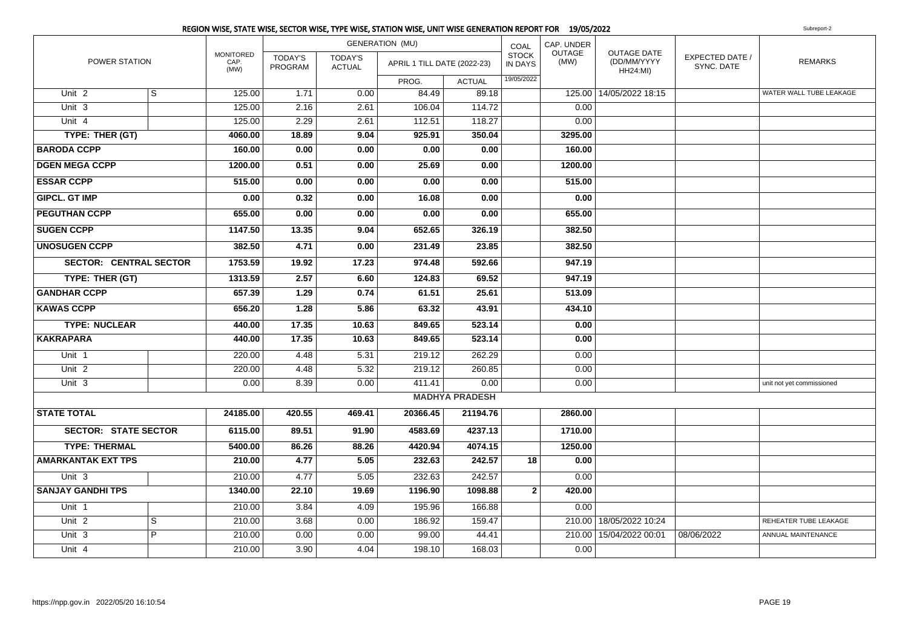## REGION WISE, STATE WISE, SECTOR WISE, TYPE WISE, STATION WISE, UNIT WISE GENERATION REPORT FOR 19/05/2022

Subreport-2

| POWER STATION | | MONITORED CAP. (MW) | GENERATION (MU) | | | | COAL STOCK IN DAYS | CAP. UNDER OUTAGE (MW) | OUTAGE DATE (DD/MM/YYYY HH24:MI) | EXPECTED DATE / SYNC. DATE | REMARKS |
|---|---|---|---|---|---|---|---|---|---|---|---|
| | | | TODAY'S PROGRAM | TODAY'S ACTUAL | APRIL 1 TILL DATE (2022-23) | | | | | | |
| | | | | | PROG. | ACTUAL | 19/05/2022 | | | | |
| Unit 2 | S | 125.00 | 1.71 | 0.00 | 84.49 | 89.18 | | 125.00 | 14/05/2022 18:15 | | WATER WALL TUBE LEAKAGE |
| Unit 3 | | 125.00 | 2.16 | 2.61 | 106.04 | 114.72 | | 0.00 | | | |
| Unit 4 | | 125.00 | 2.29 | 2.61 | 112.51 | 118.27 | | 0.00 | | | |
| **TYPE: THER (GT)** | | **4060.00** | **18.89** | **9.04** | **925.91** | **350.04** | | **3295.00** | | | |
| **BARODA CCPP** | | **160.00** | **0.00** | **0.00** | **0.00** | **0.00** | | **160.00** | | | |
| **DGEN MEGA CCPP** | | **1200.00** | **0.51** | **0.00** | **25.69** | **0.00** | | **1200.00** | | | |
| **ESSAR CCPP** | | **515.00** | **0.00** | **0.00** | **0.00** | **0.00** | | **515.00** | | | |
| **GIPCL. GT IMP** | | **0.00** | **0.32** | **0.00** | **16.08** | **0.00** | | **0.00** | | | |
| **PEGUTHAN CCPP** | | **655.00** | **0.00** | **0.00** | **0.00** | **0.00** | | **655.00** | | | |
| **SUGEN CCPP** | | **1147.50** | **13.35** | **9.04** | **652.65** | **326.19** | | **382.50** | | | |
| **UNOSUGEN CCPP** | | **382.50** | **4.71** | **0.00** | **231.49** | **23.85** | | **382.50** | | | |
| **SECTOR: CENTRAL SECTOR** | | **1753.59** | **19.92** | **17.23** | **974.48** | **592.66** | | **947.19** | | | |
| **TYPE: THER (GT)** | | **1313.59** | **2.57** | **6.60** | **124.83** | **69.52** | | **947.19** | | | |
| **GANDHAR CCPP** | | **657.39** | **1.29** | **0.74** | **61.51** | **25.61** | | **513.09** | | | |
| **KAWAS CCPP** | | **656.20** | **1.28** | **5.86** | **63.32** | **43.91** | | **434.10** | | | |
| **TYPE: NUCLEAR** | | **440.00** | **17.35** | **10.63** | **849.65** | **523.14** | | **0.00** | | | |
| **KAKRAPARA** | | **440.00** | **17.35** | **10.63** | **849.65** | **523.14** | | **0.00** | | | |
| Unit 1 | | 220.00 | 4.48 | 5.31 | 219.12 | 262.29 | | 0.00 | | | |
| Unit 2 | | 220.00 | 4.48 | 5.32 | 219.12 | 260.85 | | 0.00 | | | |
| Unit 3 | | 0.00 | 8.39 | 0.00 | 411.41 | 0.00 | | 0.00 | | | unit not yet commissioned |
| | | | | | | **MADHYA PRADESH** | | | | | |
| **STATE TOTAL** | | **24185.00** | **420.55** | **469.41** | **20366.45** | **21194.76** | | **2860.00** | | | |
| **SECTOR: STATE SECTOR** | | **6115.00** | **89.51** | **91.90** | **4583.69** | **4237.13** | | **1710.00** | | | |
| **TYPE: THERMAL** | | **5400.00** | **86.26** | **88.26** | **4420.94** | **4074.15** | | **1250.00** | | | |
| **AMARKANTAK EXT TPS** | | **210.00** | **4.77** | **5.05** | **232.63** | **242.57** | **18** | **0.00** | | | |
| Unit 3 | | 210.00 | 4.77 | 5.05 | 232.63 | 242.57 | | 0.00 | | | |
| **SANJAY GANDHI TPS** | | **1340.00** | **22.10** | **19.69** | **1196.90** | **1098.88** | **2** | **420.00** | | | |
| Unit 1 | | 210.00 | 3.84 | 4.09 | 195.96 | 166.88 | | 0.00 | | | |
| Unit 2 | S | 210.00 | 3.68 | 0.00 | 186.92 | 159.47 | | 210.00 | 18/05/2022 10:24 | | REHEATER TUBE LEAKAGE |
| Unit 3 | P | 210.00 | 0.00 | 0.00 | 99.00 | 44.41 | | 210.00 | 15/04/2022 00:01 | 08/06/2022 | ANNUAL MAINTENANCE |
| Unit 4 | | 210.00 | 3.90 | 4.04 | 198.10 | 168.03 | | 0.00 | | | |

https://npp.gov.in 2022/05/20 16:10:54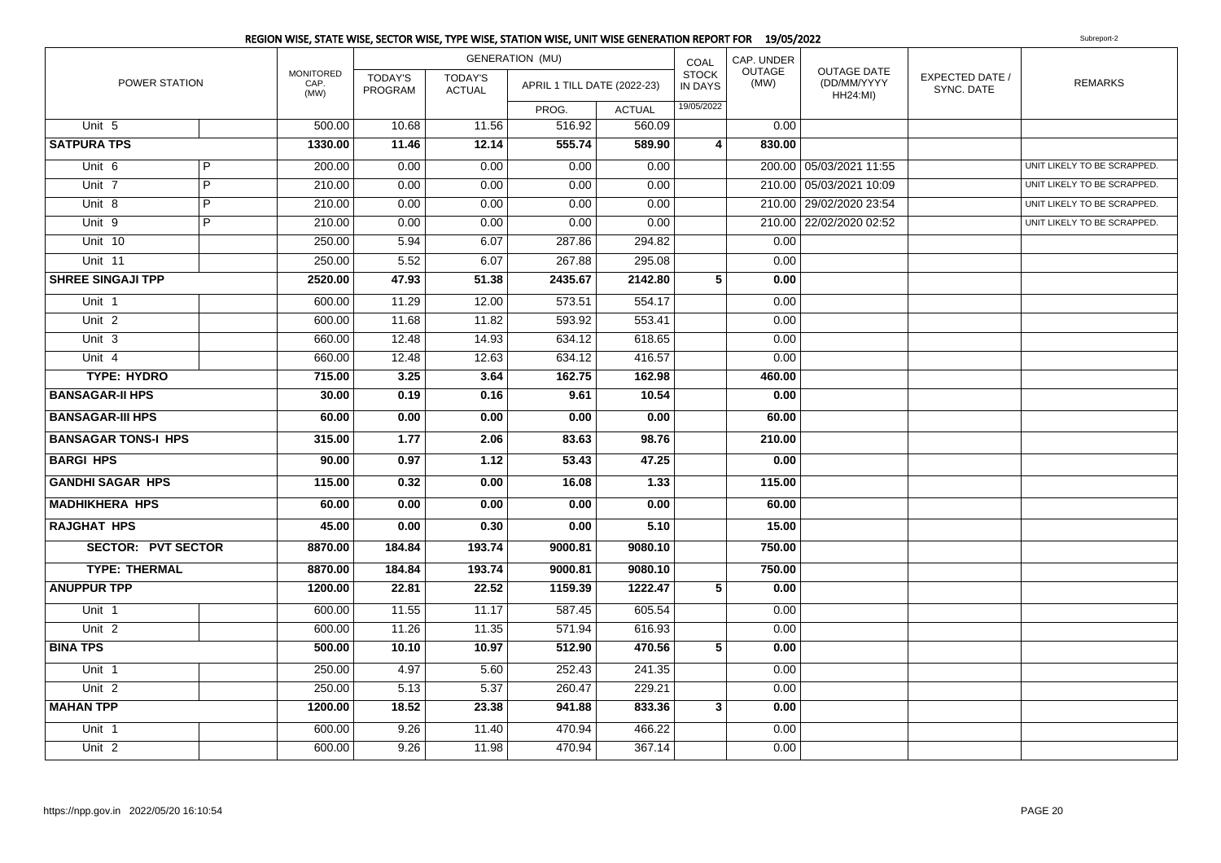## REGION WISE, STATE WISE, SECTOR WISE, TYPE WISE, STATION WISE, UNIT WISE GENERATION REPORT FOR 19/05/2022

Subreport-2

| POWER STATION | | MONITORED CAP. (MW) | GENERATION (MU) | | | | COAL STOCK IN DAYS | CAP. UNDER OUTAGE (MW) | OUTAGE DATE (DD/MM/YYYY HH24:MI) | EXPECTED DATE / SYNC. DATE | REMARKS |
|---|---|---|---|---|---|---|---|---|---|---|---|
| | | | TODAY'S PROGRAM | TODAY'S ACTUAL | APRIL 1 TILL DATE (2022-23) | | | | | | |
| | | | | | PROG. | ACTUAL | 19/05/2022 | | | | |
| Unit 5 | | 500.00 | 10.68 | 11.56 | 516.92 | 560.09 | | 0.00 | | | |
| **SATPURA TPS** | | **1330.00** | **11.46** | **12.14** | **555.74** | **589.90** | **4** | **830.00** | | | |
| Unit 6 | P | 200.00 | 0.00 | 0.00 | 0.00 | 0.00 | | 200.00 | 05/03/2021 11:55 | | UNIT LIKELY TO BE SCRAPPED. |
| Unit 7 | P | 210.00 | 0.00 | 0.00 | 0.00 | 0.00 | | 210.00 | 05/03/2021 10:09 | | UNIT LIKELY TO BE SCRAPPED. |
| Unit 8 | P | 210.00 | 0.00 | 0.00 | 0.00 | 0.00 | | 210.00 | 29/02/2020 23:54 | | UNIT LIKELY TO BE SCRAPPED. |
| Unit 9 | P | 210.00 | 0.00 | 0.00 | 0.00 | 0.00 | | 210.00 | 22/02/2020 02:52 | | UNIT LIKELY TO BE SCRAPPED. |
| Unit 10 | | 250.00 | 5.94 | 6.07 | 287.86 | 294.82 | | 0.00 | | | |
| Unit 11 | | 250.00 | 5.52 | 6.07 | 267.88 | 295.08 | | 0.00 | | | |
| **SHREE SINGAJI TPP** | | **2520.00** | **47.93** | **51.38** | **2435.67** | **2142.80** | **5** | **0.00** | | | |
| Unit 1 | | 600.00 | 11.29 | 12.00 | 573.51 | 554.17 | | 0.00 | | | |
| Unit 2 | | 600.00 | 11.68 | 11.82 | 593.92 | 553.41 | | 0.00 | | | |
| Unit 3 | | 660.00 | 12.48 | 14.93 | 634.12 | 618.65 | | 0.00 | | | |
| Unit 4 | | 660.00 | 12.48 | 12.63 | 634.12 | 416.57 | | 0.00 | | | |
| **TYPE: HYDRO** | | **715.00** | **3.25** | **3.64** | **162.75** | **162.98** | | **460.00** | | | |
| **BANSAGAR-II HPS** | | **30.00** | **0.19** | **0.16** | **9.61** | **10.54** | | **0.00** | | | |
| **BANSAGAR-III HPS** | | **60.00** | **0.00** | **0.00** | **0.00** | **0.00** | | **60.00** | | | |
| **BANSAGAR TONS-I HPS** | | **315.00** | **1.77** | **2.06** | **83.63** | **98.76** | | **210.00** | | | |
| **BARGI HPS** | | **90.00** | **0.97** | **1.12** | **53.43** | **47.25** | | **0.00** | | | |
| **GANDHI SAGAR HPS** | | **115.00** | **0.32** | **0.00** | **16.08** | **1.33** | | **115.00** | | | |
| **MADHIKHERA HPS** | | **60.00** | **0.00** | **0.00** | **0.00** | **0.00** | | **60.00** | | | |
| **RAJGHAT HPS** | | **45.00** | **0.00** | **0.30** | **0.00** | **5.10** | | **15.00** | | | |
| **SECTOR: PVT SECTOR** | | **8870.00** | **184.84** | **193.74** | **9000.81** | **9080.10** | | **750.00** | | | |
| **TYPE: THERMAL** | | **8870.00** | **184.84** | **193.74** | **9000.81** | **9080.10** | | **750.00** | | | |
| **ANUPPUR TPP** | | **1200.00** | **22.81** | **22.52** | **1159.39** | **1222.47** | **5** | **0.00** | | | |
| Unit 1 | | 600.00 | 11.55 | 11.17 | 587.45 | 605.54 | | 0.00 | | | |
| Unit 2 | | 600.00 | 11.26 | 11.35 | 571.94 | 616.93 | | 0.00 | | | |
| **BINA TPS** | | **500.00** | **10.10** | **10.97** | **512.90** | **470.56** | **5** | **0.00** | | | |
| Unit 1 | | 250.00 | 4.97 | 5.60 | 252.43 | 241.35 | | 0.00 | | | |
| Unit 2 | | 250.00 | 5.13 | 5.37 | 260.47 | 229.21 | | 0.00 | | | |
| **MAHAN TPP** | | **1200.00** | **18.52** | **23.38** | **941.88** | **833.36** | **3** | **0.00** | | | |
| Unit 1 | | 600.00 | 9.26 | 11.40 | 470.94 | 466.22 | | 0.00 | | | |
| Unit 2 | | 600.00 | 9.26 | 11.98 | 470.94 | 367.14 | | 0.00 | | | |

https://npp.gov.in 2022/05/20 16:10:54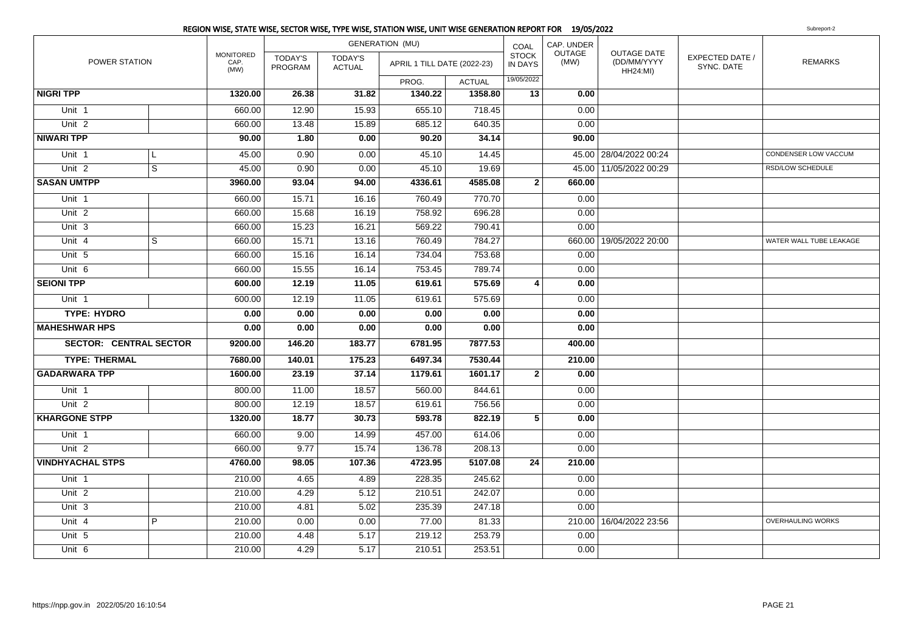## REGION WISE, STATE WISE, SECTOR WISE, TYPE WISE, STATION WISE, UNIT WISE GENERATION REPORT FOR 19/05/2022

Subreport-2

| POWER STATION | | MONITORED CAP. (MW) | GENERATION (MU) | | | | COAL STOCK IN DAYS | CAP. UNDER OUTAGE (MW) | OUTAGE DATE (DD/MM/YYYY HH24:MI) | EXPECTED DATE / SYNC. DATE | REMARKS |
|---|---|---|---|---|---|---|---|---|---|---|---|
| | | | TODAY'S PROGRAM | TODAY'S ACTUAL | APRIL 1 TILL DATE (2022-23) | | | | | | |
| | | | | | PROG. | ACTUAL | 19/05/2022 | | | | |
| **NIGRI TPP** | | **1320.00** | **26.38** | **31.82** | **1340.22** | **1358.80** | **13** | **0.00** | | | |
| Unit 1 | | 660.00 | 12.90 | 15.93 | 655.10 | 718.45 | | 0.00 | | | |
| Unit 2 | | 660.00 | 13.48 | 15.89 | 685.12 | 640.35 | | 0.00 | | | |
| **NIWARI TPP** | | **90.00** | **1.80** | **0.00** | **90.20** | **34.14** | | **90.00** | | | |
| Unit 1 | L | 45.00 | 0.90 | 0.00 | 45.10 | 14.45 | | 45.00 | 28/04/2022 00:24 | | CONDENSER LOW VACCUM |
| Unit 2 | S | 45.00 | 0.90 | 0.00 | 45.10 | 19.69 | | 45.00 | 11/05/2022 00:29 | | RSD/LOW SCHEDULE |
| **SASAN UMTPP** | | **3960.00** | **93.04** | **94.00** | **4336.61** | **4585.08** | **2** | **660.00** | | | |
| Unit 1 | | 660.00 | 15.71 | 16.16 | 760.49 | 770.70 | | 0.00 | | | |
| Unit 2 | | 660.00 | 15.68 | 16.19 | 758.92 | 696.28 | | 0.00 | | | |
| Unit 3 | | 660.00 | 15.23 | 16.21 | 569.22 | 790.41 | | 0.00 | | | |
| Unit 4 | S | 660.00 | 15.71 | 13.16 | 760.49 | 784.27 | | 660.00 | 19/05/2022 20:00 | | WATER WALL TUBE LEAKAGE |
| Unit 5 | | 660.00 | 15.16 | 16.14 | 734.04 | 753.68 | | 0.00 | | | |
| Unit 6 | | 660.00 | 15.55 | 16.14 | 753.45 | 789.74 | | 0.00 | | | |
| **SEIONI TPP** | | **600.00** | **12.19** | **11.05** | **619.61** | **575.69** | **4** | **0.00** | | | |
| Unit 1 | | 600.00 | 12.19 | 11.05 | 619.61 | 575.69 | | 0.00 | | | |
| **TYPE: HYDRO** | | **0.00** | **0.00** | **0.00** | **0.00** | **0.00** | | **0.00** | | | |
| **MAHESHWAR HPS** | | **0.00** | **0.00** | **0.00** | **0.00** | **0.00** | | **0.00** | | | |
| **SECTOR: CENTRAL SECTOR** | | **9200.00** | **146.20** | **183.77** | **6781.95** | **7877.53** | | **400.00** | | | |
| **TYPE: THERMAL** | | **7680.00** | **140.01** | **175.23** | **6497.34** | **7530.44** | | **210.00** | | | |
| **GADARWARA TPP** | | **1600.00** | **23.19** | **37.14** | **1179.61** | **1601.17** | **2** | **0.00** | | | |
| Unit 1 | | 800.00 | 11.00 | 18.57 | 560.00 | 844.61 | | 0.00 | | | |
| Unit 2 | | 800.00 | 12.19 | 18.57 | 619.61 | 756.56 | | 0.00 | | | |
| **KHARGONE STPP** | | **1320.00** | **18.77** | **30.73** | **593.78** | **822.19** | **5** | **0.00** | | | |
| Unit 1 | | 660.00 | 9.00 | 14.99 | 457.00 | 614.06 | | 0.00 | | | |
| Unit 2 | | 660.00 | 9.77 | 15.74 | 136.78 | 208.13 | | 0.00 | | | |
| **VINDHYACHAL STPS** | | **4760.00** | **98.05** | **107.36** | **4723.95** | **5107.08** | **24** | **210.00** | | | |
| Unit 1 | | 210.00 | 4.65 | 4.89 | 228.35 | 245.62 | | 0.00 | | | |
| Unit 2 | | 210.00 | 4.29 | 5.12 | 210.51 | 242.07 | | 0.00 | | | |
| Unit 3 | | 210.00 | 4.81 | 5.02 | 235.39 | 247.18 | | 0.00 | | | |
| Unit 4 | P | 210.00 | 0.00 | 0.00 | 77.00 | 81.33 | | 210.00 | 16/04/2022 23:56 | | OVERHAULING WORKS |
| Unit 5 | | 210.00 | 4.48 | 5.17 | 219.12 | 253.79 | | 0.00 | | | |
| Unit 6 | | 210.00 | 4.29 | 5.17 | 210.51 | 253.51 | | 0.00 | | | |

https://npp.gov.in 2022/05/20 16:10:54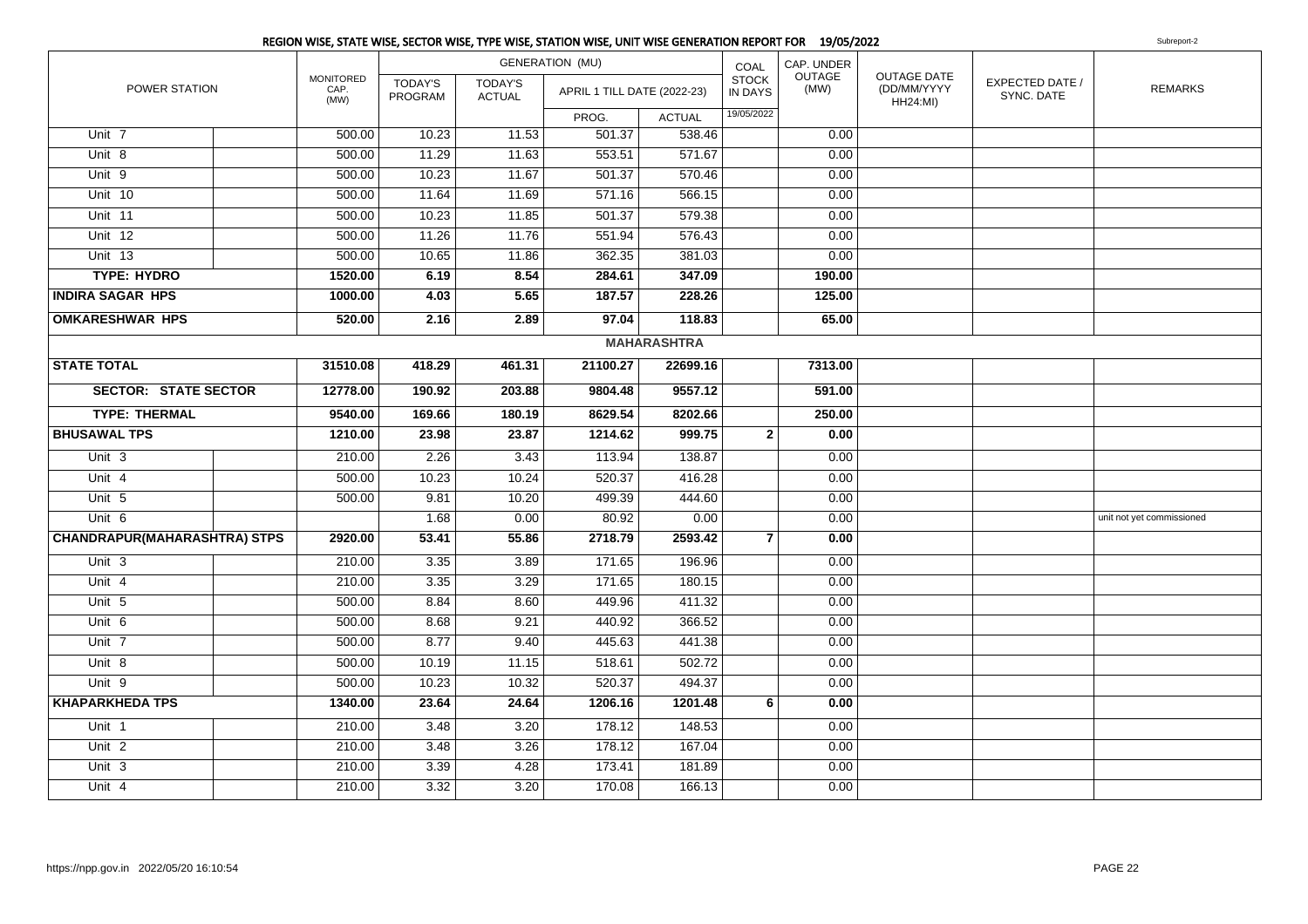## REGION WISE, STATE WISE, SECTOR WISE, TYPE WISE, STATION WISE, UNIT WISE GENERATION REPORT FOR 19/05/2022

Subreport-2

| POWER STATION | | MONITORED CAP. (MW) | GENERATION (MU) | | | | COAL STOCK IN DAYS | CAP. UNDER OUTAGE (MW) | OUTAGE DATE (DD/MM/YYYY HH24:MI) | EXPECTED DATE / SYNC. DATE | REMARKS |
|---|---|---|---|---|---|---|---|---|---|---|---|
| | | | TODAY'S PROGRAM | TODAY'S ACTUAL | APRIL 1 TILL DATE (2022-23) | | | | | | |
| | | | | | PROG. | ACTUAL | 19/05/2022 | | | | |
| Unit 7 | | 500.00 | 10.23 | 11.53 | 501.37 | 538.46 | | 0.00 | | | |
| Unit 8 | | 500.00 | 11.29 | 11.63 | 553.51 | 571.67 | | 0.00 | | | |
| Unit 9 | | 500.00 | 10.23 | 11.67 | 501.37 | 570.46 | | 0.00 | | | |
| Unit 10 | | 500.00 | 11.64 | 11.69 | 571.16 | 566.15 | | 0.00 | | | |
| Unit 11 | | 500.00 | 10.23 | 11.85 | 501.37 | 579.38 | | 0.00 | | | |
| Unit 12 | | 500.00 | 11.26 | 11.76 | 551.94 | 576.43 | | 0.00 | | | |
| Unit 13 | | 500.00 | 10.65 | 11.86 | 362.35 | 381.03 | | 0.00 | | | |
| **TYPE: HYDRO** | | **1520.00** | **6.19** | **8.54** | **284.61** | **347.09** | | **190.00** | | | |
| **INDIRA SAGAR HPS** | | **1000.00** | **4.03** | **5.65** | **187.57** | **228.26** | | **125.00** | | | |
| **OMKARESHWAR HPS** | | **520.00** | **2.16** | **2.89** | **97.04** | **118.83** | | **65.00** | | | |
| | | | | | | **MAHARASHTRA** | | | | | |
| **STATE TOTAL** | | **31510.08** | **418.29** | **461.31** | **21100.27** | **22699.16** | | **7313.00** | | | |
| **SECTOR: STATE SECTOR** | | **12778.00** | **190.92** | **203.88** | **9804.48** | **9557.12** | | **591.00** | | | |
| **TYPE: THERMAL** | | **9540.00** | **169.66** | **180.19** | **8629.54** | **8202.66** | | **250.00** | | | |
| **BHUSAWAL TPS** | | **1210.00** | **23.98** | **23.87** | **1214.62** | **999.75** | **2** | **0.00** | | | |
| Unit 3 | | 210.00 | 2.26 | 3.43 | 113.94 | 138.87 | | 0.00 | | | |
| Unit 4 | | 500.00 | 10.23 | 10.24 | 520.37 | 416.28 | | 0.00 | | | |
| Unit 5 | | 500.00 | 9.81 | 10.20 | 499.39 | 444.60 | | 0.00 | | | |
| Unit 6 | | | 1.68 | 0.00 | 80.92 | 0.00 | | 0.00 | | | unit not yet commissioned |
| **CHANDRAPUR(MAHARASHTRA) STPS** | | **2920.00** | **53.41** | **55.86** | **2718.79** | **2593.42** | **7** | **0.00** | | | |
| Unit 3 | | 210.00 | 3.35 | 3.89 | 171.65 | 196.96 | | 0.00 | | | |
| Unit 4 | | 210.00 | 3.35 | 3.29 | 171.65 | 180.15 | | 0.00 | | | |
| Unit 5 | | 500.00 | 8.84 | 8.60 | 449.96 | 411.32 | | 0.00 | | | |
| Unit 6 | | 500.00 | 8.68 | 9.21 | 440.92 | 366.52 | | 0.00 | | | |
| Unit 7 | | 500.00 | 8.77 | 9.40 | 445.63 | 441.38 | | 0.00 | | | |
| Unit 8 | | 500.00 | 10.19 | 11.15 | 518.61 | 502.72 | | 0.00 | | | |
| Unit 9 | | 500.00 | 10.23 | 10.32 | 520.37 | 494.37 | | 0.00 | | | |
| **KHAPARKHEDA TPS** | | **1340.00** | **23.64** | **24.64** | **1206.16** | **1201.48** | **6** | **0.00** | | | |
| Unit 1 | | 210.00 | 3.48 | 3.20 | 178.12 | 148.53 | | 0.00 | | | |
| Unit 2 | | 210.00 | 3.48 | 3.26 | 178.12 | 167.04 | | 0.00 | | | |
| Unit 3 | | 210.00 | 3.39 | 4.28 | 173.41 | 181.89 | | 0.00 | | | |
| Unit 4 | | 210.00 | 3.32 | 3.20 | 170.08 | 166.13 | | 0.00 | | | |

https://npp.gov.in 2022/05/20 16:10:54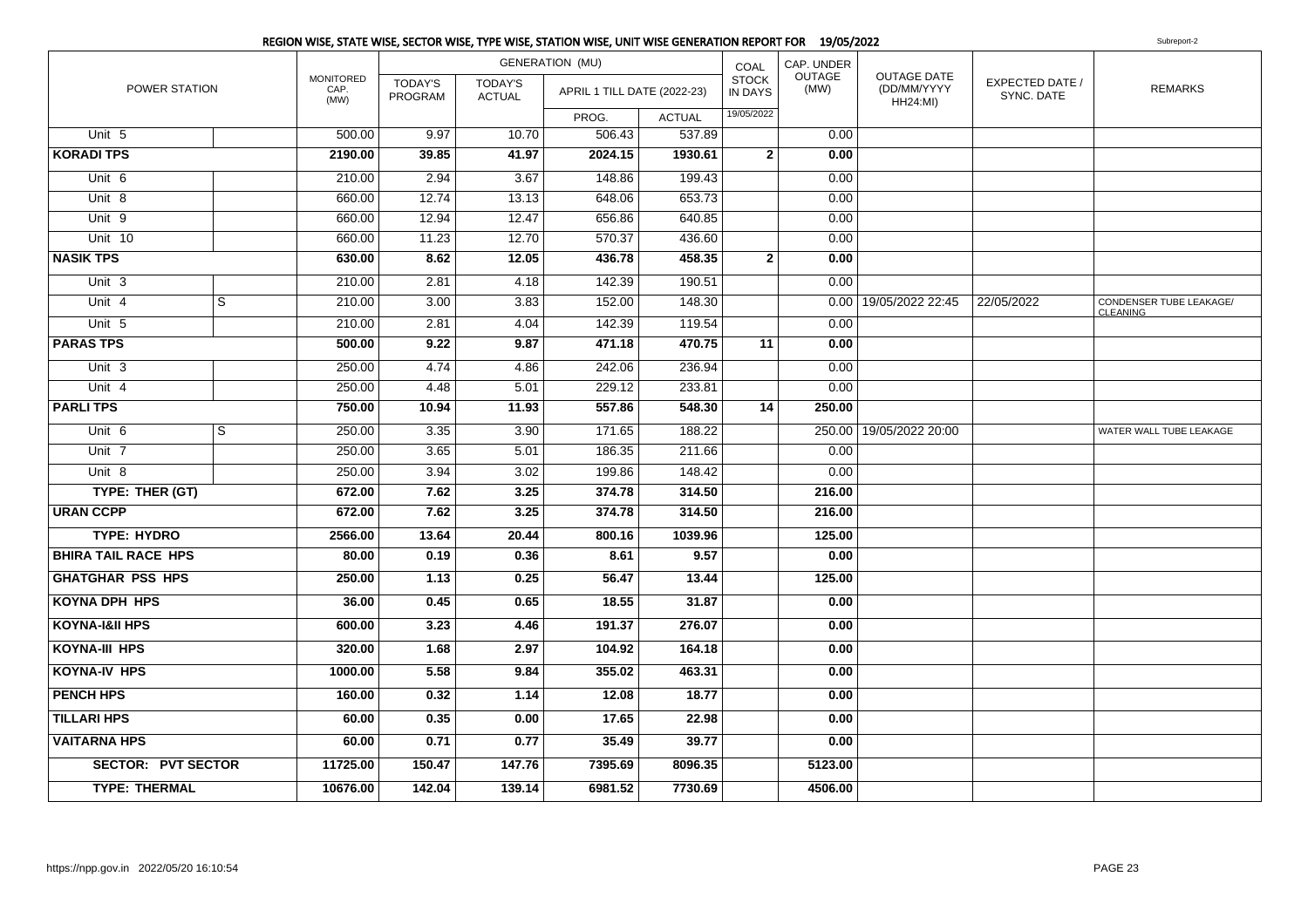## REGION WISE, STATE WISE, SECTOR WISE, TYPE WISE, STATION WISE, UNIT WISE GENERATION REPORT FOR 19/05/2022

Subreport-2

| POWER STATION | | MONITORED CAP. (MW) | GENERATION (MU) | | | | COAL STOCK IN DAYS | CAP. UNDER OUTAGE (MW) | OUTAGE DATE (DD/MM/YYYY HH24:MI) | EXPECTED DATE / SYNC. DATE | REMARKS |
|---|---|---|---|---|---|---|---|---|---|---|---|
| | | | TODAY'S PROGRAM | TODAY'S ACTUAL | APRIL 1 TILL DATE (2022-23) | | | | | | |
| | | | | | PROG. | ACTUAL | 19/05/2022 | | | | |
| Unit 5 | | 500.00 | 9.97 | 10.70 | 506.43 | 537.89 | | 0.00 | | | |
| **KORADI TPS** | | **2190.00** | **39.85** | **41.97** | **2024.15** | **1930.61** | **2** | **0.00** | | | |
| Unit 6 | | 210.00 | 2.94 | 3.67 | 148.86 | 199.43 | | 0.00 | | | |
| Unit 8 | | 660.00 | 12.74 | 13.13 | 648.06 | 653.73 | | 0.00 | | | |
| Unit 9 | | 660.00 | 12.94 | 12.47 | 656.86 | 640.85 | | 0.00 | | | |
| Unit 10 | | 660.00 | 11.23 | 12.70 | 570.37 | 436.60 | | 0.00 | | | |
| **NASIK TPS** | | **630.00** | **8.62** | **12.05** | **436.78** | **458.35** | **2** | **0.00** | | | |
| Unit 3 | | 210.00 | 2.81 | 4.18 | 142.39 | 190.51 | | 0.00 | | | |
| Unit 4 | S | 210.00 | 3.00 | 3.83 | 152.00 | 148.30 | | 0.00 | 19/05/2022 22:45 | 22/05/2022 | CONDENSER TUBE LEAKAGE/ CLEANING |
| Unit 5 | | 210.00 | 2.81 | 4.04 | 142.39 | 119.54 | | 0.00 | | | |
| **PARAS TPS** | | **500.00** | **9.22** | **9.87** | **471.18** | **470.75** | **11** | **0.00** | | | |
| Unit 3 | | 250.00 | 4.74 | 4.86 | 242.06 | 236.94 | | 0.00 | | | |
| Unit 4 | | 250.00 | 4.48 | 5.01 | 229.12 | 233.81 | | 0.00 | | | |
| **PARLI TPS** | | **750.00** | **10.94** | **11.93** | **557.86** | **548.30** | **14** | **250.00** | | | |
| Unit 6 | S | 250.00 | 3.35 | 3.90 | 171.65 | 188.22 | | 250.00 | 19/05/2022 20:00 | | WATER WALL TUBE LEAKAGE |
| Unit 7 | | 250.00 | 3.65 | 5.01 | 186.35 | 211.66 | | 0.00 | | | |
| Unit 8 | | 250.00 | 3.94 | 3.02 | 199.86 | 148.42 | | 0.00 | | | |
| **TYPE: THER (GT)** | | **672.00** | **7.62** | **3.25** | **374.78** | **314.50** | | **216.00** | | | |
| **URAN CCPP** | | **672.00** | **7.62** | **3.25** | **374.78** | **314.50** | | **216.00** | | | |
| **TYPE: HYDRO** | | **2566.00** | **13.64** | **20.44** | **800.16** | **1039.96** | | **125.00** | | | |
| **BHIRA TAIL RACE HPS** | | **80.00** | **0.19** | **0.36** | **8.61** | **9.57** | | **0.00** | | | |
| **GHATGHAR PSS HPS** | | **250.00** | **1.13** | **0.25** | **56.47** | **13.44** | | **125.00** | | | |
| **KOYNA DPH HPS** | | **36.00** | **0.45** | **0.65** | **18.55** | **31.87** | | **0.00** | | | |
| **KOYNA-I&II HPS** | | **600.00** | **3.23** | **4.46** | **191.37** | **276.07** | | **0.00** | | | |
| **KOYNA-III HPS** | | **320.00** | **1.68** | **2.97** | **104.92** | **164.18** | | **0.00** | | | |
| **KOYNA-IV HPS** | | **1000.00** | **5.58** | **9.84** | **355.02** | **463.31** | | **0.00** | | | |
| **PENCH HPS** | | **160.00** | **0.32** | **1.14** | **12.08** | **18.77** | | **0.00** | | | |
| **TILLARI HPS** | | **60.00** | **0.35** | **0.00** | **17.65** | **22.98** | | **0.00** | | | |
| **VAITARNA HPS** | | **60.00** | **0.71** | **0.77** | **35.49** | **39.77** | | **0.00** | | | |
| **SECTOR: PVT SECTOR** | | **11725.00** | **150.47** | **147.76** | **7395.69** | **8096.35** | | **5123.00** | | | |
| **TYPE: THERMAL** | | **10676.00** | **142.04** | **139.14** | **6981.52** | **7730.69** | | **4506.00** | | | |

https://npp.gov.in 2022/05/20 16:10:54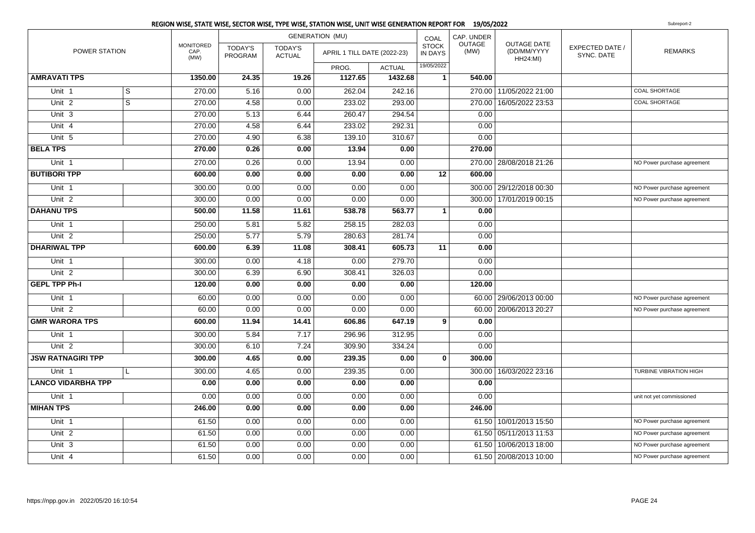## REGION WISE, STATE WISE, SECTOR WISE, TYPE WISE, STATION WISE, UNIT WISE GENERATION REPORT FOR 19/05/2022

Subreport-2

| POWER STATION | | MONITORED CAP. (MW) | GENERATION (MU) TODAY'S PROGRAM | TODAY'S ACTUAL | APRIL 1 TILL DATE (2022-23) PROG. | ACTUAL | COAL STOCK IN DAYS 19/05/2022 | CAP. UNDER OUTAGE (MW) | OUTAGE DATE (DD/MM/YYYY HH24:MI) | EXPECTED DATE / SYNC. DATE | REMARKS |
|---|---|---|---|---|---|---|---|---|---|---|---|
| **AMRAVATI TPS** | | **1350.00** | **24.35** | **19.26** | **1127.65** | **1432.68** | **1** | **540.00** | | | |
| Unit 1 | S | 270.00 | 5.16 | 0.00 | 262.04 | 242.16 | | 270.00 | 11/05/2022 21:00 | | COAL SHORTAGE |
| Unit 2 | S | 270.00 | 4.58 | 0.00 | 233.02 | 293.00 | | 270.00 | 16/05/2022 23:53 | | COAL SHORTAGE |
| Unit 3 | | 270.00 | 5.13 | 6.44 | 260.47 | 294.54 | | 0.00 | | | |
| Unit 4 | | 270.00 | 4.58 | 6.44 | 233.02 | 292.31 | | 0.00 | | | |
| Unit 5 | | 270.00 | 4.90 | 6.38 | 139.10 | 310.67 | | 0.00 | | | |
| **BELA TPS** | | **270.00** | **0.26** | **0.00** | **13.94** | **0.00** | | **270.00** | | | |
| Unit 1 | | 270.00 | 0.26 | 0.00 | 13.94 | 0.00 | | 270.00 | 28/08/2018 21:26 | | NO Power purchase agreement |
| **BUTIBORI TPP** | | **600.00** | **0.00** | **0.00** | **0.00** | **0.00** | **12** | **600.00** | | | |
| Unit 1 | | 300.00 | 0.00 | 0.00 | 0.00 | 0.00 | | 300.00 | 29/12/2018 00:30 | | NO Power purchase agreement |
| Unit 2 | | 300.00 | 0.00 | 0.00 | 0.00 | 0.00 | | 300.00 | 17/01/2019 00:15 | | NO Power purchase agreement |
| **DAHANU TPS** | | **500.00** | **11.58** | **11.61** | **538.78** | **563.77** | **1** | **0.00** | | | |
| Unit 1 | | 250.00 | 5.81 | 5.82 | 258.15 | 282.03 | | 0.00 | | | |
| Unit 2 | | 250.00 | 5.77 | 5.79 | 280.63 | 281.74 | | 0.00 | | | |
| **DHARIWAL TPP** | | **600.00** | **6.39** | **11.08** | **308.41** | **605.73** | **11** | **0.00** | | | |
| Unit 1 | | 300.00 | 0.00 | 4.18 | 0.00 | 279.70 | | 0.00 | | | |
| Unit 2 | | 300.00 | 6.39 | 6.90 | 308.41 | 326.03 | | 0.00 | | | |
| **GEPL TPP Ph-I** | | **120.00** | **0.00** | **0.00** | **0.00** | **0.00** | | **120.00** | | | |
| Unit 1 | | 60.00 | 0.00 | 0.00 | 0.00 | 0.00 | | 60.00 | 29/06/2013 00:00 | | NO Power purchase agreement |
| Unit 2 | | 60.00 | 0.00 | 0.00 | 0.00 | 0.00 | | 60.00 | 20/06/2013 20:27 | | NO Power purchase agreement |
| **GMR WARORA TPS** | | **600.00** | **11.94** | **14.41** | **606.86** | **647.19** | **9** | **0.00** | | | |
| Unit 1 | | 300.00 | 5.84 | 7.17 | 296.96 | 312.95 | | 0.00 | | | |
| Unit 2 | | 300.00 | 6.10 | 7.24 | 309.90 | 334.24 | | 0.00 | | | |
| **JSW RATNAGIRI TPP** | | **300.00** | **4.65** | **0.00** | **239.35** | **0.00** | **0** | **300.00** | | | |
| Unit 1 | L | 300.00 | 4.65 | 0.00 | 239.35 | 0.00 | | 300.00 | 16/03/2022 23:16 | | TURBINE VIBRATION HIGH |
| **LANCO VIDARBHA TPP** | | **0.00** | **0.00** | **0.00** | **0.00** | **0.00** | | **0.00** | | | |
| Unit 1 | | 0.00 | 0.00 | 0.00 | 0.00 | 0.00 | | 0.00 | | | unit not yet commissioned |
| **MIHAN TPS** | | **246.00** | **0.00** | **0.00** | **0.00** | **0.00** | | **246.00** | | | |
| Unit 1 | | 61.50 | 0.00 | 0.00 | 0.00 | 0.00 | | 61.50 | 10/01/2013 15:50 | | NO Power purchase agreement |
| Unit 2 | | 61.50 | 0.00 | 0.00 | 0.00 | 0.00 | | 61.50 | 05/11/2013 11:53 | | NO Power purchase agreement |
| Unit 3 | | 61.50 | 0.00 | 0.00 | 0.00 | 0.00 | | 61.50 | 10/06/2013 18:00 | | NO Power purchase agreement |
| Unit 4 | | 61.50 | 0.00 | 0.00 | 0.00 | 0.00 | | 61.50 | 20/08/2013 10:00 | | NO Power purchase agreement |

https://npp.gov.in 2022/05/20 16:10:54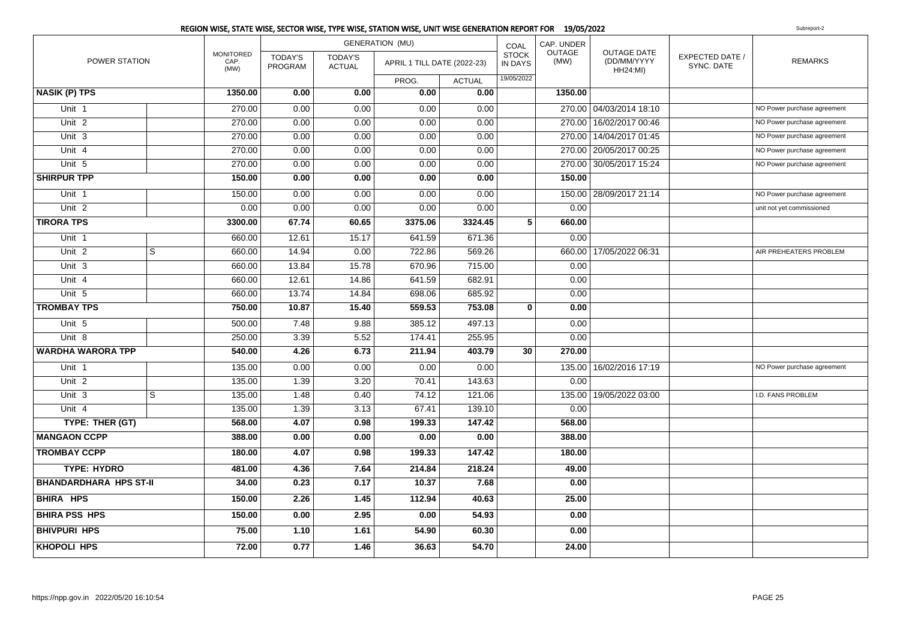## REGION WISE, STATE WISE, SECTOR WISE, TYPE WISE, STATION WISE, UNIT WISE GENERATION REPORT FOR 19/05/2022

Subreport-2

| POWER STATION | | MONITORED CAP. (MW) | GENERATION (MU) | | | | COAL STOCK IN DAYS | CAP. UNDER OUTAGE (MW) | OUTAGE DATE (DD/MM/YYYY HH24:MI) | EXPECTED DATE / SYNC. DATE | REMARKS |
|---|---|---|---|---|---|---|---|---|---|---|---|
| | | | TODAY'S PROGRAM | TODAY'S ACTUAL | APRIL 1 TILL DATE (2022-23) | | | | | | |
| | | | | | PROG. | ACTUAL | 19/05/2022 | | | | |
| **NASIK (P) TPS** | | **1350.00** | **0.00** | **0.00** | **0.00** | **0.00** | | **1350.00** | | | |
| Unit 1 | | 270.00 | 0.00 | 0.00 | 0.00 | 0.00 | | 270.00 | 04/03/2014 18:10 | | NO Power purchase agreement |
| Unit 2 | | 270.00 | 0.00 | 0.00 | 0.00 | 0.00 | | 270.00 | 16/02/2017 00:46 | | NO Power purchase agreement |
| Unit 3 | | 270.00 | 0.00 | 0.00 | 0.00 | 0.00 | | 270.00 | 14/04/2017 01:45 | | NO Power purchase agreement |
| Unit 4 | | 270.00 | 0.00 | 0.00 | 0.00 | 0.00 | | 270.00 | 20/05/2017 00:25 | | NO Power purchase agreement |
| Unit 5 | | 270.00 | 0.00 | 0.00 | 0.00 | 0.00 | | 270.00 | 30/05/2017 15:24 | | NO Power purchase agreement |
| **SHIRPUR TPP** | | **150.00** | **0.00** | **0.00** | **0.00** | **0.00** | | **150.00** | | | |
| Unit 1 | | 150.00 | 0.00 | 0.00 | 0.00 | 0.00 | | 150.00 | 28/09/2017 21:14 | | NO Power purchase agreement |
| Unit 2 | | 0.00 | 0.00 | 0.00 | 0.00 | 0.00 | | 0.00 | | | unit not yet commissioned |
| **TIRORA TPS** | | **3300.00** | **67.74** | **60.65** | **3375.06** | **3324.45** | **5** | **660.00** | | | |
| Unit 1 | | 660.00 | 12.61 | 15.17 | 641.59 | 671.36 | | 0.00 | | | |
| Unit 2 | S | 660.00 | 14.94 | 0.00 | 722.86 | 569.26 | | 660.00 | 17/05/2022 06:31 | | AIR PREHEATERS PROBLEM |
| Unit 3 | | 660.00 | 13.84 | 15.78 | 670.96 | 715.00 | | 0.00 | | | |
| Unit 4 | | 660.00 | 12.61 | 14.86 | 641.59 | 682.91 | | 0.00 | | | |
| Unit 5 | | 660.00 | 13.74 | 14.84 | 698.06 | 685.92 | | 0.00 | | | |
| **TROMBAY TPS** | | **750.00** | **10.87** | **15.40** | **559.53** | **753.08** | **0** | **0.00** | | | |
| Unit 5 | | 500.00 | 7.48 | 9.88 | 385.12 | 497.13 | | 0.00 | | | |
| Unit 8 | | 250.00 | 3.39 | 5.52 | 174.41 | 255.95 | | 0.00 | | | |
| **WARDHA WARORA TPP** | | **540.00** | **4.26** | **6.73** | **211.94** | **403.79** | **30** | **270.00** | | | |
| Unit 1 | | 135.00 | 0.00 | 0.00 | 0.00 | 0.00 | | 135.00 | 16/02/2016 17:19 | | NO Power purchase agreement |
| Unit 2 | | 135.00 | 1.39 | 3.20 | 70.41 | 143.63 | | 0.00 | | | |
| Unit 3 | S | 135.00 | 1.48 | 0.40 | 74.12 | 121.06 | | 135.00 | 19/05/2022 03:00 | | I.D. FANS PROBLEM |
| Unit 4 | | 135.00 | 1.39 | 3.13 | 67.41 | 139.10 | | 0.00 | | | |
| **TYPE: THER (GT)** | | **568.00** | **4.07** | **0.98** | **199.33** | **147.42** | | **568.00** | | | |
| **MANGAON CCPP** | | **388.00** | **0.00** | **0.00** | **0.00** | **0.00** | | **388.00** | | | |
| **TROMBAY CCPP** | | **180.00** | **4.07** | **0.98** | **199.33** | **147.42** | | **180.00** | | | |
| **TYPE: HYDRO** | | **481.00** | **4.36** | **7.64** | **214.84** | **218.24** | | **49.00** | | | |
| **BHANDARDHARA HPS ST-II** | | **34.00** | **0.23** | **0.17** | **10.37** | **7.68** | | **0.00** | | | |
| **BHIRA HPS** | | **150.00** | **2.26** | **1.45** | **112.94** | **40.63** | | **25.00** | | | |
| **BHIRA PSS HPS** | | **150.00** | **0.00** | **2.95** | **0.00** | **54.93** | | **0.00** | | | |
| **BHIVPURI HPS** | | **75.00** | **1.10** | **1.61** | **54.90** | **60.30** | | **0.00** | | | |
| **KHOPOLI HPS** | | **72.00** | **0.77** | **1.46** | **36.63** | **54.70** | | **24.00** | | | |

https://npp.gov.in 2022/05/20 16:10:54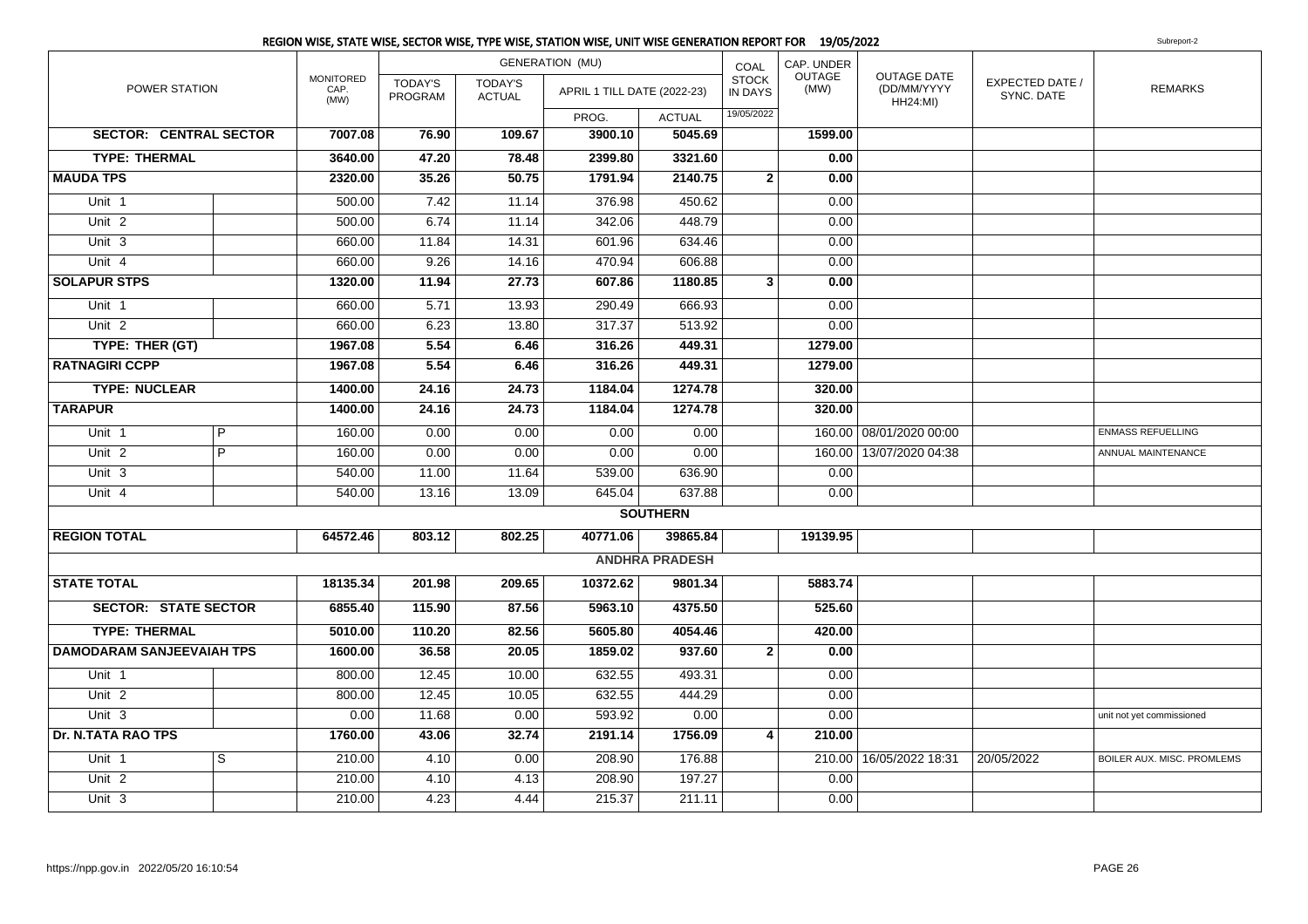## REGION WISE, STATE WISE, SECTOR WISE, TYPE WISE, STATION WISE, UNIT WISE GENERATION REPORT FOR 19/05/2022

Subreport-2

| POWER STATION | | MONITORED CAP. (MW) | GENERATION (MU) | | | | COAL STOCK IN DAYS | CAP. UNDER OUTAGE (MW) | OUTAGE DATE (DD/MM/YYYY HH24:MI) | EXPECTED DATE / SYNC. DATE | REMARKS |
|---|---|---|---|---|---|---|---|---|---|---|---|
| | | | TODAY'S PROGRAM | TODAY'S ACTUAL | APRIL 1 TILL DATE (2022-23) | | | | | | |
| | | | | | PROG. | ACTUAL | 19/05/2022 | | | | |
| **SECTOR: CENTRAL SECTOR** | | **7007.08** | **76.90** | **109.67** | **3900.10** | **5045.69** | | **1599.00** | | | |
| **TYPE: THERMAL** | | **3640.00** | **47.20** | **78.48** | **2399.80** | **3321.60** | | **0.00** | | | |
| **MAUDA TPS** | | **2320.00** | **35.26** | **50.75** | **1791.94** | **2140.75** | **2** | **0.00** | | | |
| Unit 1 | | 500.00 | 7.42 | 11.14 | 376.98 | 450.62 | | 0.00 | | | |
| Unit 2 | | 500.00 | 6.74 | 11.14 | 342.06 | 448.79 | | 0.00 | | | |
| Unit 3 | | 660.00 | 11.84 | 14.31 | 601.96 | 634.46 | | 0.00 | | | |
| Unit 4 | | 660.00 | 9.26 | 14.16 | 470.94 | 606.88 | | 0.00 | | | |
| **SOLAPUR STPS** | | **1320.00** | **11.94** | **27.73** | **607.86** | **1180.85** | **3** | **0.00** | | | |
| Unit 1 | | 660.00 | 5.71 | 13.93 | 290.49 | 666.93 | | 0.00 | | | |
| Unit 2 | | 660.00 | 6.23 | 13.80 | 317.37 | 513.92 | | 0.00 | | | |
| **TYPE: THER (GT)** | | **1967.08** | **5.54** | **6.46** | **316.26** | **449.31** | | **1279.00** | | | |
| **RATNAGIRI CCPP** | | **1967.08** | **5.54** | **6.46** | **316.26** | **449.31** | | **1279.00** | | | |
| **TYPE: NUCLEAR** | | **1400.00** | **24.16** | **24.73** | **1184.04** | **1274.78** | | **320.00** | | | |
| **TARAPUR** | | **1400.00** | **24.16** | **24.73** | **1184.04** | **1274.78** | | **320.00** | | | |
| Unit 1 | P | 160.00 | 0.00 | 0.00 | 0.00 | 0.00 | | 160.00 | 08/01/2020 00:00 | | ENMASS REFUELLING |
| Unit 2 | P | 160.00 | 0.00 | 0.00 | 0.00 | 0.00 | | 160.00 | 13/07/2020 04:38 | | ANNUAL MAINTENANCE |
| Unit 3 | | 540.00 | 11.00 | 11.64 | 539.00 | 636.90 | | 0.00 | | | |
| Unit 4 | | 540.00 | 13.16 | 13.09 | 645.04 | 637.88 | | 0.00 | | | |
| | | | | | | **SOUTHERN** | | | | | |
| **REGION TOTAL** | | **64572.46** | **803.12** | **802.25** | **40771.06** | **39865.84** | | **19139.95** | | | |
| | | | | | | **ANDHRA PRADESH** | | | | | |
| **STATE TOTAL** | | **18135.34** | **201.98** | **209.65** | **10372.62** | **9801.34** | | **5883.74** | | | |
| **SECTOR: STATE SECTOR** | | **6855.40** | **115.90** | **87.56** | **5963.10** | **4375.50** | | **525.60** | | | |
| **TYPE: THERMAL** | | **5010.00** | **110.20** | **82.56** | **5605.80** | **4054.46** | | **420.00** | | | |
| **DAMODARAM SANJEEVAIAH TPS** | | **1600.00** | **36.58** | **20.05** | **1859.02** | **937.60** | **2** | **0.00** | | | |
| Unit 1 | | 800.00 | 12.45 | 10.00 | 632.55 | 493.31 | | 0.00 | | | |
| Unit 2 | | 800.00 | 12.45 | 10.05 | 632.55 | 444.29 | | 0.00 | | | |
| Unit 3 | | 0.00 | 11.68 | 0.00 | 593.92 | 0.00 | | 0.00 | | | unit not yet commissioned |
| **Dr. N.TATA RAO TPS** | | **1760.00** | **43.06** | **32.74** | **2191.14** | **1756.09** | **4** | **210.00** | | | |
| Unit 1 | S | 210.00 | 4.10 | 0.00 | 208.90 | 176.88 | | 210.00 | 16/05/2022 18:31 | 20/05/2022 | BOILER AUX. MISC. PROMLEMS |
| Unit 2 | | 210.00 | 4.10 | 4.13 | 208.90 | 197.27 | | 0.00 | | | |
| Unit 3 | | 210.00 | 4.23 | 4.44 | 215.37 | 211.11 | | 0.00 | | | |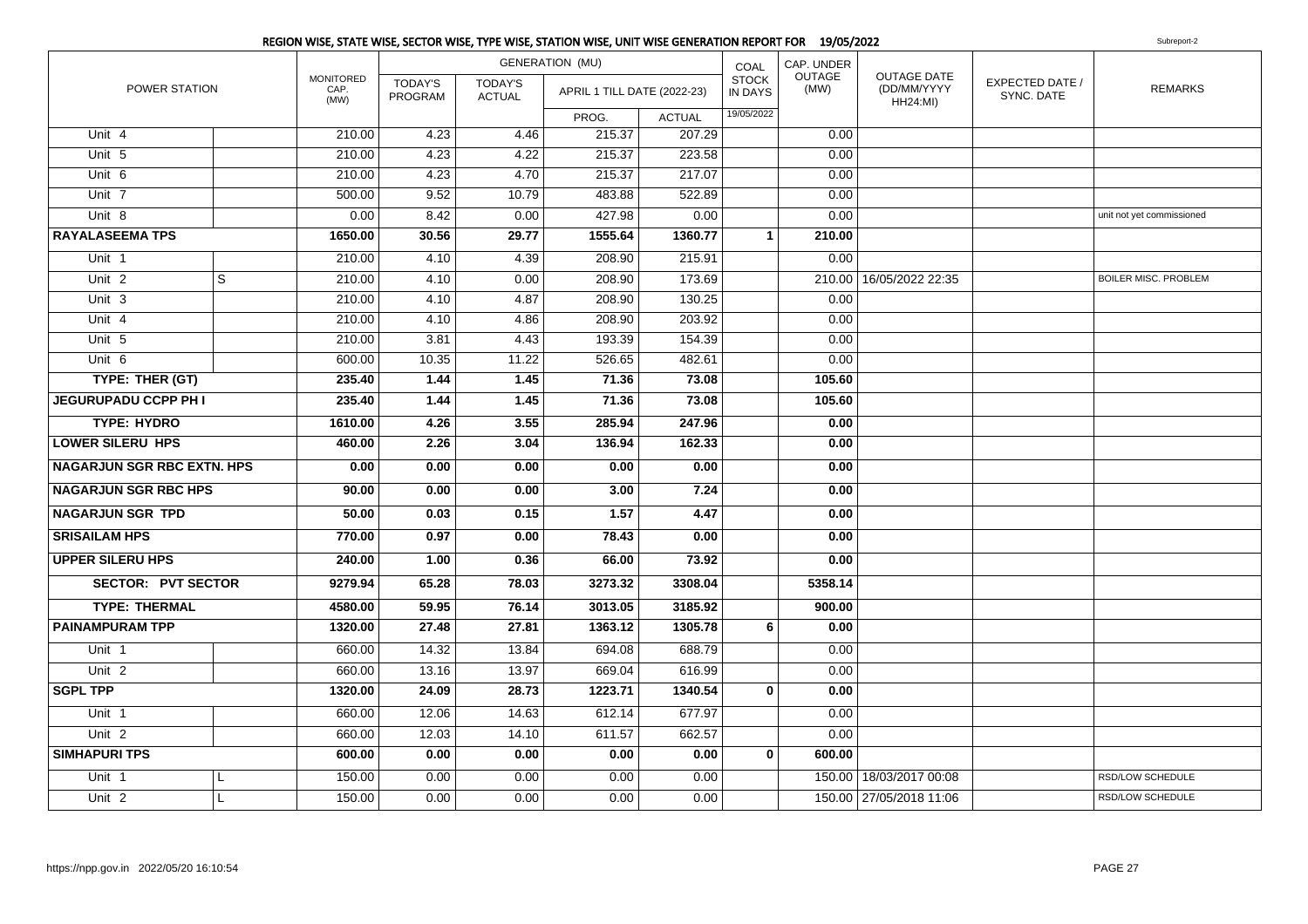## REGION WISE, STATE WISE, SECTOR WISE, TYPE WISE, STATION WISE, UNIT WISE GENERATION REPORT FOR 19/05/2022

Subreport-2

| POWER STATION | | MONITORED CAP. (MW) | GENERATION (MU) | | | | COAL STOCK IN DAYS | CAP. UNDER OUTAGE (MW) | OUTAGE DATE (DD/MM/YYYY HH24:MI) | EXPECTED DATE / SYNC. DATE | REMARKS |
|---|---|---|---|---|---|---|---|---|---|---|---|
| | | | TODAY'S PROGRAM | TODAY'S ACTUAL | APRIL 1 TILL DATE (2022-23) | | | | | | |
| | | | | | PROG. | ACTUAL | 19/05/2022 | | | | |
| Unit 4 | | 210.00 | 4.23 | 4.46 | 215.37 | 207.29 | | 0.00 | | | |
| Unit 5 | | 210.00 | 4.23 | 4.22 | 215.37 | 223.58 | | 0.00 | | | |
| Unit 6 | | 210.00 | 4.23 | 4.70 | 215.37 | 217.07 | | 0.00 | | | |
| Unit 7 | | 500.00 | 9.52 | 10.79 | 483.88 | 522.89 | | 0.00 | | | |
| Unit 8 | | 0.00 | 8.42 | 0.00 | 427.98 | 0.00 | | 0.00 | | | unit not yet commissioned |
| **RAYALASEEMA TPS** | | **1650.00** | **30.56** | **29.77** | **1555.64** | **1360.77** | **1** | **210.00** | | | |
| Unit 1 | | 210.00 | 4.10 | 4.39 | 208.90 | 215.91 | | 0.00 | | | |
| Unit 2 | S | 210.00 | 4.10 | 0.00 | 208.90 | 173.69 | | 210.00 | 16/05/2022 22:35 | | BOILER MISC. PROBLEM |
| Unit 3 | | 210.00 | 4.10 | 4.87 | 208.90 | 130.25 | | 0.00 | | | |
| Unit 4 | | 210.00 | 4.10 | 4.86 | 208.90 | 203.92 | | 0.00 | | | |
| Unit 5 | | 210.00 | 3.81 | 4.43 | 193.39 | 154.39 | | 0.00 | | | |
| Unit 6 | | 600.00 | 10.35 | 11.22 | 526.65 | 482.61 | | 0.00 | | | |
| **TYPE: THER (GT)** | | **235.40** | **1.44** | **1.45** | **71.36** | **73.08** | | **105.60** | | | |
| **JEGURUPADU CCPP PH I** | | **235.40** | **1.44** | **1.45** | **71.36** | **73.08** | | **105.60** | | | |
| **TYPE: HYDRO** | | **1610.00** | **4.26** | **3.55** | **285.94** | **247.96** | | **0.00** | | | |
| **LOWER SILERU HPS** | | **460.00** | **2.26** | **3.04** | **136.94** | **162.33** | | **0.00** | | | |
| **NAGARJUN SGR RBC EXTN. HPS** | | **0.00** | **0.00** | **0.00** | **0.00** | **0.00** | | **0.00** | | | |
| **NAGARJUN SGR RBC HPS** | | **90.00** | **0.00** | **0.00** | **3.00** | **7.24** | | **0.00** | | | |
| **NAGARJUN SGR TPD** | | **50.00** | **0.03** | **0.15** | **1.57** | **4.47** | | **0.00** | | | |
| **SRISAILAM HPS** | | **770.00** | **0.97** | **0.00** | **78.43** | **0.00** | | **0.00** | | | |
| **UPPER SILERU HPS** | | **240.00** | **1.00** | **0.36** | **66.00** | **73.92** | | **0.00** | | | |
| **SECTOR: PVT SECTOR** | | **9279.94** | **65.28** | **78.03** | **3273.32** | **3308.04** | | **5358.14** | | | |
| **TYPE: THERMAL** | | **4580.00** | **59.95** | **76.14** | **3013.05** | **3185.92** | | **900.00** | | | |
| **PAINAMPURAM TPP** | | **1320.00** | **27.48** | **27.81** | **1363.12** | **1305.78** | **6** | **0.00** | | | |
| Unit 1 | | 660.00 | 14.32 | 13.84 | 694.08 | 688.79 | | 0.00 | | | |
| Unit 2 | | 660.00 | 13.16 | 13.97 | 669.04 | 616.99 | | 0.00 | | | |
| **SGPL TPP** | | **1320.00** | **24.09** | **28.73** | **1223.71** | **1340.54** | **0** | **0.00** | | | |
| Unit 1 | | 660.00 | 12.06 | 14.63 | 612.14 | 677.97 | | 0.00 | | | |
| Unit 2 | | 660.00 | 12.03 | 14.10 | 611.57 | 662.57 | | 0.00 | | | |
| **SIMHAPURI TPS** | | **600.00** | **0.00** | **0.00** | **0.00** | **0.00** | **0** | **600.00** | | | |
| Unit 1 | L | 150.00 | 0.00 | 0.00 | 0.00 | 0.00 | | 150.00 | 18/03/2017 00:08 | | RSD/LOW SCHEDULE |
| Unit 2 | L | 150.00 | 0.00 | 0.00 | 0.00 | 0.00 | | 150.00 | 27/05/2018 11:06 | | RSD/LOW SCHEDULE |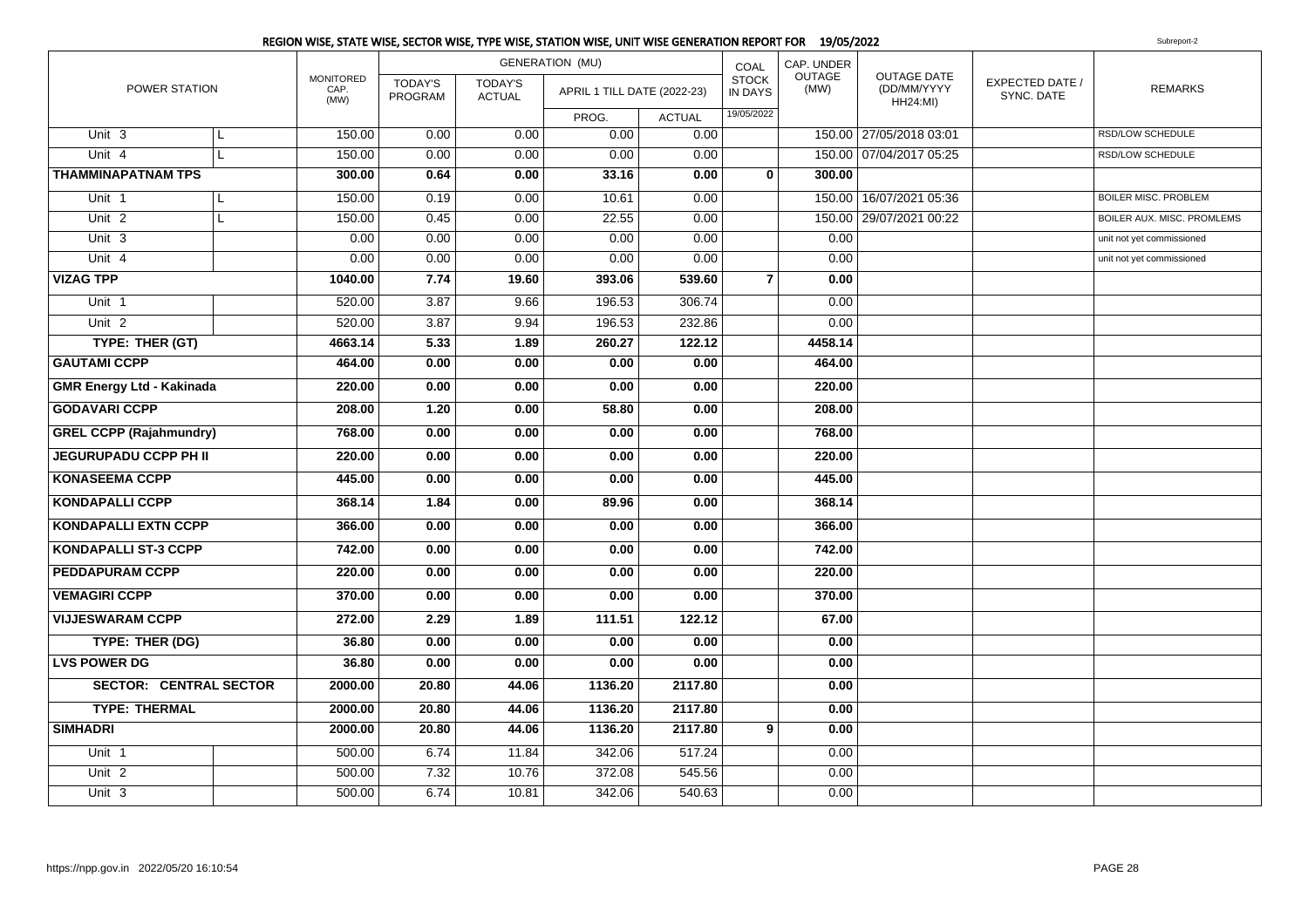# REGION WISE, STATE WISE, SECTOR WISE, TYPE WISE, STATION WISE, UNIT WISE GENERATION REPORT FOR 19/05/2022

Subreport-2

| POWER STATION | | MONITORED CAP. (MW) | GENERATION (MU) | | | | COAL STOCK IN DAYS | CAP. UNDER OUTAGE (MW) | OUTAGE DATE (DD/MM/YYYY HH24:MI) | EXPECTED DATE / SYNC. DATE | REMARKS |
|---|---|---|---|---|---|---|---|---|---|---|---|
| | | | TODAY'S PROGRAM | TODAY'S ACTUAL | APRIL 1 TILL DATE (2022-23) | | | | | | |
| | | | | | PROG. | ACTUAL | 19/05/2022 | | | | |
| Unit 3 | L | 150.00 | 0.00 | 0.00 | 0.00 | 0.00 | | 150.00 | 27/05/2018 03:01 | | RSD/LOW SCHEDULE |
| Unit 4 | L | 150.00 | 0.00 | 0.00 | 0.00 | 0.00 | | 150.00 | 07/04/2017 05:25 | | RSD/LOW SCHEDULE |
| **THAMMINAPATNAM TPS** | | **300.00** | **0.64** | **0.00** | **33.16** | **0.00** | **0** | **300.00** | | | |
| Unit 1 | L | 150.00 | 0.19 | 0.00 | 10.61 | 0.00 | | 150.00 | 16/07/2021 05:36 | | BOILER MISC. PROBLEM |
| Unit 2 | L | 150.00 | 0.45 | 0.00 | 22.55 | 0.00 | | 150.00 | 29/07/2021 00:22 | | BOILER AUX. MISC. PROMLEMS |
| Unit 3 | | 0.00 | 0.00 | 0.00 | 0.00 | 0.00 | | 0.00 | | | unit not yet commissioned |
| Unit 4 | | 0.00 | 0.00 | 0.00 | 0.00 | 0.00 | | 0.00 | | | unit not yet commissioned |
| **VIZAG TPP** | | **1040.00** | **7.74** | **19.60** | **393.06** | **539.60** | **7** | **0.00** | | | |
| Unit 1 | | 520.00 | 3.87 | 9.66 | 196.53 | 306.74 | | 0.00 | | | |
| Unit 2 | | 520.00 | 3.87 | 9.94 | 196.53 | 232.86 | | 0.00 | | | |
| **TYPE: THER (GT)** | | **4663.14** | **5.33** | **1.89** | **260.27** | **122.12** | | **4458.14** | | | |
| **GAUTAMI CCPP** | | **464.00** | **0.00** | **0.00** | **0.00** | **0.00** | | **464.00** | | | |
| **GMR Energy Ltd - Kakinada** | | **220.00** | **0.00** | **0.00** | **0.00** | **0.00** | | **220.00** | | | |
| **GODAVARI CCPP** | | **208.00** | **1.20** | **0.00** | **58.80** | **0.00** | | **208.00** | | | |
| **GREL CCPP (Rajahmundry)** | | **768.00** | **0.00** | **0.00** | **0.00** | **0.00** | | **768.00** | | | |
| **JEGURUPADU CCPP PH II** | | **220.00** | **0.00** | **0.00** | **0.00** | **0.00** | | **220.00** | | | |
| **KONASEEMA CCPP** | | **445.00** | **0.00** | **0.00** | **0.00** | **0.00** | | **445.00** | | | |
| **KONDAPALLI CCPP** | | **368.14** | **1.84** | **0.00** | **89.96** | **0.00** | | **368.14** | | | |
| **KONDAPALLI EXTN CCPP** | | **366.00** | **0.00** | **0.00** | **0.00** | **0.00** | | **366.00** | | | |
| **KONDAPALLI ST-3 CCPP** | | **742.00** | **0.00** | **0.00** | **0.00** | **0.00** | | **742.00** | | | |
| **PEDDAPURAM CCPP** | | **220.00** | **0.00** | **0.00** | **0.00** | **0.00** | | **220.00** | | | |
| **VEMAGIRI CCPP** | | **370.00** | **0.00** | **0.00** | **0.00** | **0.00** | | **370.00** | | | |
| **VIJJESWARAM CCPP** | | **272.00** | **2.29** | **1.89** | **111.51** | **122.12** | | **67.00** | | | |
| **TYPE: THER (DG)** | | **36.80** | **0.00** | **0.00** | **0.00** | **0.00** | | **0.00** | | | |
| **LVS POWER DG** | | **36.80** | **0.00** | **0.00** | **0.00** | **0.00** | | **0.00** | | | |
| **SECTOR: CENTRAL SECTOR** | | **2000.00** | **20.80** | **44.06** | **1136.20** | **2117.80** | | **0.00** | | | |
| **TYPE: THERMAL** | | **2000.00** | **20.80** | **44.06** | **1136.20** | **2117.80** | | **0.00** | | | |
| **SIMHADRI** | | **2000.00** | **20.80** | **44.06** | **1136.20** | **2117.80** | **9** | **0.00** | | | |
| Unit 1 | | 500.00 | 6.74 | 11.84 | 342.06 | 517.24 | | 0.00 | | | |
| Unit 2 | | 500.00 | 7.32 | 10.76 | 372.08 | 545.56 | | 0.00 | | | |
| Unit 3 | | 500.00 | 6.74 | 10.81 | 342.06 | 540.63 | | 0.00 | | | |

https://npp.gov.in 2022/05/20 16:10:54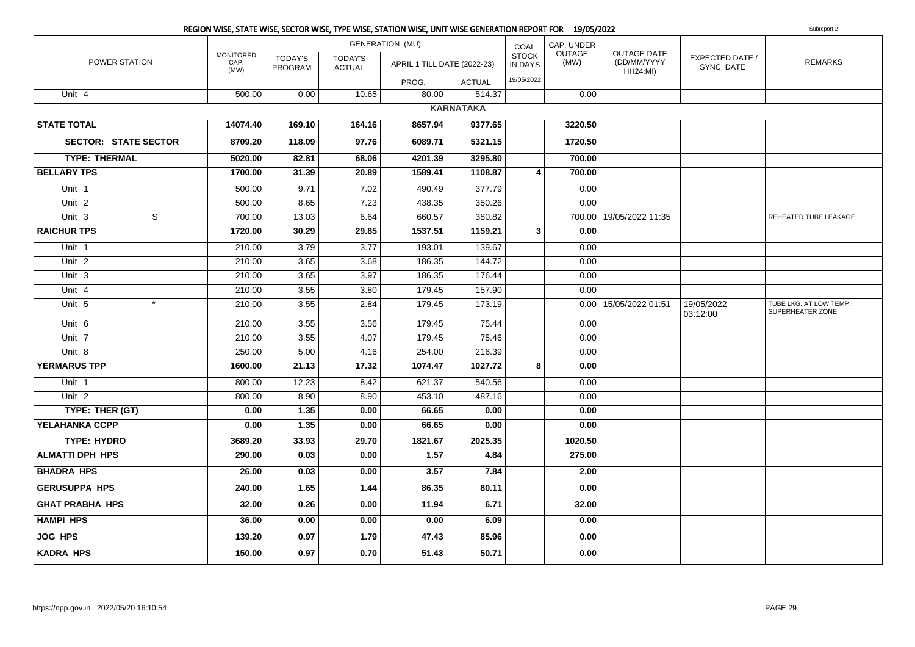## REGION WISE, STATE WISE, SECTOR WISE, TYPE WISE, STATION WISE, UNIT WISE GENERATION REPORT FOR 19/05/2022

Subreport-2

| POWER STATION | | MONITORED CAP. (MW) | GENERATION (MU) | | | | COAL STOCK IN DAYS | CAP. UNDER OUTAGE (MW) | OUTAGE DATE (DD/MM/YYYY HH24:MI) | EXPECTED DATE / SYNC. DATE | REMARKS |
|---|---|---|---|---|---|---|---|---|---|---|---|
| | | | TODAY'S PROGRAM | TODAY'S ACTUAL | APRIL 1 TILL DATE (2022-23) | | | | | | |
| | | | | | PROG. | ACTUAL | 19/05/2022 | | | | |
| Unit 4 | | 500.00 | 0.00 | 10.65 | 80.00 | 514.37 | | 0.00 | | | |
| **KARNATAKA** | | | | | | | | | | | |
| **STATE TOTAL** | | **14074.40** | **169.10** | **164.16** | **8657.94** | **9377.65** | | **3220.50** | | | |
| **SECTOR: STATE SECTOR** | | **8709.20** | **118.09** | **97.76** | **6089.71** | **5321.15** | | **1720.50** | | | |
| **TYPE: THERMAL** | | **5020.00** | **82.81** | **68.06** | **4201.39** | **3295.80** | | **700.00** | | | |
| **BELLARY TPS** | | **1700.00** | **31.39** | **20.89** | **1589.41** | **1108.87** | **4** | **700.00** | | | |
| Unit 1 | | 500.00 | 9.71 | 7.02 | 490.49 | 377.79 | | 0.00 | | | |
| Unit 2 | | 500.00 | 8.65 | 7.23 | 438.35 | 350.26 | | 0.00 | | | |
| Unit 3 | S | 700.00 | 13.03 | 6.64 | 660.57 | 380.82 | | 700.00 | 19/05/2022 11:35 | | REHEATER TUBE LEAKAGE |
| **RAICHUR TPS** | | **1720.00** | **30.29** | **29.85** | **1537.51** | **1159.21** | **3** | **0.00** | | | |
| Unit 1 | | 210.00 | 3.79 | 3.77 | 193.01 | 139.67 | | 0.00 | | | |
| Unit 2 | | 210.00 | 3.65 | 3.68 | 186.35 | 144.72 | | 0.00 | | | |
| Unit 3 | | 210.00 | 3.65 | 3.97 | 186.35 | 176.44 | | 0.00 | | | |
| Unit 4 | | 210.00 | 3.55 | 3.80 | 179.45 | 157.90 | | 0.00 | | | |
| Unit 5 | * | 210.00 | 3.55 | 2.84 | 179.45 | 173.19 | | 0.00 | 15/05/2022 01:51 | 19/05/2022 03:12:00 | TUBE LKG. AT LOW TEMP. SUPERHEATER ZONE |
| Unit 6 | | 210.00 | 3.55 | 3.56 | 179.45 | 75.44 | | 0.00 | | | |
| Unit 7 | | 210.00 | 3.55 | 4.07 | 179.45 | 75.46 | | 0.00 | | | |
| Unit 8 | | 250.00 | 5.00 | 4.16 | 254.00 | 216.39 | | 0.00 | | | |
| **YERMARUS TPP** | | **1600.00** | **21.13** | **17.32** | **1074.47** | **1027.72** | **8** | **0.00** | | | |
| Unit 1 | | 800.00 | 12.23 | 8.42 | 621.37 | 540.56 | | 0.00 | | | |
| Unit 2 | | 800.00 | 8.90 | 8.90 | 453.10 | 487.16 | | 0.00 | | | |
| **TYPE: THER (GT)** | | **0.00** | **1.35** | **0.00** | **66.65** | **0.00** | | **0.00** | | | |
| **YELAHANKA CCPP** | | **0.00** | **1.35** | **0.00** | **66.65** | **0.00** | | **0.00** | | | |
| **TYPE: HYDRO** | | **3689.20** | **33.93** | **29.70** | **1821.67** | **2025.35** | | **1020.50** | | | |
| **ALMATTI DPH HPS** | | **290.00** | **0.03** | **0.00** | **1.57** | **4.84** | | **275.00** | | | |
| **BHADRA HPS** | | **26.00** | **0.03** | **0.00** | **3.57** | **7.84** | | **2.00** | | | |
| **GERUSUPPA HPS** | | **240.00** | **1.65** | **1.44** | **86.35** | **80.11** | | **0.00** | | | |
| **GHAT PRABHA HPS** | | **32.00** | **0.26** | **0.00** | **11.94** | **6.71** | | **32.00** | | | |
| **HAMPI HPS** | | **36.00** | **0.00** | **0.00** | **0.00** | **6.09** | | **0.00** | | | |
| **JOG HPS** | | **139.20** | **0.97** | **1.79** | **47.43** | **85.96** | | **0.00** | | | |
| **KADRA HPS** | | **150.00** | **0.97** | **0.70** | **51.43** | **50.71** | | **0.00** | | | |

https://npp.gov.in 2022/05/20 16:10:54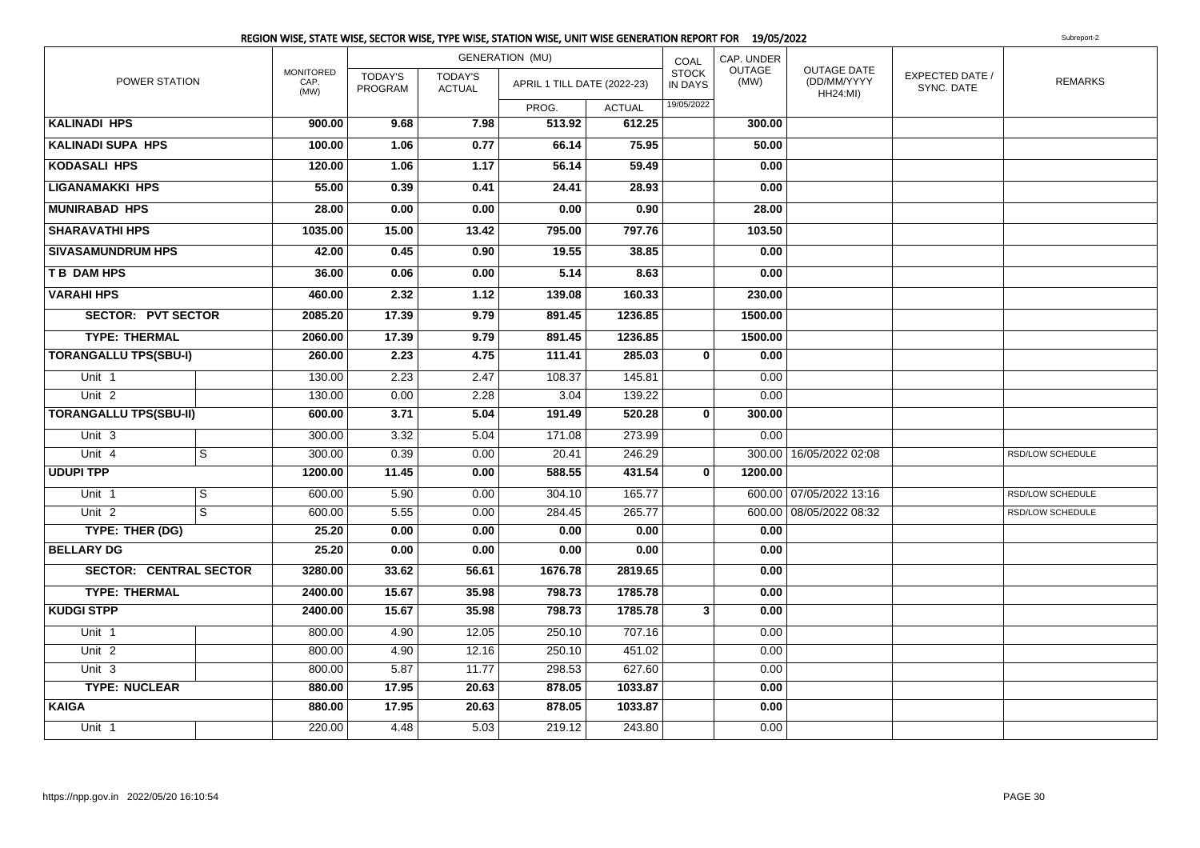## REGION WISE, STATE WISE, SECTOR WISE, TYPE WISE, STATION WISE, UNIT WISE GENERATION REPORT FOR 19/05/2022

Subreport-2

| POWER STATION | | MONITORED CAP. (MW) | GENERATION (MU) TODAY'S PROGRAM | TODAY'S ACTUAL | APRIL 1 TILL DATE (2022-23) PROG. | ACTUAL | COAL STOCK IN DAYS 19/05/2022 | CAP. UNDER OUTAGE (MW) | OUTAGE DATE (DD/MM/YYYY HH24:MI) | EXPECTED DATE / SYNC. DATE | REMARKS |
|---|---|---|---|---|---|---|---|---|---|---|---|
| **KALINADI HPS** | | **900.00** | **9.68** | **7.98** | **513.92** | **612.25** | | **300.00** | | | |
| **KALINADI SUPA HPS** | | **100.00** | **1.06** | **0.77** | **66.14** | **75.95** | | **50.00** | | | |
| **KODASALI HPS** | | **120.00** | **1.06** | **1.17** | **56.14** | **59.49** | | **0.00** | | | |
| **LIGANAMAKKI HPS** | | **55.00** | **0.39** | **0.41** | **24.41** | **28.93** | | **0.00** | | | |
| **MUNIRABAD HPS** | | **28.00** | **0.00** | **0.00** | **0.00** | **0.90** | | **28.00** | | | |
| **SHARAVATHI HPS** | | **1035.00** | **15.00** | **13.42** | **795.00** | **797.76** | | **103.50** | | | |
| **SIVASAMUNDRUM HPS** | | **42.00** | **0.45** | **0.90** | **19.55** | **38.85** | | **0.00** | | | |
| **T B DAM HPS** | | **36.00** | **0.06** | **0.00** | **5.14** | **8.63** | | **0.00** | | | |
| **VARAHI HPS** | | **460.00** | **2.32** | **1.12** | **139.08** | **160.33** | | **230.00** | | | |
| **SECTOR: PVT SECTOR** | | **2085.20** | **17.39** | **9.79** | **891.45** | **1236.85** | | **1500.00** | | | |
| **TYPE: THERMAL** | | **2060.00** | **17.39** | **9.79** | **891.45** | **1236.85** | | **1500.00** | | | |
| **TORANGALLU TPS(SBU-I)** | | **260.00** | **2.23** | **4.75** | **111.41** | **285.03** | **0** | **0.00** | | | |
| Unit 1 | | 130.00 | 2.23 | 2.47 | 108.37 | 145.81 | | 0.00 | | | |
| Unit 2 | | 130.00 | 0.00 | 2.28 | 3.04 | 139.22 | | 0.00 | | | |
| **TORANGALLU TPS(SBU-II)** | | **600.00** | **3.71** | **5.04** | **191.49** | **520.28** | **0** | **300.00** | | | |
| Unit 3 | | 300.00 | 3.32 | 5.04 | 171.08 | 273.99 | | 0.00 | | | |
| Unit 4 | S | 300.00 | 0.39 | 0.00 | 20.41 | 246.29 | | 300.00 | 16/05/2022 02:08 | | RSD/LOW SCHEDULE |
| **UDUPI TPP** | | **1200.00** | **11.45** | **0.00** | **588.55** | **431.54** | **0** | **1200.00** | | | |
| Unit 1 | S | 600.00 | 5.90 | 0.00 | 304.10 | 165.77 | | 600.00 | 07/05/2022 13:16 | | RSD/LOW SCHEDULE |
| Unit 2 | S | 600.00 | 5.55 | 0.00 | 284.45 | 265.77 | | 600.00 | 08/05/2022 08:32 | | RSD/LOW SCHEDULE |
| **TYPE: THER (DG)** | | **25.20** | **0.00** | **0.00** | **0.00** | **0.00** | | **0.00** | | | |
| **BELLARY DG** | | **25.20** | **0.00** | **0.00** | **0.00** | **0.00** | | **0.00** | | | |
| **SECTOR: CENTRAL SECTOR** | | **3280.00** | **33.62** | **56.61** | **1676.78** | **2819.65** | | **0.00** | | | |
| **TYPE: THERMAL** | | **2400.00** | **15.67** | **35.98** | **798.73** | **1785.78** | | **0.00** | | | |
| **KUDGI STPP** | | **2400.00** | **15.67** | **35.98** | **798.73** | **1785.78** | **3** | **0.00** | | | |
| Unit 1 | | 800.00 | 4.90 | 12.05 | 250.10 | 707.16 | | 0.00 | | | |
| Unit 2 | | 800.00 | 4.90 | 12.16 | 250.10 | 451.02 | | 0.00 | | | |
| Unit 3 | | 800.00 | 5.87 | 11.77 | 298.53 | 627.60 | | 0.00 | | | |
| **TYPE: NUCLEAR** | | **880.00** | **17.95** | **20.63** | **878.05** | **1033.87** | | **0.00** | | | |
| **KAIGA** | | **880.00** | **17.95** | **20.63** | **878.05** | **1033.87** | | **0.00** | | | |
| Unit 1 | | 220.00 | 4.48 | 5.03 | 219.12 | 243.80 | | 0.00 | | | |

https://npp.gov.in 2022/05/20 16:10:54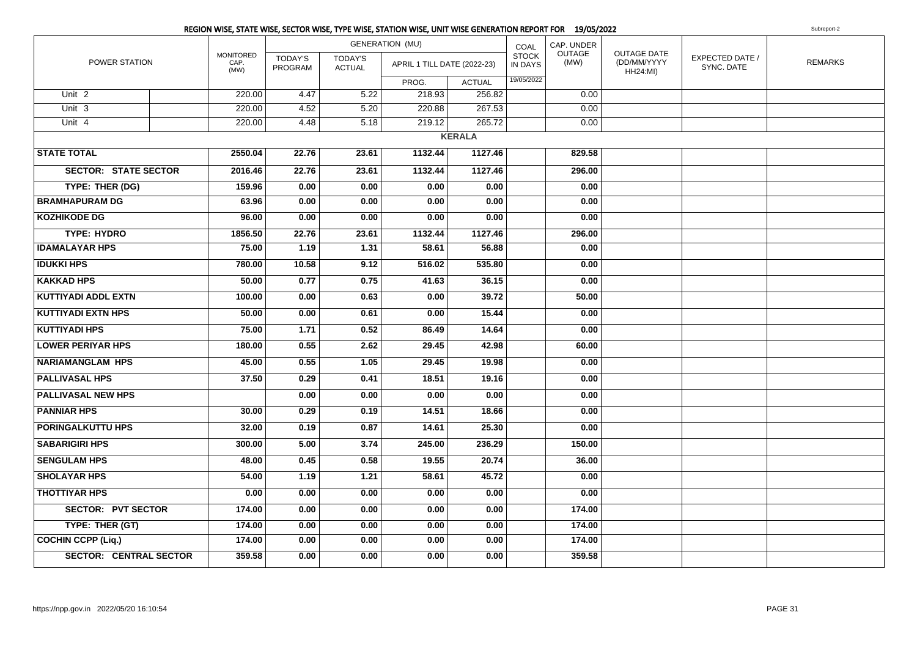## REGION WISE, STATE WISE, SECTOR WISE, TYPE WISE, STATION WISE, UNIT WISE GENERATION REPORT FOR 19/05/2022

Subreport-2

| POWER STATION | | MONITORED CAP. (MW) | GENERATION (MU) | | | | COAL STOCK IN DAYS | CAP. UNDER OUTAGE (MW) | OUTAGE DATE (DD/MM/YYYY HH24:MI) | EXPECTED DATE / SYNC. DATE | REMARKS |
|---|---|---|---|---|---|---|---|---|---|---|---|
| | | | TODAY'S PROGRAM | TODAY'S ACTUAL | APRIL 1 TILL DATE (2022-23) | | | | | | |
| | | | | | PROG. | ACTUAL | 19/05/2022 | | | | |
| Unit 2 | | 220.00 | 4.47 | 5.22 | 218.93 | 256.82 | | 0.00 | | | |
| Unit 3 | | 220.00 | 4.52 | 5.20 | 220.88 | 267.53 | | 0.00 | | | |
| Unit 4 | | 220.00 | 4.48 | 5.18 | 219.12 | 265.72 | | 0.00 | | | |
| **KERALA** | | | | | | | | | | | |
| **STATE TOTAL** | | **2550.04** | **22.76** | **23.61** | **1132.44** | **1127.46** | | **829.58** | | | |
| **SECTOR: STATE SECTOR** | | **2016.46** | **22.76** | **23.61** | **1132.44** | **1127.46** | | **296.00** | | | |
| **TYPE: THER (DG)** | | **159.96** | **0.00** | **0.00** | **0.00** | **0.00** | | **0.00** | | | |
| **BRAMHAPURAM DG** | | **63.96** | **0.00** | **0.00** | **0.00** | **0.00** | | **0.00** | | | |
| **KOZHIKODE DG** | | **96.00** | **0.00** | **0.00** | **0.00** | **0.00** | | **0.00** | | | |
| **TYPE: HYDRO** | | **1856.50** | **22.76** | **23.61** | **1132.44** | **1127.46** | | **296.00** | | | |
| **IDAMALAYAR HPS** | | **75.00** | **1.19** | **1.31** | **58.61** | **56.88** | | **0.00** | | | |
| **IDUKKI HPS** | | **780.00** | **10.58** | **9.12** | **516.02** | **535.80** | | **0.00** | | | |
| **KAKKAD HPS** | | **50.00** | **0.77** | **0.75** | **41.63** | **36.15** | | **0.00** | | | |
| **KUTTIYADI ADDL EXTN** | | **100.00** | **0.00** | **0.63** | **0.00** | **39.72** | | **50.00** | | | |
| **KUTTIYADI EXTN HPS** | | **50.00** | **0.00** | **0.61** | **0.00** | **15.44** | | **0.00** | | | |
| **KUTTIYADI HPS** | | **75.00** | **1.71** | **0.52** | **86.49** | **14.64** | | **0.00** | | | |
| **LOWER PERIYAR HPS** | | **180.00** | **0.55** | **2.62** | **29.45** | **42.98** | | **60.00** | | | |
| **NARIAMANGLAM HPS** | | **45.00** | **0.55** | **1.05** | **29.45** | **19.98** | | **0.00** | | | |
| **PALLIVASAL HPS** | | **37.50** | **0.29** | **0.41** | **18.51** | **19.16** | | **0.00** | | | |
| **PALLIVASAL NEW HPS** | | | **0.00** | **0.00** | **0.00** | **0.00** | | **0.00** | | | |
| **PANNIAR HPS** | | **30.00** | **0.29** | **0.19** | **14.51** | **18.66** | | **0.00** | | | |
| **PORINGALKUTTU HPS** | | **32.00** | **0.19** | **0.87** | **14.61** | **25.30** | | **0.00** | | | |
| **SABARIGIRI HPS** | | **300.00** | **5.00** | **3.74** | **245.00** | **236.29** | | **150.00** | | | |
| **SENGULAM HPS** | | **48.00** | **0.45** | **0.58** | **19.55** | **20.74** | | **36.00** | | | |
| **SHOLAYAR HPS** | | **54.00** | **1.19** | **1.21** | **58.61** | **45.72** | | **0.00** | | | |
| **THOTTIYAR HPS** | | **0.00** | **0.00** | **0.00** | **0.00** | **0.00** | | **0.00** | | | |
| **SECTOR: PVT SECTOR** | | **174.00** | **0.00** | **0.00** | **0.00** | **0.00** | | **174.00** | | | |
| **TYPE: THER (GT)** | | **174.00** | **0.00** | **0.00** | **0.00** | **0.00** | | **174.00** | | | |
| **COCHIN CCPP (Liq.)** | | **174.00** | **0.00** | **0.00** | **0.00** | **0.00** | | **174.00** | | | |
| **SECTOR: CENTRAL SECTOR** | | **359.58** | **0.00** | **0.00** | **0.00** | **0.00** | | **359.58** | | | |

https://npp.gov.in 2022/05/20 16:10:54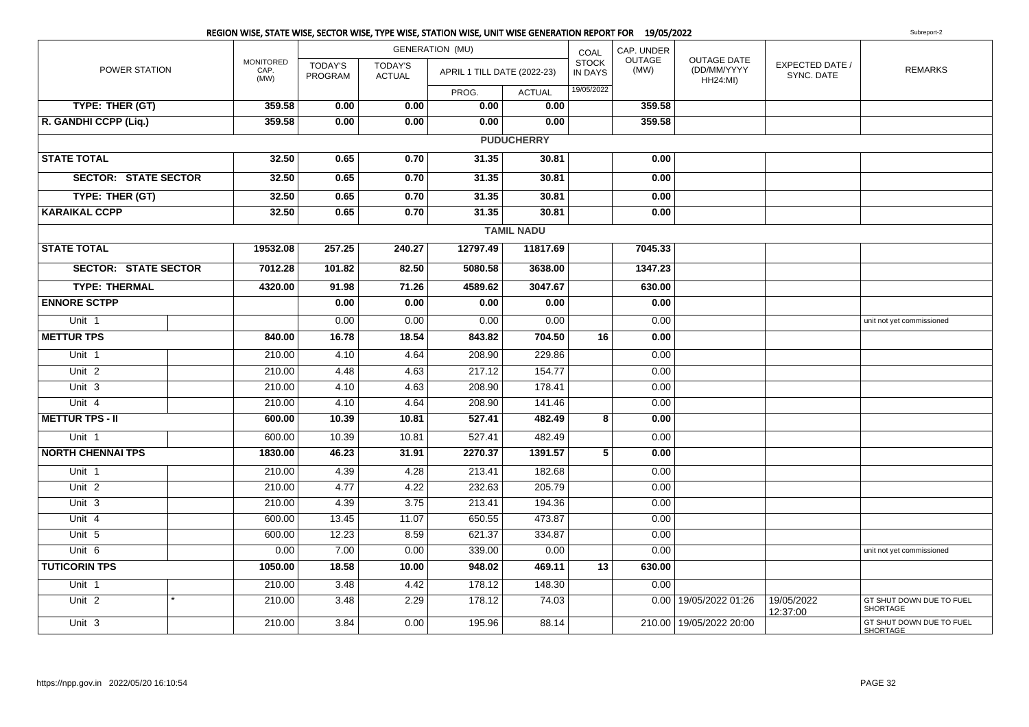## REGION WISE, STATE WISE, SECTOR WISE, TYPE WISE, STATION WISE, UNIT WISE GENERATION REPORT FOR 19/05/2022

Subreport-2

| POWER STATION | | MONITORED CAP. (MW) | GENERATION (MU) TODAY'S PROGRAM | TODAY'S ACTUAL | APRIL 1 TILL DATE (2022-23) PROG. | ACTUAL | COAL STOCK IN DAYS 19/05/2022 | CAP. UNDER OUTAGE (MW) | OUTAGE DATE (DD/MM/YYYY HH24:MI) | EXPECTED DATE / SYNC. DATE | REMARKS |
|---|---|---|---|---|---|---|---|---|---|---|---|
| **TYPE: THER (GT)** | | **359.58** | **0.00** | **0.00** | **0.00** | **0.00** | | **359.58** | | | |
| **R. GANDHI CCPP (Liq.)** | | **359.58** | **0.00** | **0.00** | **0.00** | **0.00** | | **359.58** | | | |
| **PUDUCHERRY** | | | | | | | | | | | |
| **STATE TOTAL** | | **32.50** | **0.65** | **0.70** | **31.35** | **30.81** | | **0.00** | | | |
| **SECTOR: STATE SECTOR** | | **32.50** | **0.65** | **0.70** | **31.35** | **30.81** | | **0.00** | | | |
| **TYPE: THER (GT)** | | **32.50** | **0.65** | **0.70** | **31.35** | **30.81** | | **0.00** | | | |
| **KARAIKAL CCPP** | | **32.50** | **0.65** | **0.70** | **31.35** | **30.81** | | **0.00** | | | |
| **TAMIL NADU** | | | | | | | | | | | |
| **STATE TOTAL** | | **19532.08** | **257.25** | **240.27** | **12797.49** | **11817.69** | | **7045.33** | | | |
| **SECTOR: STATE SECTOR** | | **7012.28** | **101.82** | **82.50** | **5080.58** | **3638.00** | | **1347.23** | | | |
| **TYPE: THERMAL** | | **4320.00** | **91.98** | **71.26** | **4589.62** | **3047.67** | | **630.00** | | | |
| **ENNORE SCTPP** | | | **0.00** | **0.00** | **0.00** | **0.00** | | **0.00** | | | |
| Unit 1 | | | 0.00 | 0.00 | 0.00 | 0.00 | | 0.00 | | | unit not yet commissioned |
| **METTUR TPS** | | **840.00** | **16.78** | **18.54** | **843.82** | **704.50** | **16** | **0.00** | | | |
| Unit 1 | | 210.00 | 4.10 | 4.64 | 208.90 | 229.86 | | 0.00 | | | |
| Unit 2 | | 210.00 | 4.48 | 4.63 | 217.12 | 154.77 | | 0.00 | | | |
| Unit 3 | | 210.00 | 4.10 | 4.63 | 208.90 | 178.41 | | 0.00 | | | |
| Unit 4 | | 210.00 | 4.10 | 4.64 | 208.90 | 141.46 | | 0.00 | | | |
| **METTUR TPS - II** | | **600.00** | **10.39** | **10.81** | **527.41** | **482.49** | **8** | **0.00** | | | |
| Unit 1 | | 600.00 | 10.39 | 10.81 | 527.41 | 482.49 | | 0.00 | | | |
| **NORTH CHENNAI TPS** | | **1830.00** | **46.23** | **31.91** | **2270.37** | **1391.57** | **5** | **0.00** | | | |
| Unit 1 | | 210.00 | 4.39 | 4.28 | 213.41 | 182.68 | | 0.00 | | | |
| Unit 2 | | 210.00 | 4.77 | 4.22 | 232.63 | 205.79 | | 0.00 | | | |
| Unit 3 | | 210.00 | 4.39 | 3.75 | 213.41 | 194.36 | | 0.00 | | | |
| Unit 4 | | 600.00 | 13.45 | 11.07 | 650.55 | 473.87 | | 0.00 | | | |
| Unit 5 | | 600.00 | 12.23 | 8.59 | 621.37 | 334.87 | | 0.00 | | | |
| Unit 6 | | 0.00 | 7.00 | 0.00 | 339.00 | 0.00 | | 0.00 | | | unit not yet commissioned |
| **TUTICORIN TPS** | | **1050.00** | **18.58** | **10.00** | **948.02** | **469.11** | **13** | **630.00** | | | |
| Unit 1 | | 210.00 | 3.48 | 4.42 | 178.12 | 148.30 | | 0.00 | | | |
| Unit 2 | * | 210.00 | 3.48 | 2.29 | 178.12 | 74.03 | | 0.00 | 19/05/2022 01:26 | 19/05/2022 12:37:00 | GT SHUT DOWN DUE TO FUEL SHORTAGE |
| Unit 3 | | 210.00 | 3.84 | 0.00 | 195.96 | 88.14 | | 210.00 | 19/05/2022 20:00 | | GT SHUT DOWN DUE TO FUEL SHORTAGE |

https://npp.gov.in 2022/05/20 16:10:54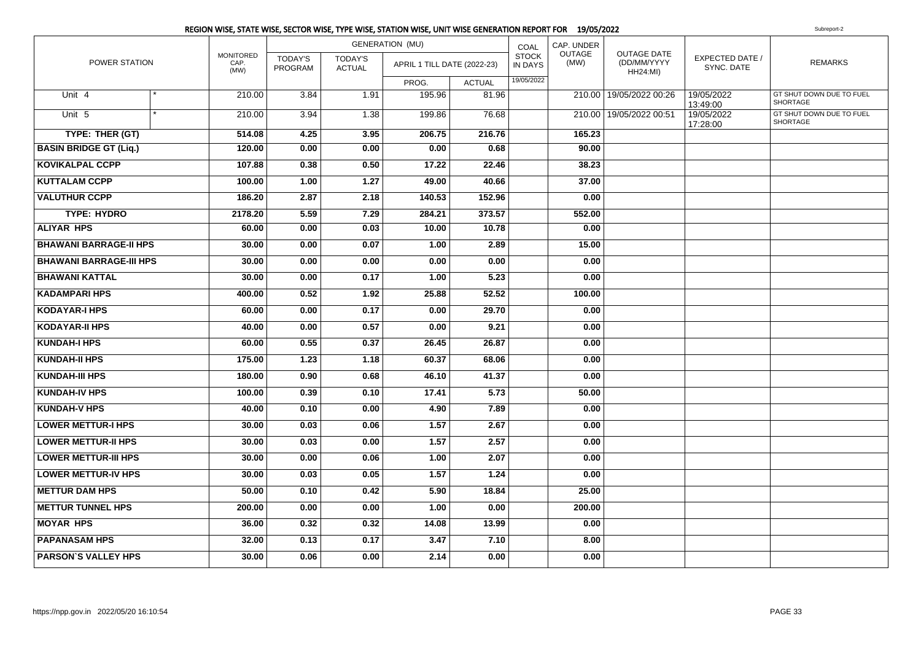## REGION WISE, STATE WISE, SECTOR WISE, TYPE WISE, STATION WISE, UNIT WISE GENERATION REPORT FOR 19/05/2022

Subreport-2

| POWER STATION | | MONITORED CAP. (MW) | GENERATION (MU) | | | | COAL STOCK IN DAYS | CAP. UNDER OUTAGE (MW) | OUTAGE DATE (DD/MM/YYYY HH24:MI) | EXPECTED DATE / SYNC. DATE | REMARKS |
|---|---|---|---|---|---|---|---|---|---|---|---|
| | | | TODAY'S PROGRAM | TODAY'S ACTUAL | APRIL 1 TILL DATE (2022-23) | | | | | | |
| | | | | | PROG. | ACTUAL | 19/05/2022 | | | | |
| Unit 4 | * | 210.00 | 3.84 | 1.91 | 195.96 | 81.96 | | 210.00 | 19/05/2022 00:26 | 19/05/2022 13:49:00 | GT SHUT DOWN DUE TO FUEL SHORTAGE |
| Unit 5 | * | 210.00 | 3.94 | 1.38 | 199.86 | 76.68 | | 210.00 | 19/05/2022 00:51 | 19/05/2022 17:28:00 | GT SHUT DOWN DUE TO FUEL SHORTAGE |
| **TYPE: THER (GT)** | | **514.08** | **4.25** | **3.95** | **206.75** | **216.76** | | **165.23** | | | |
| **BASIN BRIDGE GT (Liq.)** | | **120.00** | **0.00** | **0.00** | **0.00** | **0.68** | | **90.00** | | | |
| **KOVIKALPAL CCPP** | | **107.88** | **0.38** | **0.50** | **17.22** | **22.46** | | **38.23** | | | |
| **KUTTALAM CCPP** | | **100.00** | **1.00** | **1.27** | **49.00** | **40.66** | | **37.00** | | | |
| **VALUTHUR CCPP** | | **186.20** | **2.87** | **2.18** | **140.53** | **152.96** | | **0.00** | | | |
| **TYPE: HYDRO** | | **2178.20** | **5.59** | **7.29** | **284.21** | **373.57** | | **552.00** | | | |
| **ALIYAR HPS** | | **60.00** | **0.00** | **0.03** | **10.00** | **10.78** | | **0.00** | | | |
| **BHAWANI BARRAGE-II HPS** | | **30.00** | **0.00** | **0.07** | **1.00** | **2.89** | | **15.00** | | | |
| **BHAWANI BARRAGE-III HPS** | | **30.00** | **0.00** | **0.00** | **0.00** | **0.00** | | **0.00** | | | |
| **BHAWANI KATTAL** | | **30.00** | **0.00** | **0.17** | **1.00** | **5.23** | | **0.00** | | | |
| **KADAMPARI HPS** | | **400.00** | **0.52** | **1.92** | **25.88** | **52.52** | | **100.00** | | | |
| **KODAYAR-I HPS** | | **60.00** | **0.00** | **0.17** | **0.00** | **29.70** | | **0.00** | | | |
| **KODAYAR-II HPS** | | **40.00** | **0.00** | **0.57** | **0.00** | **9.21** | | **0.00** | | | |
| **KUNDAH-I HPS** | | **60.00** | **0.55** | **0.37** | **26.45** | **26.87** | | **0.00** | | | |
| **KUNDAH-II HPS** | | **175.00** | **1.23** | **1.18** | **60.37** | **68.06** | | **0.00** | | | |
| **KUNDAH-III HPS** | | **180.00** | **0.90** | **0.68** | **46.10** | **41.37** | | **0.00** | | | |
| **KUNDAH-IV HPS** | | **100.00** | **0.39** | **0.10** | **17.41** | **5.73** | | **50.00** | | | |
| **KUNDAH-V HPS** | | **40.00** | **0.10** | **0.00** | **4.90** | **7.89** | | **0.00** | | | |
| **LOWER METTUR-I HPS** | | **30.00** | **0.03** | **0.06** | **1.57** | **2.67** | | **0.00** | | | |
| **LOWER METTUR-II HPS** | | **30.00** | **0.03** | **0.00** | **1.57** | **2.57** | | **0.00** | | | |
| **LOWER METTUR-III HPS** | | **30.00** | **0.00** | **0.06** | **1.00** | **2.07** | | **0.00** | | | |
| **LOWER METTUR-IV HPS** | | **30.00** | **0.03** | **0.05** | **1.57** | **1.24** | | **0.00** | | | |
| **METTUR DAM HPS** | | **50.00** | **0.10** | **0.42** | **5.90** | **18.84** | | **25.00** | | | |
| **METTUR TUNNEL HPS** | | **200.00** | **0.00** | **0.00** | **1.00** | **0.00** | | **200.00** | | | |
| **MOYAR HPS** | | **36.00** | **0.32** | **0.32** | **14.08** | **13.99** | | **0.00** | | | |
| **PAPANASAM HPS** | | **32.00** | **0.13** | **0.17** | **3.47** | **7.10** | | **8.00** | | | |
| **PARSON`S VALLEY HPS** | | **30.00** | **0.06** | **0.00** | **2.14** | **0.00** | | **0.00** | | | |

https://npp.gov.in 2022/05/20 16:10:54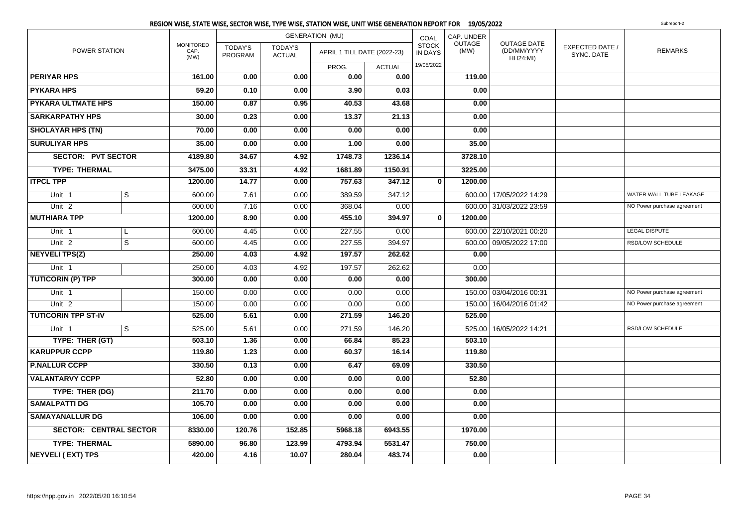## REGION WISE, STATE WISE, SECTOR WISE, TYPE WISE, STATION WISE, UNIT WISE GENERATION REPORT FOR 19/05/2022

Subreport-2

| POWER STATION | | MONITORED CAP. (MW) | GENERATION (MU) | | | | COAL STOCK IN DAYS | CAP. UNDER OUTAGE (MW) | OUTAGE DATE (DD/MM/YYYY HH24:MI) | EXPECTED DATE / SYNC. DATE | REMARKS |
|---|---|---|---|---|---|---|---|---|---|---|---|
| | | | TODAY'S PROGRAM | TODAY'S ACTUAL | APRIL 1 TILL DATE (2022-23) | | | | | | |
| | | | | | PROG. | ACTUAL | 19/05/2022 | | | | |
| **PERIYAR HPS** | | **161.00** | **0.00** | **0.00** | **0.00** | **0.00** | | **119.00** | | | |
| **PYKARA HPS** | | **59.20** | **0.10** | **0.00** | **3.90** | **0.03** | | **0.00** | | | |
| **PYKARA ULTMATE HPS** | | **150.00** | **0.87** | **0.95** | **40.53** | **43.68** | | **0.00** | | | |
| **SARKARPATHY HPS** | | **30.00** | **0.23** | **0.00** | **13.37** | **21.13** | | **0.00** | | | |
| **SHOLAYAR HPS (TN)** | | **70.00** | **0.00** | **0.00** | **0.00** | **0.00** | | **0.00** | | | |
| **SURULIYAR HPS** | | **35.00** | **0.00** | **0.00** | **1.00** | **0.00** | | **35.00** | | | |
| **SECTOR: PVT SECTOR** | | **4189.80** | **34.67** | **4.92** | **1748.73** | **1236.14** | | **3728.10** | | | |
| **TYPE: THERMAL** | | **3475.00** | **33.31** | **4.92** | **1681.89** | **1150.91** | | **3225.00** | | | |
| **ITPCL TPP** | | **1200.00** | **14.77** | **0.00** | **757.63** | **347.12** | **0** | **1200.00** | | | |
| Unit 1 | S | 600.00 | 7.61 | 0.00 | 389.59 | 347.12 | | 600.00 | 17/05/2022 14:29 | | WATER WALL TUBE LEAKAGE |
| Unit 2 | | 600.00 | 7.16 | 0.00 | 368.04 | 0.00 | | 600.00 | 31/03/2022 23:59 | | NO Power purchase agreement |
| **MUTHIARA TPP** | | **1200.00** | **8.90** | **0.00** | **455.10** | **394.97** | **0** | **1200.00** | | | |
| Unit 1 | L | 600.00 | 4.45 | 0.00 | 227.55 | 0.00 | | 600.00 | 22/10/2021 00:20 | | LEGAL DISPUTE |
| Unit 2 | S | 600.00 | 4.45 | 0.00 | 227.55 | 394.97 | | 600.00 | 09/05/2022 17:00 | | RSD/LOW SCHEDULE |
| **NEYVELI TPS(Z)** | | **250.00** | **4.03** | **4.92** | **197.57** | **262.62** | | **0.00** | | | |
| Unit 1 | | 250.00 | 4.03 | 4.92 | 197.57 | 262.62 | | 0.00 | | | |
| **TUTICORIN (P) TPP** | | **300.00** | **0.00** | **0.00** | **0.00** | **0.00** | | **300.00** | | | |
| Unit 1 | | 150.00 | 0.00 | 0.00 | 0.00 | 0.00 | | 150.00 | 03/04/2016 00:31 | | NO Power purchase agreement |
| Unit 2 | | 150.00 | 0.00 | 0.00 | 0.00 | 0.00 | | 150.00 | 16/04/2016 01:42 | | NO Power purchase agreement |
| **TUTICORIN TPP ST-IV** | | **525.00** | **5.61** | **0.00** | **271.59** | **146.20** | | **525.00** | | | |
| Unit 1 | S | 525.00 | 5.61 | 0.00 | 271.59 | 146.20 | | 525.00 | 16/05/2022 14:21 | | RSD/LOW SCHEDULE |
| **TYPE: THER (GT)** | | **503.10** | **1.36** | **0.00** | **66.84** | **85.23** | | **503.10** | | | |
| **KARUPPUR CCPP** | | **119.80** | **1.23** | **0.00** | **60.37** | **16.14** | | **119.80** | | | |
| **P.NALLUR CCPP** | | **330.50** | **0.13** | **0.00** | **6.47** | **69.09** | | **330.50** | | | |
| **VALANTARVY CCPP** | | **52.80** | **0.00** | **0.00** | **0.00** | **0.00** | | **52.80** | | | |
| **TYPE: THER (DG)** | | **211.70** | **0.00** | **0.00** | **0.00** | **0.00** | | **0.00** | | | |
| **SAMALPATTI DG** | | **105.70** | **0.00** | **0.00** | **0.00** | **0.00** | | **0.00** | | | |
| **SAMAYANALLUR DG** | | **106.00** | **0.00** | **0.00** | **0.00** | **0.00** | | **0.00** | | | |
| **SECTOR: CENTRAL SECTOR** | | **8330.00** | **120.76** | **152.85** | **5968.18** | **6943.55** | | **1970.00** | | | |
| **TYPE: THERMAL** | | **5890.00** | **96.80** | **123.99** | **4793.94** | **5531.47** | | **750.00** | | | |
| **NEYVELI ( EXT) TPS** | | **420.00** | **4.16** | **10.07** | **280.04** | **483.74** | | **0.00** | | | |

https://npp.gov.in 2022/05/20 16:10:54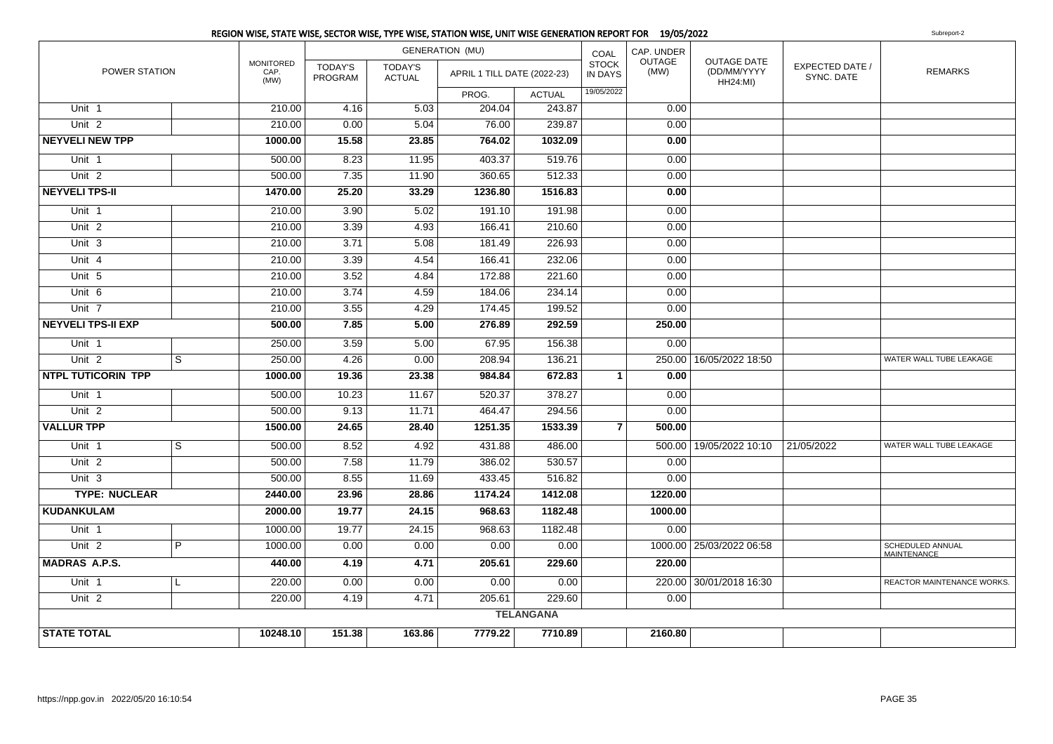## REGION WISE, STATE WISE, SECTOR WISE, TYPE WISE, STATION WISE, UNIT WISE GENERATION REPORT FOR 19/05/2022

Subreport-2

| POWER STATION | | MONITORED CAP. (MW) | GENERATION (MU) | | | | COAL STOCK IN DAYS | CAP. UNDER OUTAGE (MW) | OUTAGE DATE (DD/MM/YYYY HH24:MI) | EXPECTED DATE / SYNC. DATE | REMARKS |
|---|---|---|---|---|---|---|---|---|---|---|---|
| | | | TODAY'S PROGRAM | TODAY'S ACTUAL | APRIL 1 TILL DATE (2022-23) | | | | | | |
| | | | | | PROG. | ACTUAL | 19/05/2022 | | | | |
| Unit 1 | | 210.00 | 4.16 | 5.03 | 204.04 | 243.87 | | 0.00 | | | |
| Unit 2 | | 210.00 | 0.00 | 5.04 | 76.00 | 239.87 | | 0.00 | | | |
| **NEYVELI NEW TPP** | | **1000.00** | **15.58** | **23.85** | **764.02** | **1032.09** | | **0.00** | | | |
| Unit 1 | | 500.00 | 8.23 | 11.95 | 403.37 | 519.76 | | 0.00 | | | |
| Unit 2 | | 500.00 | 7.35 | 11.90 | 360.65 | 512.33 | | 0.00 | | | |
| **NEYVELI TPS-II** | | **1470.00** | **25.20** | **33.29** | **1236.80** | **1516.83** | | **0.00** | | | |
| Unit 1 | | 210.00 | 3.90 | 5.02 | 191.10 | 191.98 | | 0.00 | | | |
| Unit 2 | | 210.00 | 3.39 | 4.93 | 166.41 | 210.60 | | 0.00 | | | |
| Unit 3 | | 210.00 | 3.71 | 5.08 | 181.49 | 226.93 | | 0.00 | | | |
| Unit 4 | | 210.00 | 3.39 | 4.54 | 166.41 | 232.06 | | 0.00 | | | |
| Unit 5 | | 210.00 | 3.52 | 4.84 | 172.88 | 221.60 | | 0.00 | | | |
| Unit 6 | | 210.00 | 3.74 | 4.59 | 184.06 | 234.14 | | 0.00 | | | |
| Unit 7 | | 210.00 | 3.55 | 4.29 | 174.45 | 199.52 | | 0.00 | | | |
| **NEYVELI TPS-II EXP** | | **500.00** | **7.85** | **5.00** | **276.89** | **292.59** | | **250.00** | | | |
| Unit 1 | | 250.00 | 3.59 | 5.00 | 67.95 | 156.38 | | 0.00 | | | |
| Unit 2 | S | 250.00 | 4.26 | 0.00 | 208.94 | 136.21 | | 250.00 | 16/05/2022 18:50 | | WATER WALL TUBE LEAKAGE |
| **NTPL TUTICORIN TPP** | | **1000.00** | **19.36** | **23.38** | **984.84** | **672.83** | **1** | **0.00** | | | |
| Unit 1 | | 500.00 | 10.23 | 11.67 | 520.37 | 378.27 | | 0.00 | | | |
| Unit 2 | | 500.00 | 9.13 | 11.71 | 464.47 | 294.56 | | 0.00 | | | |
| **VALLUR TPP** | | **1500.00** | **24.65** | **28.40** | **1251.35** | **1533.39** | **7** | **500.00** | | | |
| Unit 1 | S | 500.00 | 8.52 | 4.92 | 431.88 | 486.00 | | 500.00 | 19/05/2022 10:10 | 21/05/2022 | WATER WALL TUBE LEAKAGE |
| Unit 2 | | 500.00 | 7.58 | 11.79 | 386.02 | 530.57 | | 0.00 | | | |
| Unit 3 | | 500.00 | 8.55 | 11.69 | 433.45 | 516.82 | | 0.00 | | | |
| **TYPE: NUCLEAR** | | **2440.00** | **23.96** | **28.86** | **1174.24** | **1412.08** | | **1220.00** | | | |
| **KUDANKULAM** | | **2000.00** | **19.77** | **24.15** | **968.63** | **1182.48** | | **1000.00** | | | |
| Unit 1 | | 1000.00 | 19.77 | 24.15 | 968.63 | 1182.48 | | 0.00 | | | |
| Unit 2 | P | 1000.00 | 0.00 | 0.00 | 0.00 | 0.00 | | 1000.00 | 25/03/2022 06:58 | | SCHEDULED ANNUAL MAINTENANCE |
| **MADRAS A.P.S.** | | **440.00** | **4.19** | **4.71** | **205.61** | **229.60** | | **220.00** | | | |
| Unit 1 | L | 220.00 | 0.00 | 0.00 | 0.00 | 0.00 | | 220.00 | 30/01/2018 16:30 | | REACTOR MAINTENANCE WORKS. |
| Unit 2 | | 220.00 | 4.19 | 4.71 | 205.61 | 229.60 | | 0.00 | | | |
| | | | | | | **TELANGANA** | | | | | |
| **STATE TOTAL** | | **10248.10** | **151.38** | **163.86** | **7779.22** | **7710.89** | | **2160.80** | | | |

https://npp.gov.in 2022/05/20 16:10:54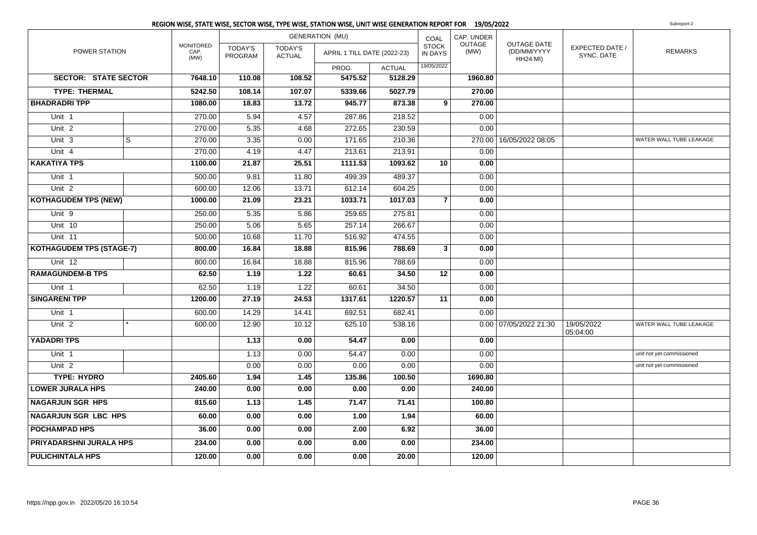## REGION WISE, STATE WISE, SECTOR WISE, TYPE WISE, STATION WISE, UNIT WISE GENERATION REPORT FOR 19/05/2022

Subreport-2

| POWER STATION | | MONITORED CAP. (MW) | GENERATION (MU) | | | | COAL STOCK IN DAYS | CAP. UNDER OUTAGE (MW) | OUTAGE DATE (DD/MM/YYYY HH24:MI) | EXPECTED DATE / SYNC. DATE | REMARKS |
|---|---|---|---|---|---|---|---|---|---|---|---|
| | | | TODAY'S PROGRAM | TODAY'S ACTUAL | APRIL 1 TILL DATE (2022-23) | | | | | | |
| | | | | | PROG. | ACTUAL | 19/05/2022 | | | | |
| **SECTOR: STATE SECTOR** | | **7648.10** | **110.08** | **108.52** | **5475.52** | **5128.29** | | **1960.80** | | | |
| **TYPE: THERMAL** | | **5242.50** | **108.14** | **107.07** | **5339.66** | **5027.79** | | **270.00** | | | |
| **BHADRADRI TPP** | | **1080.00** | **18.83** | **13.72** | **945.77** | **873.38** | **9** | **270.00** | | | |
| Unit 1 | | 270.00 | 5.94 | 4.57 | 287.86 | 218.52 | | 0.00 | | | |
| Unit 2 | | 270.00 | 5.35 | 4.68 | 272.65 | 230.59 | | 0.00 | | | |
| Unit 3 | S | 270.00 | 3.35 | 0.00 | 171.65 | 210.36 | | 270.00 | 16/05/2022 08:05 | | WATER WALL TUBE LEAKAGE |
| Unit 4 | | 270.00 | 4.19 | 4.47 | 213.61 | 213.91 | | 0.00 | | | |
| **KAKATIYA TPS** | | **1100.00** | **21.87** | **25.51** | **1111.53** | **1093.62** | **10** | **0.00** | | | |
| Unit 1 | | 500.00 | 9.81 | 11.80 | 499.39 | 489.37 | | 0.00 | | | |
| Unit 2 | | 600.00 | 12.06 | 13.71 | 612.14 | 604.25 | | 0.00 | | | |
| **KOTHAGUDEM TPS (NEW)** | | **1000.00** | **21.09** | **23.21** | **1033.71** | **1017.03** | **7** | **0.00** | | | |
| Unit 9 | | 250.00 | 5.35 | 5.86 | 259.65 | 275.81 | | 0.00 | | | |
| Unit 10 | | 250.00 | 5.06 | 5.65 | 257.14 | 266.67 | | 0.00 | | | |
| Unit 11 | | 500.00 | 10.68 | 11.70 | 516.92 | 474.55 | | 0.00 | | | |
| **KOTHAGUDEM TPS (STAGE-7)** | | **800.00** | **16.84** | **18.88** | **815.96** | **788.69** | **3** | **0.00** | | | |
| Unit 12 | | 800.00 | 16.84 | 18.88 | 815.96 | 788.69 | | 0.00 | | | |
| **RAMAGUNDEM-B TPS** | | **62.50** | **1.19** | **1.22** | **60.61** | **34.50** | **12** | **0.00** | | | |
| Unit 1 | | 62.50 | 1.19 | 1.22 | 60.61 | 34.50 | | 0.00 | | | |
| **SINGARENI TPP** | | **1200.00** | **27.19** | **24.53** | **1317.61** | **1220.57** | **11** | **0.00** | | | |
| Unit 1 | | 600.00 | 14.29 | 14.41 | 692.51 | 682.41 | | 0.00 | | | |
| Unit 2 | * | 600.00 | 12.90 | 10.12 | 625.10 | 538.16 | | 0.00 | 07/05/2022 21:30 | 19/05/2022 05:04:00 | WATER WALL TUBE LEAKAGE |
| **YADADRI TPS** | | | **1.13** | **0.00** | **54.47** | **0.00** | | **0.00** | | | |
| Unit 1 | | | 1.13 | 0.00 | 54.47 | 0.00 | | 0.00 | | | unit not yet commissioned |
| Unit 2 | | | 0.00 | 0.00 | 0.00 | 0.00 | | 0.00 | | | unit not yet commissioned |
| **TYPE: HYDRO** | | **2405.60** | **1.94** | **1.45** | **135.86** | **100.50** | | **1690.80** | | | |
| **LOWER JURALA HPS** | | **240.00** | **0.00** | **0.00** | **0.00** | **0.00** | | **240.00** | | | |
| **NAGARJUN SGR HPS** | | **815.60** | **1.13** | **1.45** | **71.47** | **71.41** | | **100.80** | | | |
| **NAGARJUN SGR LBC HPS** | | **60.00** | **0.00** | **0.00** | **1.00** | **1.94** | | **60.00** | | | |
| **POCHAMPAD HPS** | | **36.00** | **0.00** | **0.00** | **2.00** | **6.92** | | **36.00** | | | |
| **PRIYADARSHNI JURALA HPS** | | **234.00** | **0.00** | **0.00** | **0.00** | **0.00** | | **234.00** | | | |
| **PULICHINTALA HPS** | | **120.00** | **0.00** | **0.00** | **0.00** | **20.00** | | **120.00** | | | |

https://npp.gov.in 2022/05/20 16:10:54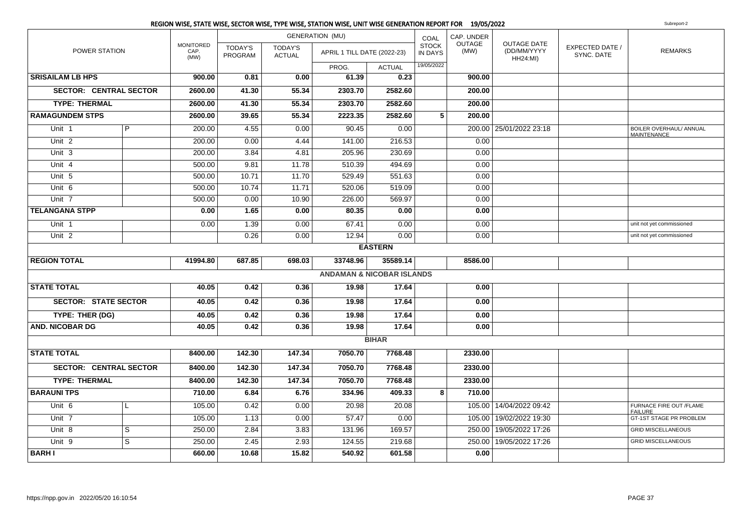## REGION WISE, STATE WISE, SECTOR WISE, TYPE WISE, STATION WISE, UNIT WISE GENERATION REPORT FOR 19/05/2022

Subreport-2

| POWER STATION | | MONITORED CAP. (MW) | GENERATION (MU) TODAY'S PROGRAM | TODAY'S ACTUAL | APRIL 1 TILL DATE (2022-23) PROG. | ACTUAL | COAL STOCK IN DAYS 19/05/2022 | CAP. UNDER OUTAGE (MW) | OUTAGE DATE (DD/MM/YYYY HH24:MI) | EXPECTED DATE / SYNC. DATE | REMARKS |
|---|---|---|---|---|---|---|---|---|---|---|---|
| **SRISAILAM LB HPS** | | **900.00** | **0.81** | **0.00** | **61.39** | **0.23** | | **900.00** | | | |
| **SECTOR: CENTRAL SECTOR** | | **2600.00** | **41.30** | **55.34** | **2303.70** | **2582.60** | | **200.00** | | | |
| **TYPE: THERMAL** | | **2600.00** | **41.30** | **55.34** | **2303.70** | **2582.60** | | **200.00** | | | |
| **RAMAGUNDEM STPS** | | **2600.00** | **39.65** | **55.34** | **2223.35** | **2582.60** | **5** | **200.00** | | | |
| Unit 1 | P | 200.00 | 4.55 | 0.00 | 90.45 | 0.00 | | 200.00 | 25/01/2022 23:18 | | BOILER OVERHAUL/ ANNUAL MAINTENANCE |
| Unit 2 | | 200.00 | 0.00 | 4.44 | 141.00 | 216.53 | | 0.00 | | | |
| Unit 3 | | 200.00 | 3.84 | 4.81 | 205.96 | 230.69 | | 0.00 | | | |
| Unit 4 | | 500.00 | 9.81 | 11.78 | 510.39 | 494.69 | | 0.00 | | | |
| Unit 5 | | 500.00 | 10.71 | 11.70 | 529.49 | 551.63 | | 0.00 | | | |
| Unit 6 | | 500.00 | 10.74 | 11.71 | 520.06 | 519.09 | | 0.00 | | | |
| Unit 7 | | 500.00 | 0.00 | 10.90 | 226.00 | 569.97 | | 0.00 | | | |
| **TELANGANA STPP** | | **0.00** | **1.65** | **0.00** | **80.35** | **0.00** | | **0.00** | | | |
| Unit 1 | | 0.00 | 1.39 | 0.00 | 67.41 | 0.00 | | 0.00 | | | unit not yet commissioned |
| Unit 2 | | | 0.26 | 0.00 | 12.94 | 0.00 | | 0.00 | | | unit not yet commissioned |
| **EASTERN** | | | | | | | | | | | |
| **REGION TOTAL** | | **41994.80** | **687.85** | **698.03** | **33748.96** | **35589.14** | | **8586.00** | | | |
| **ANDAMAN & NICOBAR ISLANDS** | | | | | | | | | | | |
| **STATE TOTAL** | | **40.05** | **0.42** | **0.36** | **19.98** | **17.64** | | **0.00** | | | |
| **SECTOR: STATE SECTOR** | | **40.05** | **0.42** | **0.36** | **19.98** | **17.64** | | **0.00** | | | |
| **TYPE: THER (DG)** | | **40.05** | **0.42** | **0.36** | **19.98** | **17.64** | | **0.00** | | | |
| **AND. NICOBAR DG** | | **40.05** | **0.42** | **0.36** | **19.98** | **17.64** | | **0.00** | | | |
| **BIHAR** | | | | | | | | | | | |
| **STATE TOTAL** | | **8400.00** | **142.30** | **147.34** | **7050.70** | **7768.48** | | **2330.00** | | | |
| **SECTOR: CENTRAL SECTOR** | | **8400.00** | **142.30** | **147.34** | **7050.70** | **7768.48** | | **2330.00** | | | |
| **TYPE: THERMAL** | | **8400.00** | **142.30** | **147.34** | **7050.70** | **7768.48** | | **2330.00** | | | |
| **BARAUNI TPS** | | **710.00** | **6.84** | **6.76** | **334.96** | **409.33** | **8** | **710.00** | | | |
| Unit 6 | L | 105.00 | 0.42 | 0.00 | 20.98 | 20.08 | | 105.00 | 14/04/2022 09:42 | | FURNACE FIRE OUT /FLAME FAILURE |
| Unit 7 | | 105.00 | 1.13 | 0.00 | 57.47 | 0.00 | | 105.00 | 19/02/2022 19:30 | | GT-1ST STAGE PR PROBLEM |
| Unit 8 | S | 250.00 | 2.84 | 3.83 | 131.96 | 169.57 | | 250.00 | 19/05/2022 17:26 | | GRID MISCELLANEOUS |
| Unit 9 | S | 250.00 | 2.45 | 2.93 | 124.55 | 219.68 | | 250.00 | 19/05/2022 17:26 | | GRID MISCELLANEOUS |
| **BARH I** | | **660.00** | **10.68** | **15.82** | **540.92** | **601.58** | | **0.00** | | | |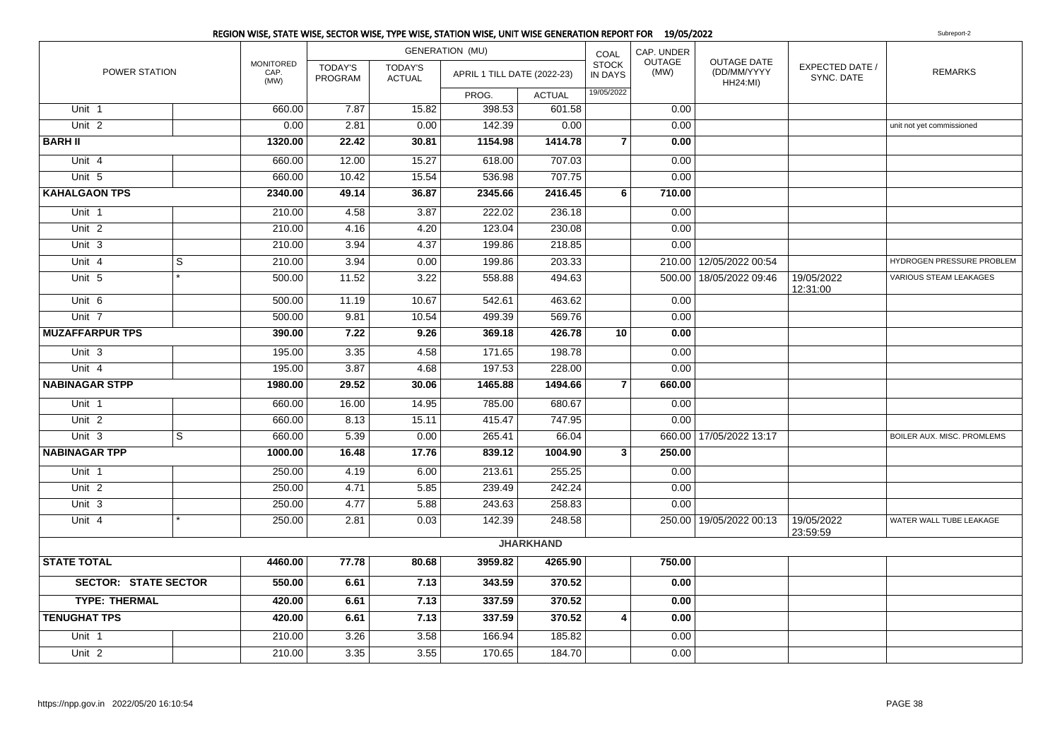## REGION WISE, STATE WISE, SECTOR WISE, TYPE WISE, STATION WISE, UNIT WISE GENERATION REPORT FOR 19/05/2022

Subreport-2

| POWER STATION | | MONITORED CAP. (MW) | GENERATION (MU) | | | | COAL STOCK IN DAYS | CAP. UNDER OUTAGE (MW) | OUTAGE DATE (DD/MM/YYYY HH24:MI) | EXPECTED DATE / SYNC. DATE | REMARKS |
|---|---|---|---|---|---|---|---|---|---|---|---|
| | | | TODAY'S PROGRAM | TODAY'S ACTUAL | APRIL 1 TILL DATE (2022-23) | | | | | | |
| | | | | | PROG. | ACTUAL | 19/05/2022 | | | | |
| Unit 1 | | 660.00 | 7.87 | 15.82 | 398.53 | 601.58 | | 0.00 | | | |
| Unit 2 | | 0.00 | 2.81 | 0.00 | 142.39 | 0.00 | | 0.00 | | | unit not yet commissioned |
| **BARH II** | | **1320.00** | **22.42** | **30.81** | **1154.98** | **1414.78** | **7** | **0.00** | | | |
| Unit 4 | | 660.00 | 12.00 | 15.27 | 618.00 | 707.03 | | 0.00 | | | |
| Unit 5 | | 660.00 | 10.42 | 15.54 | 536.98 | 707.75 | | 0.00 | | | |
| **KAHALGAON TPS** | | **2340.00** | **49.14** | **36.87** | **2345.66** | **2416.45** | **6** | **710.00** | | | |
| Unit 1 | | 210.00 | 4.58 | 3.87 | 222.02 | 236.18 | | 0.00 | | | |
| Unit 2 | | 210.00 | 4.16 | 4.20 | 123.04 | 230.08 | | 0.00 | | | |
| Unit 3 | | 210.00 | 3.94 | 4.37 | 199.86 | 218.85 | | 0.00 | | | |
| Unit 4 | S | 210.00 | 3.94 | 0.00 | 199.86 | 203.33 | | 210.00 | 12/05/2022 00:54 | | HYDROGEN PRESSURE PROBLEM |
| Unit 5 | * | 500.00 | 11.52 | 3.22 | 558.88 | 494.63 | | 500.00 | 18/05/2022 09:46 | 19/05/2022 12:31:00 | VARIOUS STEAM LEAKAGES |
| Unit 6 | | 500.00 | 11.19 | 10.67 | 542.61 | 463.62 | | 0.00 | | | |
| Unit 7 | | 500.00 | 9.81 | 10.54 | 499.39 | 569.76 | | 0.00 | | | |
| **MUZAFFARPUR TPS** | | **390.00** | **7.22** | **9.26** | **369.18** | **426.78** | **10** | **0.00** | | | |
| Unit 3 | | 195.00 | 3.35 | 4.58 | 171.65 | 198.78 | | 0.00 | | | |
| Unit 4 | | 195.00 | 3.87 | 4.68 | 197.53 | 228.00 | | 0.00 | | | |
| **NABINAGAR STPP** | | **1980.00** | **29.52** | **30.06** | **1465.88** | **1494.66** | **7** | **660.00** | | | |
| Unit 1 | | 660.00 | 16.00 | 14.95 | 785.00 | 680.67 | | 0.00 | | | |
| Unit 2 | | 660.00 | 8.13 | 15.11 | 415.47 | 747.95 | | 0.00 | | | |
| Unit 3 | S | 660.00 | 5.39 | 0.00 | 265.41 | 66.04 | | 660.00 | 17/05/2022 13:17 | | BOILER AUX. MISC. PROMLEMS |
| **NABINAGAR TPP** | | **1000.00** | **16.48** | **17.76** | **839.12** | **1004.90** | **3** | **250.00** | | | |
| Unit 1 | | 250.00 | 4.19 | 6.00 | 213.61 | 255.25 | | 0.00 | | | |
| Unit 2 | | 250.00 | 4.71 | 5.85 | 239.49 | 242.24 | | 0.00 | | | |
| Unit 3 | | 250.00 | 4.77 | 5.88 | 243.63 | 258.83 | | 0.00 | | | |
| Unit 4 | * | 250.00 | 2.81 | 0.03 | 142.39 | 248.58 | | 250.00 | 19/05/2022 00:13 | 19/05/2022 23:59:59 | WATER WALL TUBE LEAKAGE |
| | | | | | | **JHARKHAND** | | | | | |
| **STATE TOTAL** | | **4460.00** | **77.78** | **80.68** | **3959.82** | **4265.90** | | **750.00** | | | |
| **SECTOR: STATE SECTOR** | | **550.00** | **6.61** | **7.13** | **343.59** | **370.52** | | **0.00** | | | |
| **TYPE: THERMAL** | | **420.00** | **6.61** | **7.13** | **337.59** | **370.52** | | **0.00** | | | |
| **TENUGHAT TPS** | | **420.00** | **6.61** | **7.13** | **337.59** | **370.52** | **4** | **0.00** | | | |
| Unit 1 | | 210.00 | 3.26 | 3.58 | 166.94 | 185.82 | | 0.00 | | | |
| Unit 2 | | 210.00 | 3.35 | 3.55 | 170.65 | 184.70 | | 0.00 | | | |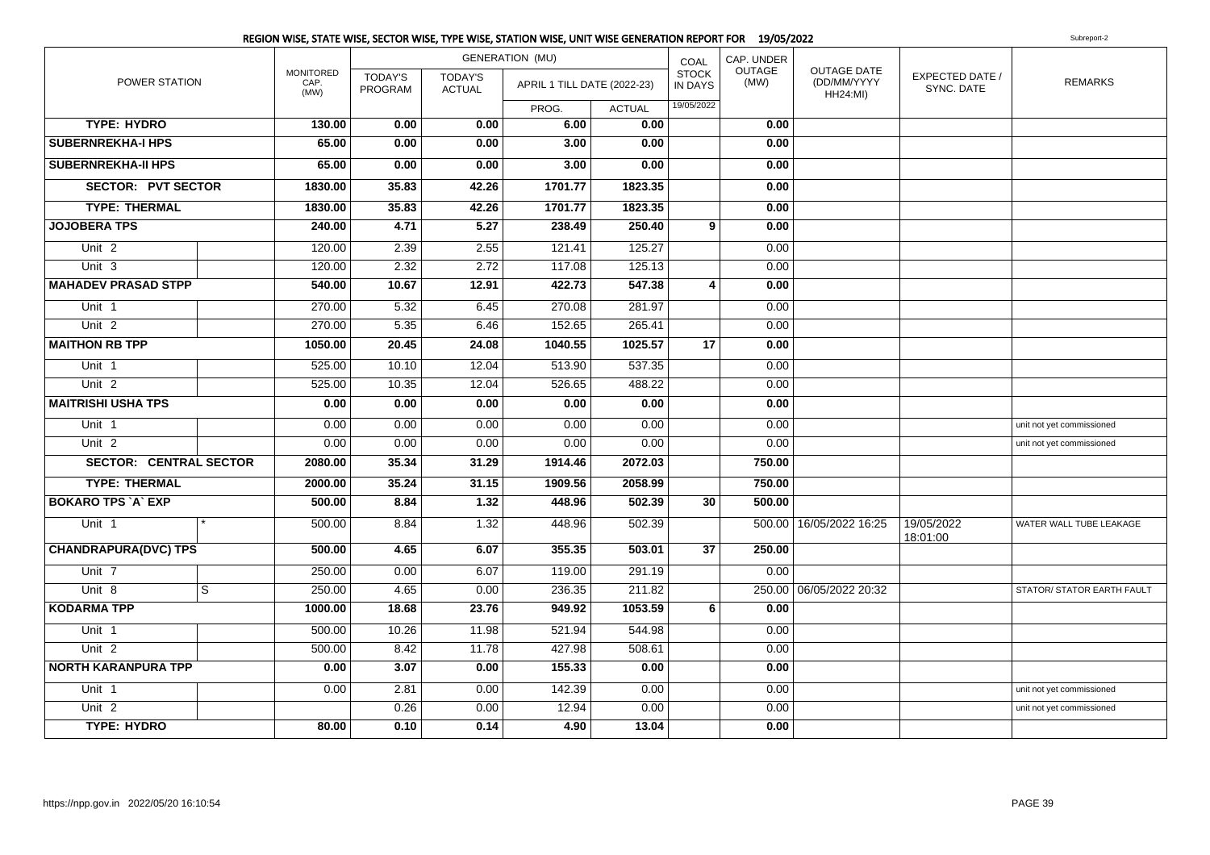## REGION WISE, STATE WISE, SECTOR WISE, TYPE WISE, STATION WISE, UNIT WISE GENERATION REPORT FOR 19/05/2022

Subreport-2

| POWER STATION | | MONITORED CAP. (MW) | GENERATION (MU) | | | | COAL STOCK IN DAYS | CAP. UNDER OUTAGE (MW) | OUTAGE DATE (DD/MM/YYYY HH24:MI) | EXPECTED DATE / SYNC. DATE | REMARKS |
|---|---|---|---|---|---|---|---|---|---|---|---|
| | | | TODAY'S PROGRAM | TODAY'S ACTUAL | APRIL 1 TILL DATE (2022-23) | | | | | | |
| | | | | | PROG. | ACTUAL | 19/05/2022 | | | | |
| **TYPE: HYDRO** | | **130.00** | **0.00** | **0.00** | **6.00** | **0.00** | | **0.00** | | | |
| **SUBERNREKHA-I HPS** | | **65.00** | **0.00** | **0.00** | **3.00** | **0.00** | | **0.00** | | | |
| **SUBERNREKHA-II HPS** | | **65.00** | **0.00** | **0.00** | **3.00** | **0.00** | | **0.00** | | | |
| **SECTOR: PVT SECTOR** | | **1830.00** | **35.83** | **42.26** | **1701.77** | **1823.35** | | **0.00** | | | |
| **TYPE: THERMAL** | | **1830.00** | **35.83** | **42.26** | **1701.77** | **1823.35** | | **0.00** | | | |
| **JOJOBERA TPS** | | **240.00** | **4.71** | **5.27** | **238.49** | **250.40** | **9** | **0.00** | | | |
| Unit 2 | | 120.00 | 2.39 | 2.55 | 121.41 | 125.27 | | 0.00 | | | |
| Unit 3 | | 120.00 | 2.32 | 2.72 | 117.08 | 125.13 | | 0.00 | | | |
| **MAHADEV PRASAD STPP** | | **540.00** | **10.67** | **12.91** | **422.73** | **547.38** | **4** | **0.00** | | | |
| Unit 1 | | 270.00 | 5.32 | 6.45 | 270.08 | 281.97 | | 0.00 | | | |
| Unit 2 | | 270.00 | 5.35 | 6.46 | 152.65 | 265.41 | | 0.00 | | | |
| **MAITHON RB TPP** | | **1050.00** | **20.45** | **24.08** | **1040.55** | **1025.57** | **17** | **0.00** | | | |
| Unit 1 | | 525.00 | 10.10 | 12.04 | 513.90 | 537.35 | | 0.00 | | | |
| Unit 2 | | 525.00 | 10.35 | 12.04 | 526.65 | 488.22 | | 0.00 | | | |
| **MAITRISHI USHA TPS** | | **0.00** | **0.00** | **0.00** | **0.00** | **0.00** | | **0.00** | | | |
| Unit 1 | | 0.00 | 0.00 | 0.00 | 0.00 | 0.00 | | 0.00 | | | unit not yet commissioned |
| Unit 2 | | 0.00 | 0.00 | 0.00 | 0.00 | 0.00 | | 0.00 | | | unit not yet commissioned |
| **SECTOR: CENTRAL SECTOR** | | **2080.00** | **35.34** | **31.29** | **1914.46** | **2072.03** | | **750.00** | | | |
| **TYPE: THERMAL** | | **2000.00** | **35.24** | **31.15** | **1909.56** | **2058.99** | | **750.00** | | | |
| **BOKARO TPS `A` EXP** | | **500.00** | **8.84** | **1.32** | **448.96** | **502.39** | **30** | **500.00** | | | |
| Unit 1 | * | 500.00 | 8.84 | 1.32 | 448.96 | 502.39 | | 500.00 | 16/05/2022 16:25 | 19/05/2022 18:01:00 | WATER WALL TUBE LEAKAGE |
| **CHANDRAPURA(DVC) TPS** | | **500.00** | **4.65** | **6.07** | **355.35** | **503.01** | **37** | **250.00** | | | |
| Unit 7 | | 250.00 | 0.00 | 6.07 | 119.00 | 291.19 | | 0.00 | | | |
| Unit 8 | S | 250.00 | 4.65 | 0.00 | 236.35 | 211.82 | | 250.00 | 06/05/2022 20:32 | | STATOR/ STATOR EARTH FAULT |
| **KODARMA TPP** | | **1000.00** | **18.68** | **23.76** | **949.92** | **1053.59** | **6** | **0.00** | | | |
| Unit 1 | | 500.00 | 10.26 | 11.98 | 521.94 | 544.98 | | 0.00 | | | |
| Unit 2 | | 500.00 | 8.42 | 11.78 | 427.98 | 508.61 | | 0.00 | | | |
| **NORTH KARANPURA TPP** | | **0.00** | **3.07** | **0.00** | **155.33** | **0.00** | | **0.00** | | | |
| Unit 1 | | 0.00 | 2.81 | 0.00 | 142.39 | 0.00 | | 0.00 | | | unit not yet commissioned |
| Unit 2 | | | 0.26 | 0.00 | 12.94 | 0.00 | | 0.00 | | | unit not yet commissioned |
| **TYPE: HYDRO** | | **80.00** | **0.10** | **0.14** | **4.90** | **13.04** | | **0.00** | | | |

https://npp.gov.in 2022/05/20 16:10:54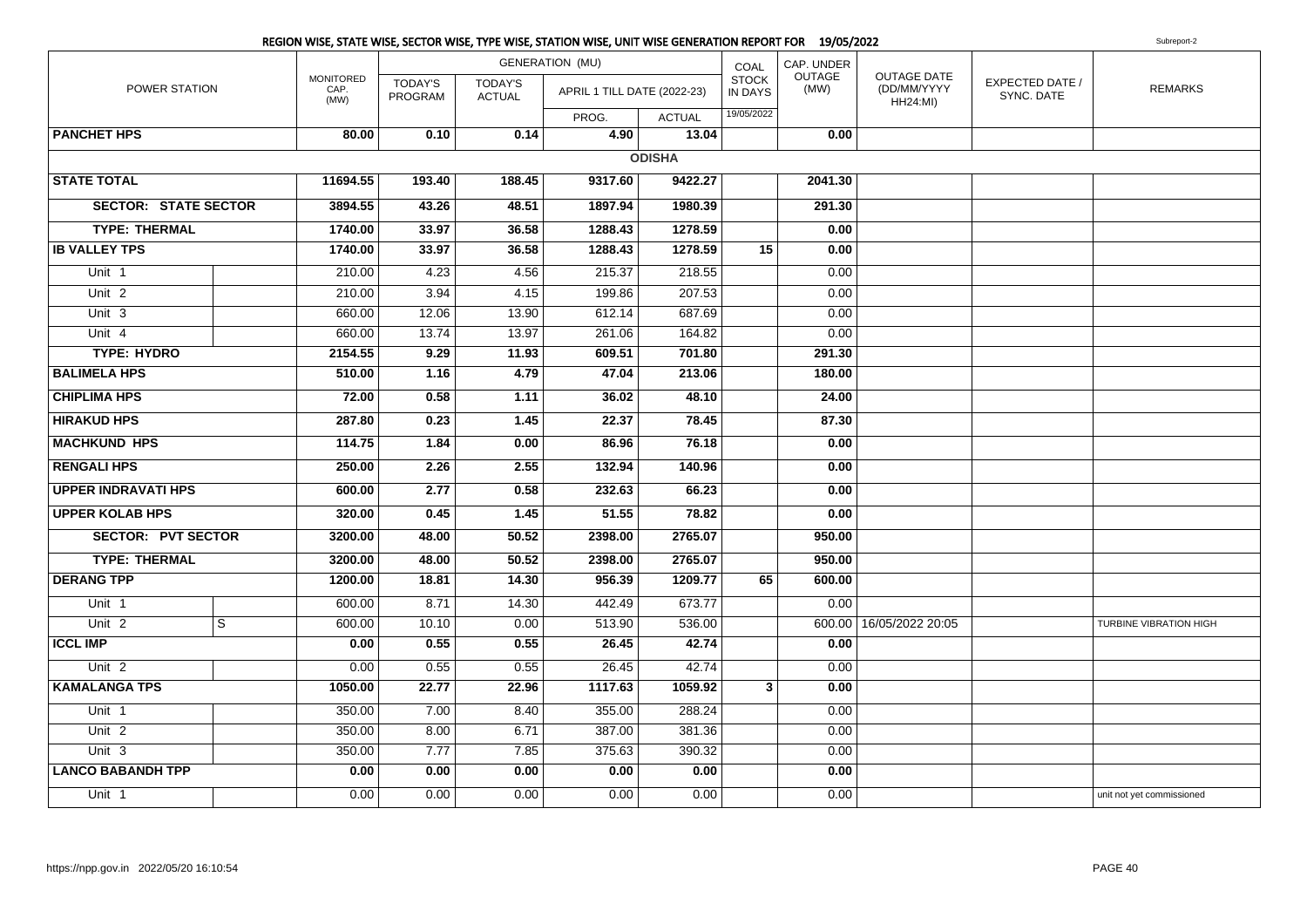## REGION WISE, STATE WISE, SECTOR WISE, TYPE WISE, STATION WISE, UNIT WISE GENERATION REPORT FOR 19/05/2022

Subreport-2

| POWER STATION | | MONITORED CAP. (MW) | GENERATION (MU) TODAY'S PROGRAM | TODAY'S ACTUAL | APRIL 1 TILL DATE (2022-23) PROG. | ACTUAL | COAL STOCK IN DAYS 19/05/2022 | CAP. UNDER OUTAGE (MW) | OUTAGE DATE (DD/MM/YYYY HH24:MI) | EXPECTED DATE / SYNC. DATE | REMARKS |
|---|---|---|---|---|---|---|---|---|---|---|---|
| **PANCHET HPS** | | **80.00** | **0.10** | **0.14** | **4.90** | **13.04** | | **0.00** | | | |
| | | | | | | **ODISHA** | | | | | |
| **STATE TOTAL** | | **11694.55** | **193.40** | **188.45** | **9317.60** | **9422.27** | | **2041.30** | | | |
| **SECTOR: STATE SECTOR** | | **3894.55** | **43.26** | **48.51** | **1897.94** | **1980.39** | | **291.30** | | | |
| **TYPE: THERMAL** | | **1740.00** | **33.97** | **36.58** | **1288.43** | **1278.59** | | **0.00** | | | |
| **IB VALLEY TPS** | | **1740.00** | **33.97** | **36.58** | **1288.43** | **1278.59** | **15** | **0.00** | | | |
| Unit 1 | | 210.00 | 4.23 | 4.56 | 215.37 | 218.55 | | 0.00 | | | |
| Unit 2 | | 210.00 | 3.94 | 4.15 | 199.86 | 207.53 | | 0.00 | | | |
| Unit 3 | | 660.00 | 12.06 | 13.90 | 612.14 | 687.69 | | 0.00 | | | |
| Unit 4 | | 660.00 | 13.74 | 13.97 | 261.06 | 164.82 | | 0.00 | | | |
| **TYPE: HYDRO** | | **2154.55** | **9.29** | **11.93** | **609.51** | **701.80** | | **291.30** | | | |
| **BALIMELA HPS** | | **510.00** | **1.16** | **4.79** | **47.04** | **213.06** | | **180.00** | | | |
| **CHIPLIMA HPS** | | **72.00** | **0.58** | **1.11** | **36.02** | **48.10** | | **24.00** | | | |
| **HIRAKUD HPS** | | **287.80** | **0.23** | **1.45** | **22.37** | **78.45** | | **87.30** | | | |
| **MACHKUND HPS** | | **114.75** | **1.84** | **0.00** | **86.96** | **76.18** | | **0.00** | | | |
| **RENGALI HPS** | | **250.00** | **2.26** | **2.55** | **132.94** | **140.96** | | **0.00** | | | |
| **UPPER INDRAVATI HPS** | | **600.00** | **2.77** | **0.58** | **232.63** | **66.23** | | **0.00** | | | |
| **UPPER KOLAB HPS** | | **320.00** | **0.45** | **1.45** | **51.55** | **78.82** | | **0.00** | | | |
| **SECTOR: PVT SECTOR** | | **3200.00** | **48.00** | **50.52** | **2398.00** | **2765.07** | | **950.00** | | | |
| **TYPE: THERMAL** | | **3200.00** | **48.00** | **50.52** | **2398.00** | **2765.07** | | **950.00** | | | |
| **DERANG TPP** | | **1200.00** | **18.81** | **14.30** | **956.39** | **1209.77** | **65** | **600.00** | | | |
| Unit 1 | | 600.00 | 8.71 | 14.30 | 442.49 | 673.77 | | 0.00 | | | |
| Unit 2 | S | 600.00 | 10.10 | 0.00 | 513.90 | 536.00 | | 600.00 | 16/05/2022 20:05 | | TURBINE VIBRATION HIGH |
| **ICCL IMP** | | **0.00** | **0.55** | **0.55** | **26.45** | **42.74** | | **0.00** | | | |
| Unit 2 | | 0.00 | 0.55 | 0.55 | 26.45 | 42.74 | | 0.00 | | | |
| **KAMALANGA TPS** | | **1050.00** | **22.77** | **22.96** | **1117.63** | **1059.92** | **3** | **0.00** | | | |
| Unit 1 | | 350.00 | 7.00 | 8.40 | 355.00 | 288.24 | | 0.00 | | | |
| Unit 2 | | 350.00 | 8.00 | 6.71 | 387.00 | 381.36 | | 0.00 | | | |
| Unit 3 | | 350.00 | 7.77 | 7.85 | 375.63 | 390.32 | | 0.00 | | | |
| **LANCO BABANDH TPP** | | **0.00** | **0.00** | **0.00** | **0.00** | **0.00** | | **0.00** | | | |
| Unit 1 | | 0.00 | 0.00 | 0.00 | 0.00 | 0.00 | | 0.00 | | | unit not yet commissioned |

https://npp.gov.in 2022/05/20 16:10:54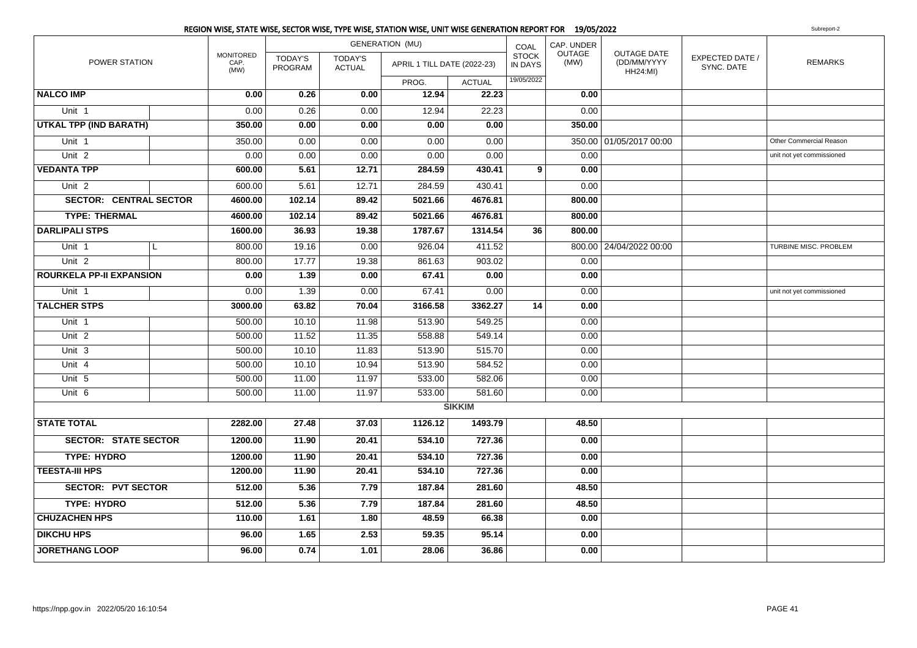## REGION WISE, STATE WISE, SECTOR WISE, TYPE WISE, STATION WISE, UNIT WISE GENERATION REPORT FOR 19/05/2022

Subreport-2

| POWER STATION | | MONITORED CAP. (MW) | GENERATION (MU) TODAY'S PROGRAM | TODAY'S ACTUAL | APRIL 1 TILL DATE (2022-23) PROG. | ACTUAL | COAL STOCK IN DAYS 19/05/2022 | CAP. UNDER OUTAGE (MW) | OUTAGE DATE (DD/MM/YYYY HH24:MI) | EXPECTED DATE / SYNC. DATE | REMARKS |
|---|---|---|---|---|---|---|---|---|---|---|---|
| **NALCO IMP** | | **0.00** | **0.26** | **0.00** | **12.94** | **22.23** | | **0.00** | | | |
| Unit 1 | | 0.00 | 0.26 | 0.00 | 12.94 | 22.23 | | 0.00 | | | |
| **UTKAL TPP (IND BARATH)** | | **350.00** | **0.00** | **0.00** | **0.00** | **0.00** | | **350.00** | | | |
| Unit 1 | | 350.00 | 0.00 | 0.00 | 0.00 | 0.00 | | 350.00 | 01/05/2017 00:00 | | Other Commercial Reason |
| Unit 2 | | 0.00 | 0.00 | 0.00 | 0.00 | 0.00 | | 0.00 | | | unit not yet commissioned |
| **VEDANTA TPP** | | **600.00** | **5.61** | **12.71** | **284.59** | **430.41** | **9** | **0.00** | | | |
| Unit 2 | | 600.00 | 5.61 | 12.71 | 284.59 | 430.41 | | 0.00 | | | |
| **SECTOR: CENTRAL SECTOR** | | **4600.00** | **102.14** | **89.42** | **5021.66** | **4676.81** | | **800.00** | | | |
| **TYPE: THERMAL** | | **4600.00** | **102.14** | **89.42** | **5021.66** | **4676.81** | | **800.00** | | | |
| **DARLIPALI STPS** | | **1600.00** | **36.93** | **19.38** | **1787.67** | **1314.54** | **36** | **800.00** | | | |
| Unit 1 | L | 800.00 | 19.16 | 0.00 | 926.04 | 411.52 | | 800.00 | 24/04/2022 00:00 | | TURBINE MISC. PROBLEM |
| Unit 2 | | 800.00 | 17.77 | 19.38 | 861.63 | 903.02 | | 0.00 | | | |
| **ROURKELA PP-II EXPANSION** | | **0.00** | **1.39** | **0.00** | **67.41** | **0.00** | | **0.00** | | | |
| Unit 1 | | 0.00 | 1.39 | 0.00 | 67.41 | 0.00 | | 0.00 | | | unit not yet commissioned |
| **TALCHER STPS** | | **3000.00** | **63.82** | **70.04** | **3166.58** | **3362.27** | **14** | **0.00** | | | |
| Unit 1 | | 500.00 | 10.10 | 11.98 | 513.90 | 549.25 | | 0.00 | | | |
| Unit 2 | | 500.00 | 11.52 | 11.35 | 558.88 | 549.14 | | 0.00 | | | |
| Unit 3 | | 500.00 | 10.10 | 11.83 | 513.90 | 515.70 | | 0.00 | | | |
| Unit 4 | | 500.00 | 10.10 | 10.94 | 513.90 | 584.52 | | 0.00 | | | |
| Unit 5 | | 500.00 | 11.00 | 11.97 | 533.00 | 582.06 | | 0.00 | | | |
| Unit 6 | | 500.00 | 11.00 | 11.97 | 533.00 | 581.60 | | 0.00 | | | |
| | | | | | | **SIKKIM** | | | | | |
| **STATE TOTAL** | | **2282.00** | **27.48** | **37.03** | **1126.12** | **1493.79** | | **48.50** | | | |
| **SECTOR: STATE SECTOR** | | **1200.00** | **11.90** | **20.41** | **534.10** | **727.36** | | **0.00** | | | |
| **TYPE: HYDRO** | | **1200.00** | **11.90** | **20.41** | **534.10** | **727.36** | | **0.00** | | | |
| **TEESTA-III HPS** | | **1200.00** | **11.90** | **20.41** | **534.10** | **727.36** | | **0.00** | | | |
| **SECTOR: PVT SECTOR** | | **512.00** | **5.36** | **7.79** | **187.84** | **281.60** | | **48.50** | | | |
| **TYPE: HYDRO** | | **512.00** | **5.36** | **7.79** | **187.84** | **281.60** | | **48.50** | | | |
| **CHUZACHEN HPS** | | **110.00** | **1.61** | **1.80** | **48.59** | **66.38** | | **0.00** | | | |
| **DIKCHU HPS** | | **96.00** | **1.65** | **2.53** | **59.35** | **95.14** | | **0.00** | | | |
| **JORETHANG LOOP** | | **96.00** | **0.74** | **1.01** | **28.06** | **36.86** | | **0.00** | | | |

https://npp.gov.in 2022/05/20 16:10:54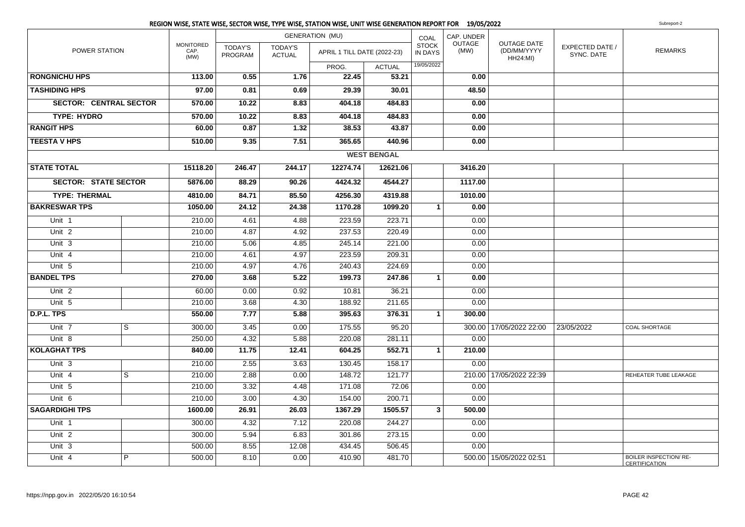## REGION WISE, STATE WISE, SECTOR WISE, TYPE WISE, STATION WISE, UNIT WISE GENERATION REPORT FOR 19/05/2022

Subreport-2

| POWER STATION | | MONITORED CAP. (MW) | GENERATION (MU) | | | | COAL STOCK IN DAYS | CAP. UNDER OUTAGE (MW) | OUTAGE DATE (DD/MM/YYYY HH24:MI) | EXPECTED DATE / SYNC. DATE | REMARKS |
|---|---|---|---|---|---|---|---|---|---|---|---|
| | | | TODAY'S PROGRAM | TODAY'S ACTUAL | APRIL 1 TILL DATE (2022-23) | | | | | | |
| | | | | | PROG. | ACTUAL | 19/05/2022 | | | | |
| **RONGNICHU HPS** | | **113.00** | **0.55** | **1.76** | **22.45** | **53.21** | | **0.00** | | | |
| **TASHIDING HPS** | | **97.00** | **0.81** | **0.69** | **29.39** | **30.01** | | **48.50** | | | |
| **SECTOR: CENTRAL SECTOR** | | **570.00** | **10.22** | **8.83** | **404.18** | **484.83** | | **0.00** | | | |
| **TYPE: HYDRO** | | **570.00** | **10.22** | **8.83** | **404.18** | **484.83** | | **0.00** | | | |
| **RANGIT HPS** | | **60.00** | **0.87** | **1.32** | **38.53** | **43.87** | | **0.00** | | | |
| **TEESTA V HPS** | | **510.00** | **9.35** | **7.51** | **365.65** | **440.96** | | **0.00** | | | |
| **WEST BENGAL** | | | | | | | | | | | |
| **STATE TOTAL** | | **15118.20** | **246.47** | **244.17** | **12274.74** | **12621.06** | | **3416.20** | | | |
| **SECTOR: STATE SECTOR** | | **5876.00** | **88.29** | **90.26** | **4424.32** | **4544.27** | | **1117.00** | | | |
| **TYPE: THERMAL** | | **4810.00** | **84.71** | **85.50** | **4256.30** | **4319.88** | | **1010.00** | | | |
| **BAKRESWAR TPS** | | **1050.00** | **24.12** | **24.38** | **1170.28** | **1099.20** | **1** | **0.00** | | | |
| Unit 1 | | 210.00 | 4.61 | 4.88 | 223.59 | 223.71 | | 0.00 | | | |
| Unit 2 | | 210.00 | 4.87 | 4.92 | 237.53 | 220.49 | | 0.00 | | | |
| Unit 3 | | 210.00 | 5.06 | 4.85 | 245.14 | 221.00 | | 0.00 | | | |
| Unit 4 | | 210.00 | 4.61 | 4.97 | 223.59 | 209.31 | | 0.00 | | | |
| Unit 5 | | 210.00 | 4.97 | 4.76 | 240.43 | 224.69 | | 0.00 | | | |
| **BANDEL TPS** | | **270.00** | **3.68** | **5.22** | **199.73** | **247.86** | **1** | **0.00** | | | |
| Unit 2 | | 60.00 | 0.00 | 0.92 | 10.81 | 36.21 | | 0.00 | | | |
| Unit 5 | | 210.00 | 3.68 | 4.30 | 188.92 | 211.65 | | 0.00 | | | |
| **D.P.L. TPS** | | **550.00** | **7.77** | **5.88** | **395.63** | **376.31** | **1** | **300.00** | | | |
| Unit 7 | S | 300.00 | 3.45 | 0.00 | 175.55 | 95.20 | | 300.00 | 17/05/2022 22:00 | 23/05/2022 | COAL SHORTAGE |
| Unit 8 | | 250.00 | 4.32 | 5.88 | 220.08 | 281.11 | | 0.00 | | | |
| **KOLAGHAT TPS** | | **840.00** | **11.75** | **12.41** | **604.25** | **552.71** | **1** | **210.00** | | | |
| Unit 3 | | 210.00 | 2.55 | 3.63 | 130.45 | 158.17 | | 0.00 | | | |
| Unit 4 | S | 210.00 | 2.88 | 0.00 | 148.72 | 121.77 | | 210.00 | 17/05/2022 22:39 | | REHEATER TUBE LEAKAGE |
| Unit 5 | | 210.00 | 3.32 | 4.48 | 171.08 | 72.06 | | 0.00 | | | |
| Unit 6 | | 210.00 | 3.00 | 4.30 | 154.00 | 200.71 | | 0.00 | | | |
| **SAGARDIGHI TPS** | | **1600.00** | **26.91** | **26.03** | **1367.29** | **1505.57** | **3** | **500.00** | | | |
| Unit 1 | | 300.00 | 4.32 | 7.12 | 220.08 | 244.27 | | 0.00 | | | |
| Unit 2 | | 300.00 | 5.94 | 6.83 | 301.86 | 273.15 | | 0.00 | | | |
| Unit 3 | | 500.00 | 8.55 | 12.08 | 434.45 | 506.45 | | 0.00 | | | |
| Unit 4 | P | 500.00 | 8.10 | 0.00 | 410.90 | 481.70 | | 500.00 | 15/05/2022 02:51 | | BOILER INSPECTION/ RE-CERTIFICATION |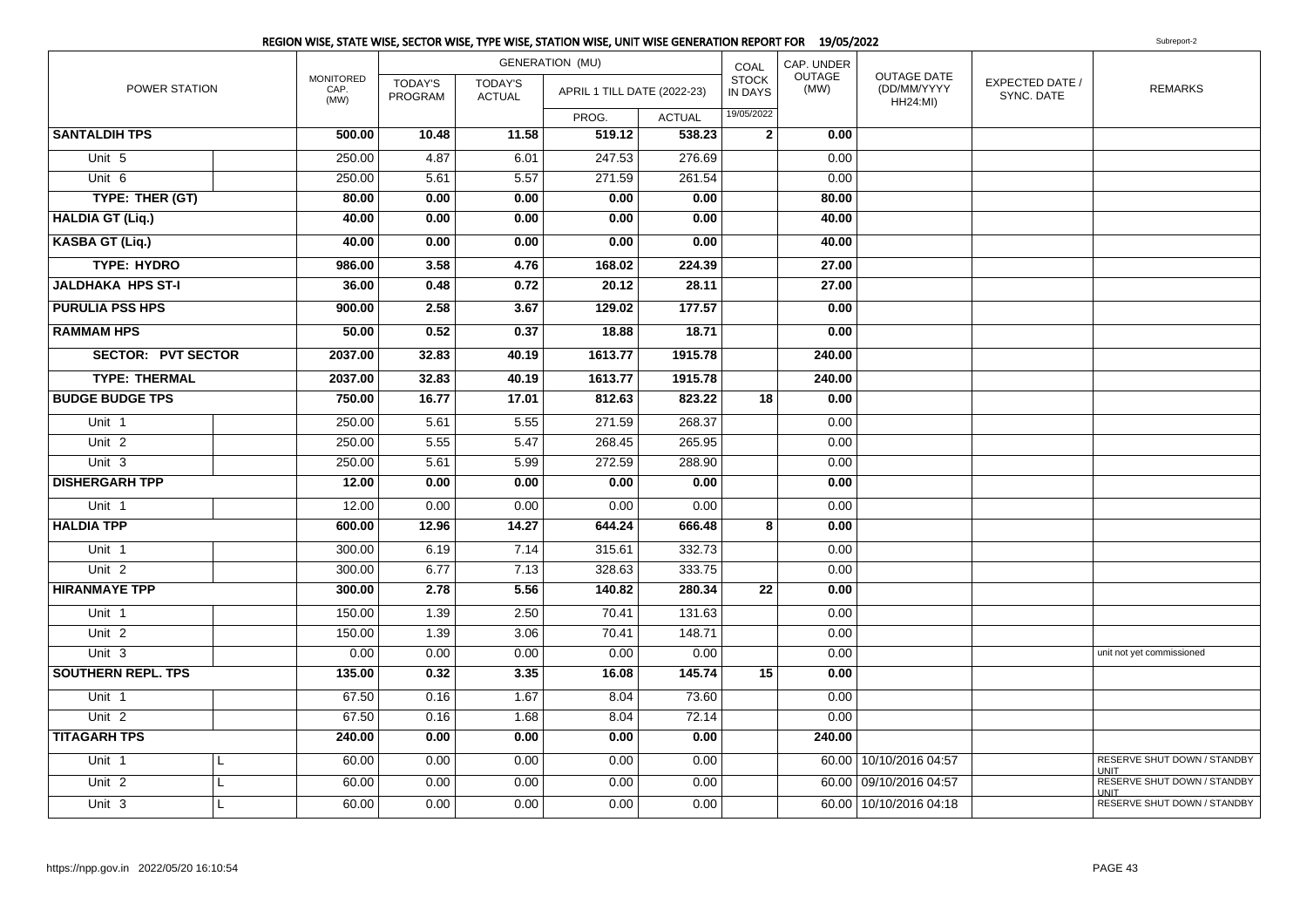## REGION WISE, STATE WISE, SECTOR WISE, TYPE WISE, STATION WISE, UNIT WISE GENERATION REPORT FOR 19/05/2022

Subreport-2

| POWER STATION | | MONITORED CAP. (MW) | GENERATION (MU) | | | | COAL STOCK IN DAYS | CAP. UNDER OUTAGE (MW) | OUTAGE DATE (DD/MM/YYYY HH24:MI) | EXPECTED DATE / SYNC. DATE | REMARKS |
|---|---|---|---|---|---|---|---|---|---|---|---|
| | | | TODAY'S PROGRAM | TODAY'S ACTUAL | APRIL 1 TILL DATE (2022-23) | | | | | | |
| | | | | | PROG. | ACTUAL | 19/05/2022 | | | | |
| **SANTALDIH TPS** | | **500.00** | **10.48** | **11.58** | **519.12** | **538.23** | **2** | **0.00** | | | |
| Unit 5 | | 250.00 | 4.87 | 6.01 | 247.53 | 276.69 | | 0.00 | | | |
| Unit 6 | | 250.00 | 5.61 | 5.57 | 271.59 | 261.54 | | 0.00 | | | |
| **TYPE: THER (GT)** | | **80.00** | **0.00** | **0.00** | **0.00** | **0.00** | | **80.00** | | | |
| **HALDIA GT (Liq.)** | | **40.00** | **0.00** | **0.00** | **0.00** | **0.00** | | **40.00** | | | |
| **KASBA GT (Liq.)** | | **40.00** | **0.00** | **0.00** | **0.00** | **0.00** | | **40.00** | | | |
| **TYPE: HYDRO** | | **986.00** | **3.58** | **4.76** | **168.02** | **224.39** | | **27.00** | | | |
| **JALDHAKA HPS ST-I** | | **36.00** | **0.48** | **0.72** | **20.12** | **28.11** | | **27.00** | | | |
| **PURULIA PSS HPS** | | **900.00** | **2.58** | **3.67** | **129.02** | **177.57** | | **0.00** | | | |
| **RAMMAM HPS** | | **50.00** | **0.52** | **0.37** | **18.88** | **18.71** | | **0.00** | | | |
| **SECTOR: PVT SECTOR** | | **2037.00** | **32.83** | **40.19** | **1613.77** | **1915.78** | | **240.00** | | | |
| **TYPE: THERMAL** | | **2037.00** | **32.83** | **40.19** | **1613.77** | **1915.78** | | **240.00** | | | |
| **BUDGE BUDGE TPS** | | **750.00** | **16.77** | **17.01** | **812.63** | **823.22** | **18** | **0.00** | | | |
| Unit 1 | | 250.00 | 5.61 | 5.55 | 271.59 | 268.37 | | 0.00 | | | |
| Unit 2 | | 250.00 | 5.55 | 5.47 | 268.45 | 265.95 | | 0.00 | | | |
| Unit 3 | | 250.00 | 5.61 | 5.99 | 272.59 | 288.90 | | 0.00 | | | |
| **DISHERGARH TPP** | | **12.00** | **0.00** | **0.00** | **0.00** | **0.00** | | **0.00** | | | |
| Unit 1 | | 12.00 | 0.00 | 0.00 | 0.00 | 0.00 | | 0.00 | | | |
| **HALDIA TPP** | | **600.00** | **12.96** | **14.27** | **644.24** | **666.48** | **8** | **0.00** | | | |
| Unit 1 | | 300.00 | 6.19 | 7.14 | 315.61 | 332.73 | | 0.00 | | | |
| Unit 2 | | 300.00 | 6.77 | 7.13 | 328.63 | 333.75 | | 0.00 | | | |
| **HIRANMAYE TPP** | | **300.00** | **2.78** | **5.56** | **140.82** | **280.34** | **22** | **0.00** | | | |
| Unit 1 | | 150.00 | 1.39 | 2.50 | 70.41 | 131.63 | | 0.00 | | | |
| Unit 2 | | 150.00 | 1.39 | 3.06 | 70.41 | 148.71 | | 0.00 | | | |
| Unit 3 | | 0.00 | 0.00 | 0.00 | 0.00 | 0.00 | | 0.00 | | | unit not yet commissioned |
| **SOUTHERN REPL. TPS** | | **135.00** | **0.32** | **3.35** | **16.08** | **145.74** | **15** | **0.00** | | | |
| Unit 1 | | 67.50 | 0.16 | 1.67 | 8.04 | 73.60 | | 0.00 | | | |
| Unit 2 | | 67.50 | 0.16 | 1.68 | 8.04 | 72.14 | | 0.00 | | | |
| **TITAGARH TPS** | | **240.00** | **0.00** | **0.00** | **0.00** | **0.00** | | **240.00** | | | |
| Unit 1 | L | 60.00 | 0.00 | 0.00 | 0.00 | 0.00 | | 60.00 | 10/10/2016 04:57 | | RESERVE SHUT DOWN / STANDBY UNIT |
| Unit 2 | L | 60.00 | 0.00 | 0.00 | 0.00 | 0.00 | | 60.00 | 09/10/2016 04:57 | | RESERVE SHUT DOWN / STANDBY UNIT |
| Unit 3 | L | 60.00 | 0.00 | 0.00 | 0.00 | 0.00 | | 60.00 | 10/10/2016 04:18 | | RESERVE SHUT DOWN / STANDBY |

https://npp.gov.in 2022/05/20 16:10:54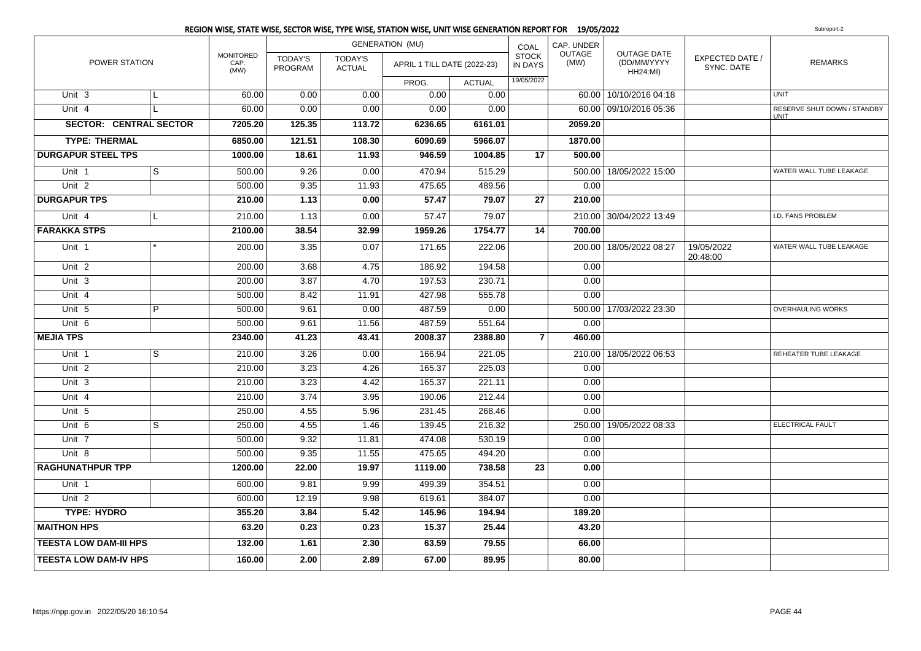## REGION WISE, STATE WISE, SECTOR WISE, TYPE WISE, STATION WISE, UNIT WISE GENERATION REPORT FOR 19/05/2022

Subreport-2

| POWER STATION | | MONITORED CAP. (MW) | GENERATION (MU) TODAY'S PROGRAM | TODAY'S ACTUAL | APRIL 1 TILL DATE (2022-23) PROG. | ACTUAL | COAL STOCK IN DAYS 19/05/2022 | CAP. UNDER OUTAGE (MW) | OUTAGE DATE (DD/MM/YYYY HH24:MI) | EXPECTED DATE / SYNC. DATE | REMARKS |
|---|---|---|---|---|---|---|---|---|---|---|---|
| Unit 3 | L | 60.00 | 0.00 | 0.00 | 0.00 | 0.00 | | 60.00 | 10/10/2016 04:18 | | UNIT |
| Unit 4 | L | 60.00 | 0.00 | 0.00 | 0.00 | 0.00 | | 60.00 | 09/10/2016 05:36 | | RESERVE SHUT DOWN / STANDBY UNIT |
| **SECTOR: CENTRAL SECTOR** | | **7205.20** | **125.35** | **113.72** | **6236.65** | **6161.01** | | **2059.20** | | | |
| **TYPE: THERMAL** | | **6850.00** | **121.51** | **108.30** | **6090.69** | **5966.07** | | **1870.00** | | | |
| **DURGAPUR STEEL TPS** | | **1000.00** | **18.61** | **11.93** | **946.59** | **1004.85** | **17** | **500.00** | | | |
| Unit 1 | S | 500.00 | 9.26 | 0.00 | 470.94 | 515.29 | | 500.00 | 18/05/2022 15:00 | | WATER WALL TUBE LEAKAGE |
| Unit 2 | | 500.00 | 9.35 | 11.93 | 475.65 | 489.56 | | 0.00 | | | |
| **DURGAPUR TPS** | | **210.00** | **1.13** | **0.00** | **57.47** | **79.07** | **27** | **210.00** | | | |
| Unit 4 | L | 210.00 | 1.13 | 0.00 | 57.47 | 79.07 | | 210.00 | 30/04/2022 13:49 | | I.D. FANS PROBLEM |
| **FARAKKA STPS** | | **2100.00** | **38.54** | **32.99** | **1959.26** | **1754.77** | **14** | **700.00** | | | |
| Unit 1 | * | 200.00 | 3.35 | 0.07 | 171.65 | 222.06 | | 200.00 | 18/05/2022 08:27 | 19/05/2022 20:48:00 | WATER WALL TUBE LEAKAGE |
| Unit 2 | | 200.00 | 3.68 | 4.75 | 186.92 | 194.58 | | 0.00 | | | |
| Unit 3 | | 200.00 | 3.87 | 4.70 | 197.53 | 230.71 | | 0.00 | | | |
| Unit 4 | | 500.00 | 8.42 | 11.91 | 427.98 | 555.78 | | 0.00 | | | |
| Unit 5 | P | 500.00 | 9.61 | 0.00 | 487.59 | 0.00 | | 500.00 | 17/03/2022 23:30 | | OVERHAULING WORKS |
| Unit 6 | | 500.00 | 9.61 | 11.56 | 487.59 | 551.64 | | 0.00 | | | |
| **MEJIA TPS** | | **2340.00** | **41.23** | **43.41** | **2008.37** | **2388.80** | **7** | **460.00** | | | |
| Unit 1 | S | 210.00 | 3.26 | 0.00 | 166.94 | 221.05 | | 210.00 | 18/05/2022 06:53 | | REHEATER TUBE LEAKAGE |
| Unit 2 | | 210.00 | 3.23 | 4.26 | 165.37 | 225.03 | | 0.00 | | | |
| Unit 3 | | 210.00 | 3.23 | 4.42 | 165.37 | 221.11 | | 0.00 | | | |
| Unit 4 | | 210.00 | 3.74 | 3.95 | 190.06 | 212.44 | | 0.00 | | | |
| Unit 5 | | 250.00 | 4.55 | 5.96 | 231.45 | 268.46 | | 0.00 | | | |
| Unit 6 | S | 250.00 | 4.55 | 1.46 | 139.45 | 216.32 | | 250.00 | 19/05/2022 08:33 | | ELECTRICAL FAULT |
| Unit 7 | | 500.00 | 9.32 | 11.81 | 474.08 | 530.19 | | 0.00 | | | |
| Unit 8 | | 500.00 | 9.35 | 11.55 | 475.65 | 494.20 | | 0.00 | | | |
| **RAGHUNATHPUR TPP** | | **1200.00** | **22.00** | **19.97** | **1119.00** | **738.58** | **23** | **0.00** | | | |
| Unit 1 | | 600.00 | 9.81 | 9.99 | 499.39 | 354.51 | | 0.00 | | | |
| Unit 2 | | 600.00 | 12.19 | 9.98 | 619.61 | 384.07 | | 0.00 | | | |
| **TYPE: HYDRO** | | **355.20** | **3.84** | **5.42** | **145.96** | **194.94** | | **189.20** | | | |
| **MAITHON HPS** | | **63.20** | **0.23** | **0.23** | **15.37** | **25.44** | | **43.20** | | | |
| **TEESTA LOW DAM-III HPS** | | **132.00** | **1.61** | **2.30** | **63.59** | **79.55** | | **66.00** | | | |
| **TEESTA LOW DAM-IV HPS** | | **160.00** | **2.00** | **2.89** | **67.00** | **89.95** | | **80.00** | | | |

https://npp.gov.in 2022/05/20 16:10:54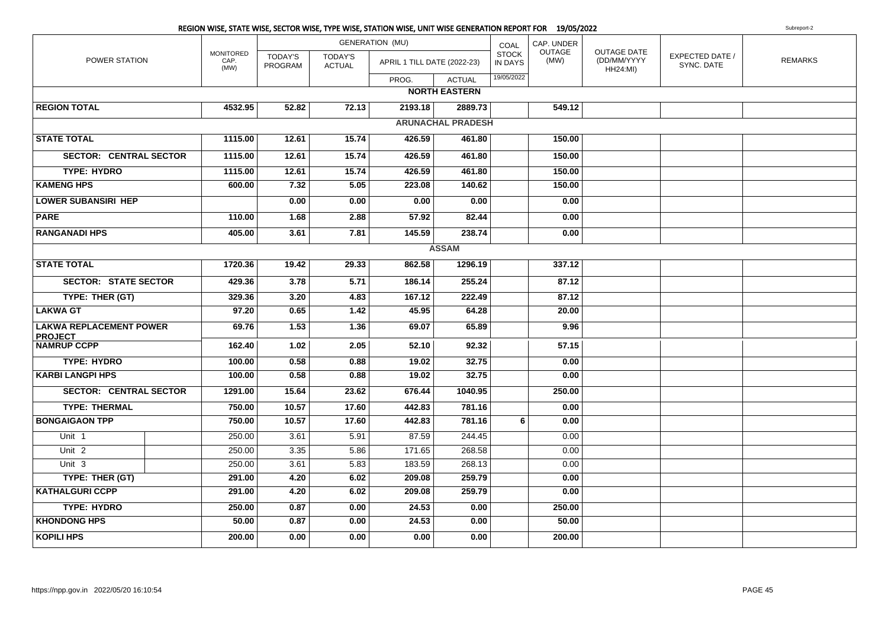## REGION WISE, STATE WISE, SECTOR WISE, TYPE WISE, STATION WISE, UNIT WISE GENERATION REPORT FOR 19/05/2022

Subreport-2

| POWER STATION | | MONITORED CAP. (MW) | GENERATION (MU) TODAY'S PROGRAM | TODAY'S ACTUAL | APRIL 1 TILL DATE (2022-23) PROG. | ACTUAL | COAL STOCK IN DAYS 19/05/2022 | CAP. UNDER OUTAGE (MW) | OUTAGE DATE (DD/MM/YYYY HH24:MI) | EXPECTED DATE / SYNC. DATE | REMARKS |
|---|---|---|---|---|---|---|---|---|---|---|---|
| **NORTH EASTERN** | | | | | | | | | | | |
| **REGION TOTAL** | | **4532.95** | **52.82** | **72.13** | **2193.18** | **2889.73** | | **549.12** | | | |
| **ARUNACHAL PRADESH** | | | | | | | | | | | |
| **STATE TOTAL** | | **1115.00** | **12.61** | **15.74** | **426.59** | **461.80** | | **150.00** | | | |
| **SECTOR: CENTRAL SECTOR** | | **1115.00** | **12.61** | **15.74** | **426.59** | **461.80** | | **150.00** | | | |
| **TYPE: HYDRO** | | **1115.00** | **12.61** | **15.74** | **426.59** | **461.80** | | **150.00** | | | |
| **KAMENG HPS** | | **600.00** | **7.32** | **5.05** | **223.08** | **140.62** | | **150.00** | | | |
| **LOWER SUBANSIRI HEP** | | | **0.00** | **0.00** | **0.00** | **0.00** | | **0.00** | | | |
| **PARE** | | **110.00** | **1.68** | **2.88** | **57.92** | **82.44** | | **0.00** | | | |
| **RANGANADI HPS** | | **405.00** | **3.61** | **7.81** | **145.59** | **238.74** | | **0.00** | | | |
| **ASSAM** | | | | | | | | | | | |
| **STATE TOTAL** | | **1720.36** | **19.42** | **29.33** | **862.58** | **1296.19** | | **337.12** | | | |
| **SECTOR: STATE SECTOR** | | **429.36** | **3.78** | **5.71** | **186.14** | **255.24** | | **87.12** | | | |
| **TYPE: THER (GT)** | | **329.36** | **3.20** | **4.83** | **167.12** | **222.49** | | **87.12** | | | |
| **LAKWA GT** | | **97.20** | **0.65** | **1.42** | **45.95** | **64.28** | | **20.00** | | | |
| **LAKWA REPLACEMENT POWER PROJECT** | | **69.76** | **1.53** | **1.36** | **69.07** | **65.89** | | **9.96** | | | |
| **NAMRUP CCPP** | | **162.40** | **1.02** | **2.05** | **52.10** | **92.32** | | **57.15** | | | |
| **TYPE: HYDRO** | | **100.00** | **0.58** | **0.88** | **19.02** | **32.75** | | **0.00** | | | |
| **KARBI LANGPI HPS** | | **100.00** | **0.58** | **0.88** | **19.02** | **32.75** | | **0.00** | | | |
| **SECTOR: CENTRAL SECTOR** | | **1291.00** | **15.64** | **23.62** | **676.44** | **1040.95** | | **250.00** | | | |
| **TYPE: THERMAL** | | **750.00** | **10.57** | **17.60** | **442.83** | **781.16** | | **0.00** | | | |
| **BONGAIGAON TPP** | | **750.00** | **10.57** | **17.60** | **442.83** | **781.16** | **6** | **0.00** | | | |
| Unit 1 | | 250.00 | 3.61 | 5.91 | 87.59 | 244.45 | | 0.00 | | | |
| Unit 2 | | 250.00 | 3.35 | 5.86 | 171.65 | 268.58 | | 0.00 | | | |
| Unit 3 | | 250.00 | 3.61 | 5.83 | 183.59 | 268.13 | | 0.00 | | | |
| **TYPE: THER (GT)** | | **291.00** | **4.20** | **6.02** | **209.08** | **259.79** | | **0.00** | | | |
| **KATHALGURI CCPP** | | **291.00** | **4.20** | **6.02** | **209.08** | **259.79** | | **0.00** | | | |
| **TYPE: HYDRO** | | **250.00** | **0.87** | **0.00** | **24.53** | **0.00** | | **250.00** | | | |
| **KHONDONG HPS** | | **50.00** | **0.87** | **0.00** | **24.53** | **0.00** | | **50.00** | | | |
| **KOPILI HPS** | | **200.00** | **0.00** | **0.00** | **0.00** | **0.00** | | **200.00** | | | |

https://npp.gov.in 2022/05/20 16:10:54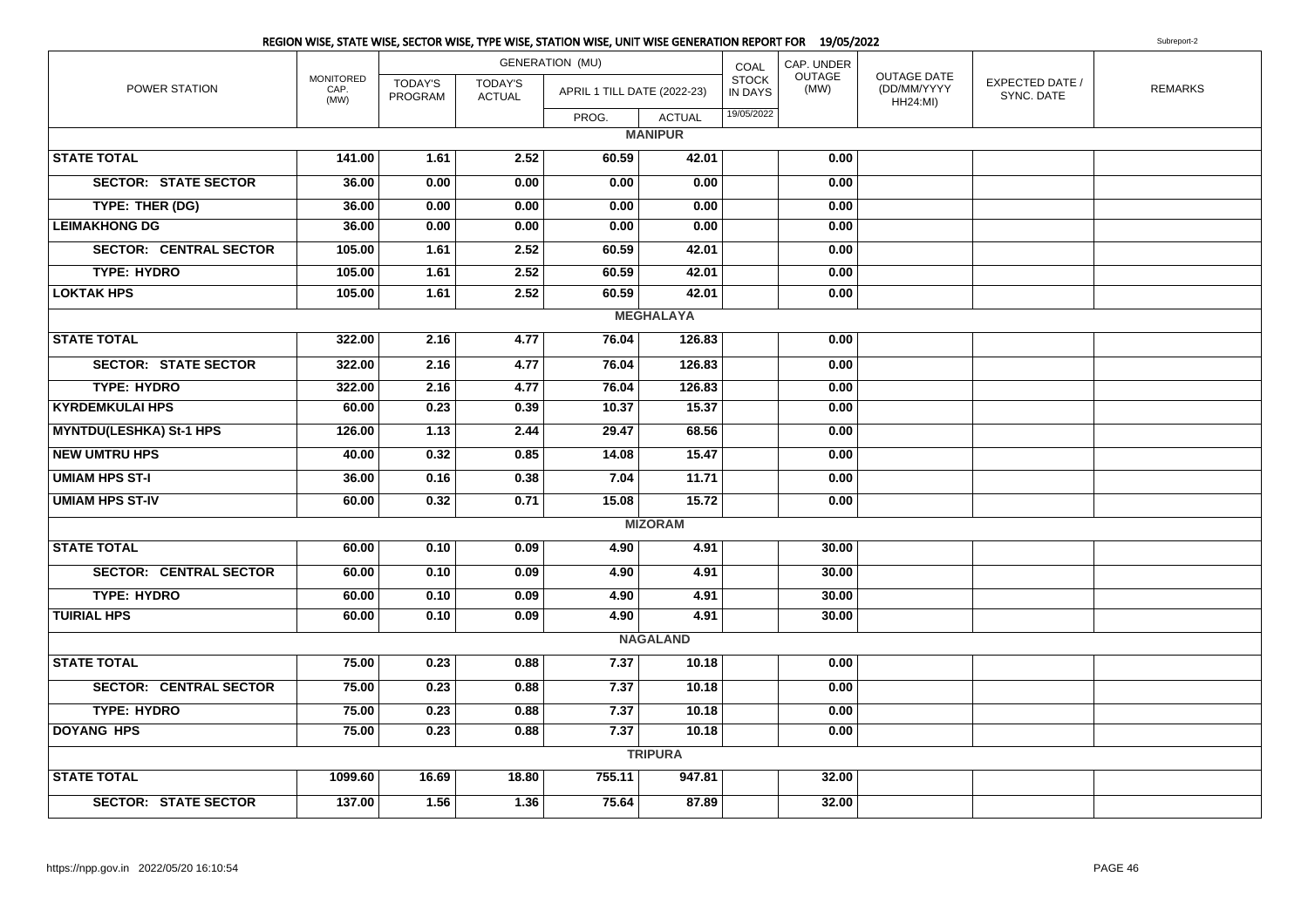## REGION WISE, STATE WISE, SECTOR WISE, TYPE WISE, STATION WISE, UNIT WISE GENERATION REPORT FOR 19/05/2022

Subreport-2

| POWER STATION | MONITORED CAP. (MW) | GENERATION (MU) | | | | COAL STOCK IN DAYS | CAP. UNDER OUTAGE (MW) | OUTAGE DATE (DD/MM/YYYY HH24:MI) | EXPECTED DATE / SYNC. DATE | REMARKS |
|---|---|---|---|---|---|---|---|---|---|---|
| | | TODAY'S PROGRAM | TODAY'S ACTUAL | APRIL 1 TILL DATE (2022-23) | | | | | | |
| | | | | PROG. | ACTUAL | 19/05/2022 | | | | |
| **MANIPUR** | | | | | | | | | | |
| **STATE TOTAL** | **141.00** | **1.61** | **2.52** | **60.59** | **42.01** | | **0.00** | | | |
| **SECTOR: STATE SECTOR** | **36.00** | **0.00** | **0.00** | **0.00** | **0.00** | | **0.00** | | | |
| **TYPE: THER (DG)** | **36.00** | **0.00** | **0.00** | **0.00** | **0.00** | | **0.00** | | | |
| **LEIMAKHONG DG** | **36.00** | **0.00** | **0.00** | **0.00** | **0.00** | | **0.00** | | | |
| **SECTOR: CENTRAL SECTOR** | **105.00** | **1.61** | **2.52** | **60.59** | **42.01** | | **0.00** | | | |
| **TYPE: HYDRO** | **105.00** | **1.61** | **2.52** | **60.59** | **42.01** | | **0.00** | | | |
| **LOKTAK HPS** | **105.00** | **1.61** | **2.52** | **60.59** | **42.01** | | **0.00** | | | |
| **MEGHALAYA** | | | | | | | | | | |
| **STATE TOTAL** | **322.00** | **2.16** | **4.77** | **76.04** | **126.83** | | **0.00** | | | |
| **SECTOR: STATE SECTOR** | **322.00** | **2.16** | **4.77** | **76.04** | **126.83** | | **0.00** | | | |
| **TYPE: HYDRO** | **322.00** | **2.16** | **4.77** | **76.04** | **126.83** | | **0.00** | | | |
| **KYRDEMKULAI HPS** | **60.00** | **0.23** | **0.39** | **10.37** | **15.37** | | **0.00** | | | |
| **MYNTDU(LESHKA) St-1 HPS** | **126.00** | **1.13** | **2.44** | **29.47** | **68.56** | | **0.00** | | | |
| **NEW UMTRU HPS** | **40.00** | **0.32** | **0.85** | **14.08** | **15.47** | | **0.00** | | | |
| **UMIAM HPS ST-I** | **36.00** | **0.16** | **0.38** | **7.04** | **11.71** | | **0.00** | | | |
| **UMIAM HPS ST-IV** | **60.00** | **0.32** | **0.71** | **15.08** | **15.72** | | **0.00** | | | |
| **MIZORAM** | | | | | | | | | | |
| **STATE TOTAL** | **60.00** | **0.10** | **0.09** | **4.90** | **4.91** | | **30.00** | | | |
| **SECTOR: CENTRAL SECTOR** | **60.00** | **0.10** | **0.09** | **4.90** | **4.91** | | **30.00** | | | |
| **TYPE: HYDRO** | **60.00** | **0.10** | **0.09** | **4.90** | **4.91** | | **30.00** | | | |
| **TUIRIAL HPS** | **60.00** | **0.10** | **0.09** | **4.90** | **4.91** | | **30.00** | | | |
| **NAGALAND** | | | | | | | | | | |
| **STATE TOTAL** | **75.00** | **0.23** | **0.88** | **7.37** | **10.18** | | **0.00** | | | |
| **SECTOR: CENTRAL SECTOR** | **75.00** | **0.23** | **0.88** | **7.37** | **10.18** | | **0.00** | | | |
| **TYPE: HYDRO** | **75.00** | **0.23** | **0.88** | **7.37** | **10.18** | | **0.00** | | | |
| **DOYANG HPS** | **75.00** | **0.23** | **0.88** | **7.37** | **10.18** | | **0.00** | | | |
| **TRIPURA** | | | | | | | | | | |
| **STATE TOTAL** | **1099.60** | **16.69** | **18.80** | **755.11** | **947.81** | | **32.00** | | | |
| **SECTOR: STATE SECTOR** | **137.00** | **1.56** | **1.36** | **75.64** | **87.89** | | **32.00** | | | |

https://npp.gov.in 2022/05/20 16:10:54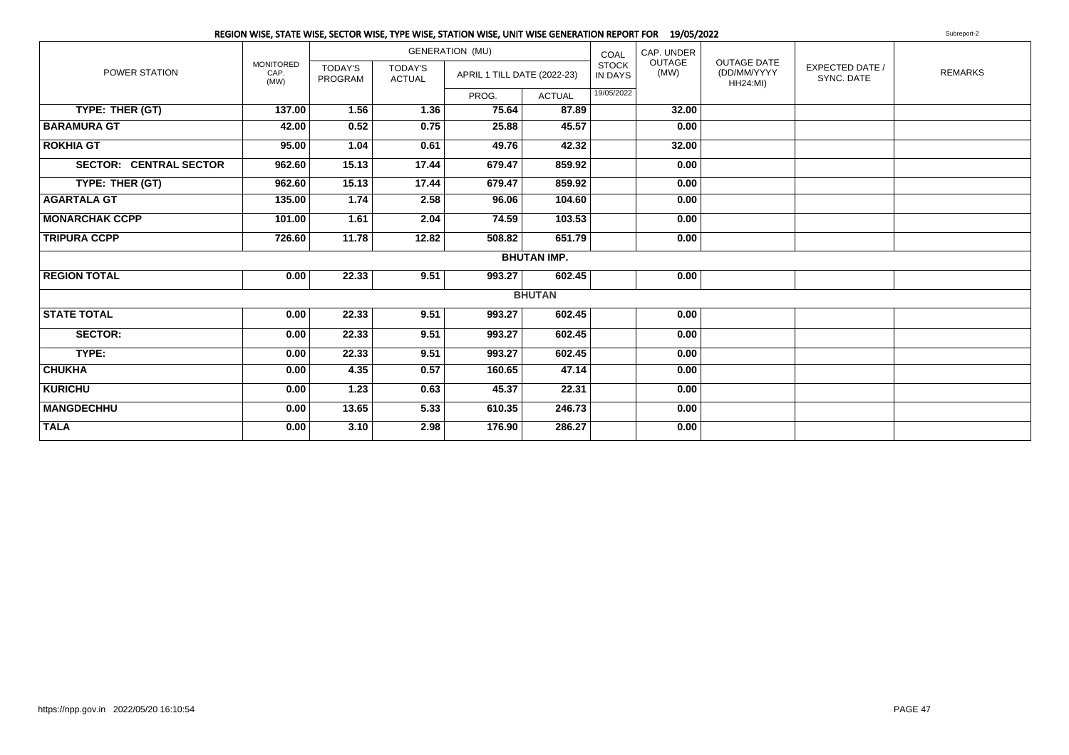## REGION WISE, STATE WISE, SECTOR WISE, TYPE WISE, STATION WISE, UNIT WISE GENERATION REPORT FOR 19/05/2022

Subreport-2

| POWER STATION | MONITORED CAP. (MW) | GENERATION (MU) | | | | COAL STOCK IN DAYS | CAP. UNDER OUTAGE (MW) | OUTAGE DATE (DD/MM/YYYY HH24:MI) | EXPECTED DATE / SYNC. DATE | REMARKS |
|---|---|---|---|---|---|---|---|---|---|---|
| | | TODAY'S PROGRAM | TODAY'S ACTUAL | APRIL 1 TILL DATE (2022-23) | | | | | | |
| | | | | PROG. | ACTUAL | 19/05/2022 | | | | |
| **TYPE: THER (GT)** | **137.00** | **1.56** | **1.36** | **75.64** | **87.89** | | **32.00** | | | |
| **BARAMURA GT** | **42.00** | **0.52** | **0.75** | **25.88** | **45.57** | | **0.00** | | | |
| **ROKHIA GT** | **95.00** | **1.04** | **0.61** | **49.76** | **42.32** | | **32.00** | | | |
| **SECTOR: CENTRAL SECTOR** | **962.60** | **15.13** | **17.44** | **679.47** | **859.92** | | **0.00** | | | |
| **TYPE: THER (GT)** | **962.60** | **15.13** | **17.44** | **679.47** | **859.92** | | **0.00** | | | |
| **AGARTALA GT** | **135.00** | **1.74** | **2.58** | **96.06** | **104.60** | | **0.00** | | | |
| **MONARCHAK CCPP** | **101.00** | **1.61** | **2.04** | **74.59** | **103.53** | | **0.00** | | | |
| **TRIPURA CCPP** | **726.60** | **11.78** | **12.82** | **508.82** | **651.79** | | **0.00** | | | |
| **BHUTAN IMP.** | | | | | | | | | | |
| **REGION TOTAL** | **0.00** | **22.33** | **9.51** | **993.27** | **602.45** | | **0.00** | | | |
| **BHUTAN** | | | | | | | | | | |
| **STATE TOTAL** | **0.00** | **22.33** | **9.51** | **993.27** | **602.45** | | **0.00** | | | |
| **SECTOR:** | **0.00** | **22.33** | **9.51** | **993.27** | **602.45** | | **0.00** | | | |
| **TYPE:** | **0.00** | **22.33** | **9.51** | **993.27** | **602.45** | | **0.00** | | | |
| **CHUKHA** | **0.00** | **4.35** | **0.57** | **160.65** | **47.14** | | **0.00** | | | |
| **KURICHU** | **0.00** | **1.23** | **0.63** | **45.37** | **22.31** | | **0.00** | | | |
| **MANGDECHHU** | **0.00** | **13.65** | **5.33** | **610.35** | **246.73** | | **0.00** | | | |
| **TALA** | **0.00** | **3.10** | **2.98** | **176.90** | **286.27** | | **0.00** | | | |

https://npp.gov.in 2022/05/20 16:10:54